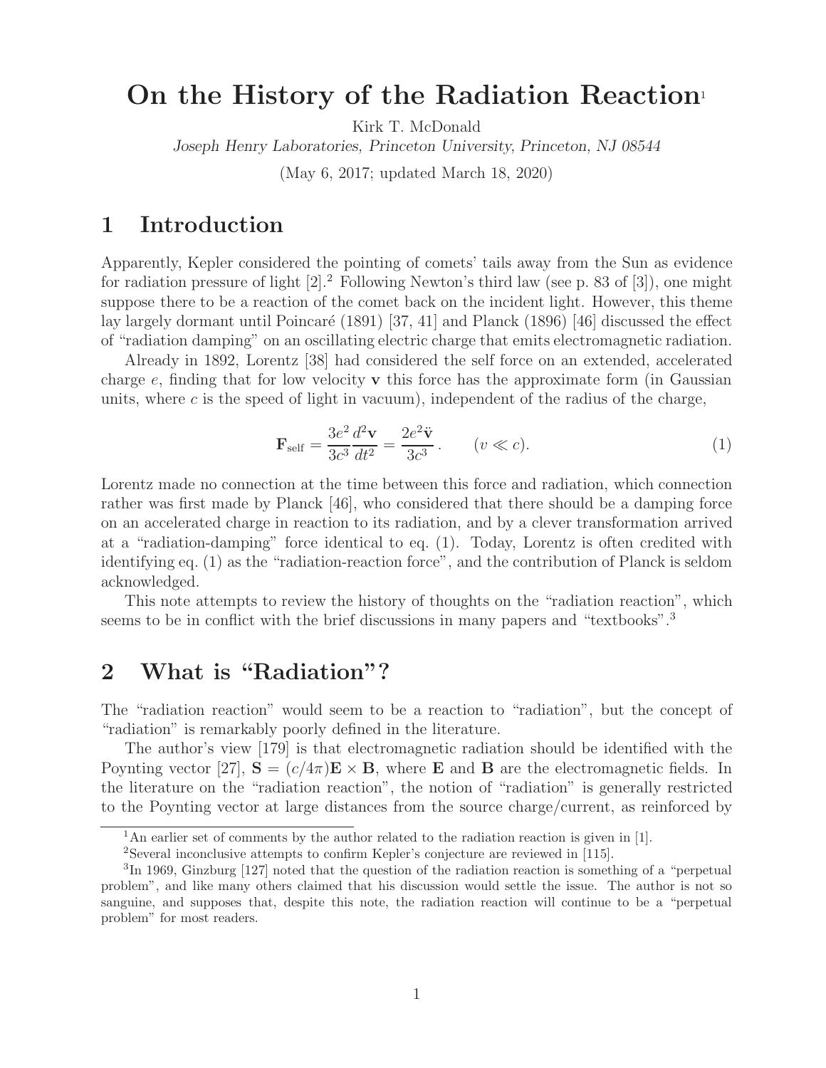# On the History of the Radiation Reaction[1]

Kirk T. McDonald

*Joseph Henry Laboratories, Princeton University, Princeton, NJ 08544*

(May 6, 2017; updated March 18, 2020)

## 1 Introduction

Apparently, Kepler considered the pointing of comets' tails away from the Sun as evidence for radiation pressure of light [2].[2] Following Newton's third law (see p. 83 of [3]), one might suppose there to be a reaction of the comet back on the incident light. However, this theme lay largely dormant until Poincaré (1891) [37, 41] and Planck (1896) [46] discussed the effect of "radiation damping" on an oscillating electric charge that emits electromagnetic radiation.

Already in 1892, Lorentz [38] had considered the self force on an extended, accelerated charge $e$, finding that for low velocity $\mathbf{v}$ this force has the approximate form (in Gaussian units, where $c$ is the speed of light in vacuum), independent of the radius of the charge,

$$\mathbf{F}_{\rm self} = \frac{3e^2}{3c^3}\frac{d^2\mathbf{v}}{dt^2} = \frac{2e^2\ddot{\mathbf{v}}}{3c^3}. \qquad (v \ll c). \tag{1}$$

Lorentz made no connection at the time between this force and radiation, which connection rather was first made by Planck [46], who considered that there should be a damping force on an accelerated charge in reaction to its radiation, and by a clever transformation arrived at a "radiation-damping" force identical to eq. (1). Today, Lorentz is often credited with identifying eq. (1) as the "radiation-reaction force", and the contribution of Planck is seldom acknowledged.

This note attempts to review the history of thoughts on the "radiation reaction", which seems to be in conflict with the brief discussions in many papers and "textbooks".[3]

## 2 What is "Radiation"?

The "radiation reaction" would seem to be a reaction to "radiation", but the concept of "radiation" is remarkably poorly defined in the literature.

The author's view [179] is that electromagnetic radiation should be identified with the Poynting vector [27], $\mathbf{S} = (c/4\pi)\mathbf{E} \times \mathbf{B}$, where $\mathbf{E}$ and $\mathbf{B}$ are the electromagnetic fields. In the literature on the "radiation reaction", the notion of "radiation" is generally restricted to the Poynting vector at large distances from the source charge/current, as reinforced by

---

[1] An earlier set of comments by the author related to the radiation reaction is given in [1].

[2] Several inconclusive attempts to confirm Kepler's conjecture are reviewed in [115].

[3] In 1969, Ginzburg [127] noted that the question of the radiation reaction is something of a "perpetual problem", and like many others claimed that his discussion would settle the issue. The author is not so sanguine, and supposes that, despite this note, the radiation reaction will continue to be a "perpetual problem" for most readers.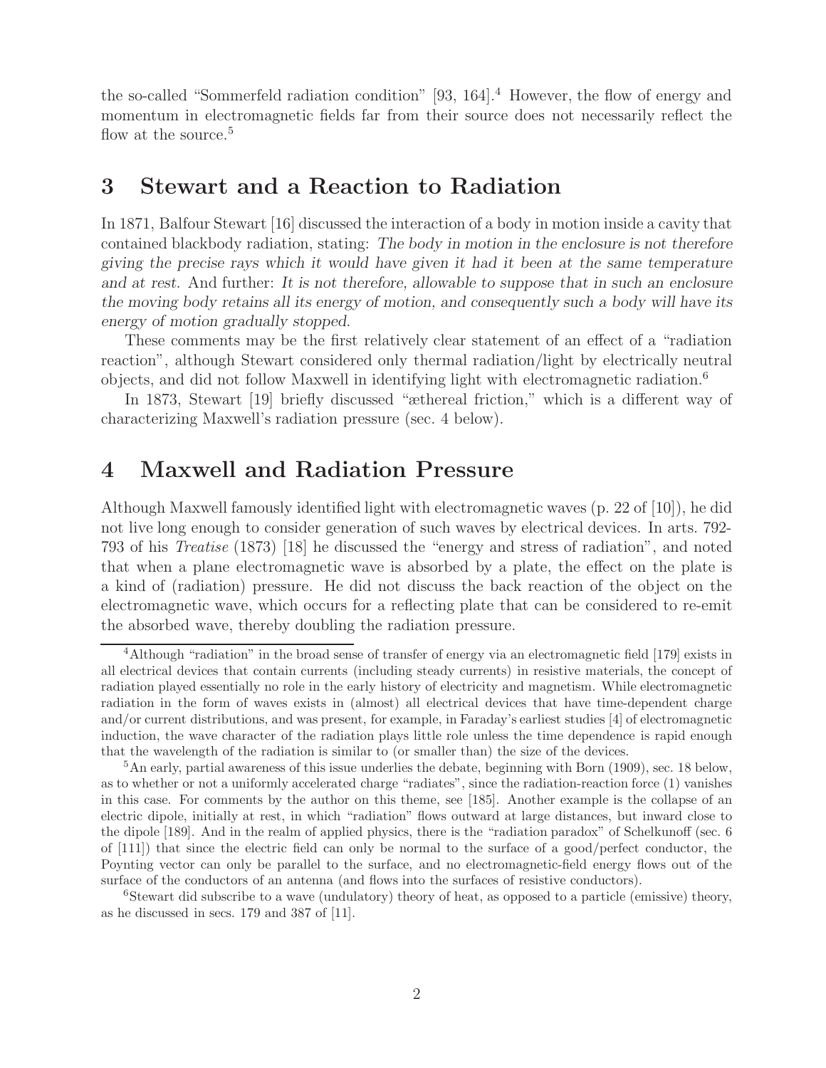the so-called "Sommerfeld radiation condition" [93, 164].[4] However, the flow of energy and momentum in electromagnetic fields far from their source does not necessarily reflect the flow at the source.[5]

## 3 Stewart and a Reaction to Radiation

In 1871, Balfour Stewart [16] discussed the interaction of a body in motion inside a cavity that contained blackbody radiation, stating: *The body in motion in the enclosure is not therefore giving the precise rays which it would have given it had it been at the same temperature and at rest.* And further: *It is not therefore, allowable to suppose that in such an enclosure the moving body retains all its energy of motion, and consequently such a body will have its energy of motion gradually stopped.*

These comments may be the first relatively clear statement of an effect of a "radiation reaction", although Stewart considered only thermal radiation/light by electrically neutral objects, and did not follow Maxwell in identifying light with electromagnetic radiation.[6]

In 1873, Stewart [19] briefly discussed "æthereal friction," which is a different way of characterizing Maxwell's radiation pressure (sec. 4 below).

## 4 Maxwell and Radiation Pressure

Although Maxwell famously identified light with electromagnetic waves (p. 22 of [10]), he did not live long enough to consider generation of such waves by electrical devices. In arts. 792-793 of his *Treatise* (1873) [18] he discussed the "energy and stress of radiation", and noted that when a plane electromagnetic wave is absorbed by a plate, the effect on the plate is a kind of (radiation) pressure. He did not discuss the back reaction of the object on the electromagnetic wave, which occurs for a reflecting plate that can be considered to re-emit the absorbed wave, thereby doubling the radiation pressure.

---

[4] Although "radiation" in the broad sense of transfer of energy via an electromagnetic field [179] exists in all electrical devices that contain currents (including steady currents) in resistive materials, the concept of radiation played essentially no role in the early history of electricity and magnetism. While electromagnetic radiation in the form of waves exists in (almost) all electrical devices that have time-dependent charge and/or current distributions, and was present, for example, in Faraday's earliest studies [4] of electromagnetic induction, the wave character of the radiation plays little role unless the time dependence is rapid enough that the wavelength of the radiation is similar to (or smaller than) the size of the devices.

[5] An early, partial awareness of this issue underlies the debate, beginning with Born (1909), sec. 18 below, as to whether or not a uniformly accelerated charge "radiates", since the radiation-reaction force (1) vanishes in this case. For comments by the author on this theme, see [185]. Another example is the collapse of an electric dipole, initially at rest, in which "radiation" flows outward at large distances, but inward close to the dipole [189]. And in the realm of applied physics, there is the "radiation paradox" of Schelkunoff (sec. 6 of [111]) that since the electric field can only be normal to the surface of a good/perfect conductor, the Poynting vector can only be parallel to the surface, and no electromagnetic-field energy flows out of the surface of the conductors of an antenna (and flows into the surfaces of resistive conductors).

[6] Stewart did subscribe to a wave (undulatory) theory of heat, as opposed to a particle (emissive) theory, as he discussed in secs. 179 and 387 of [11].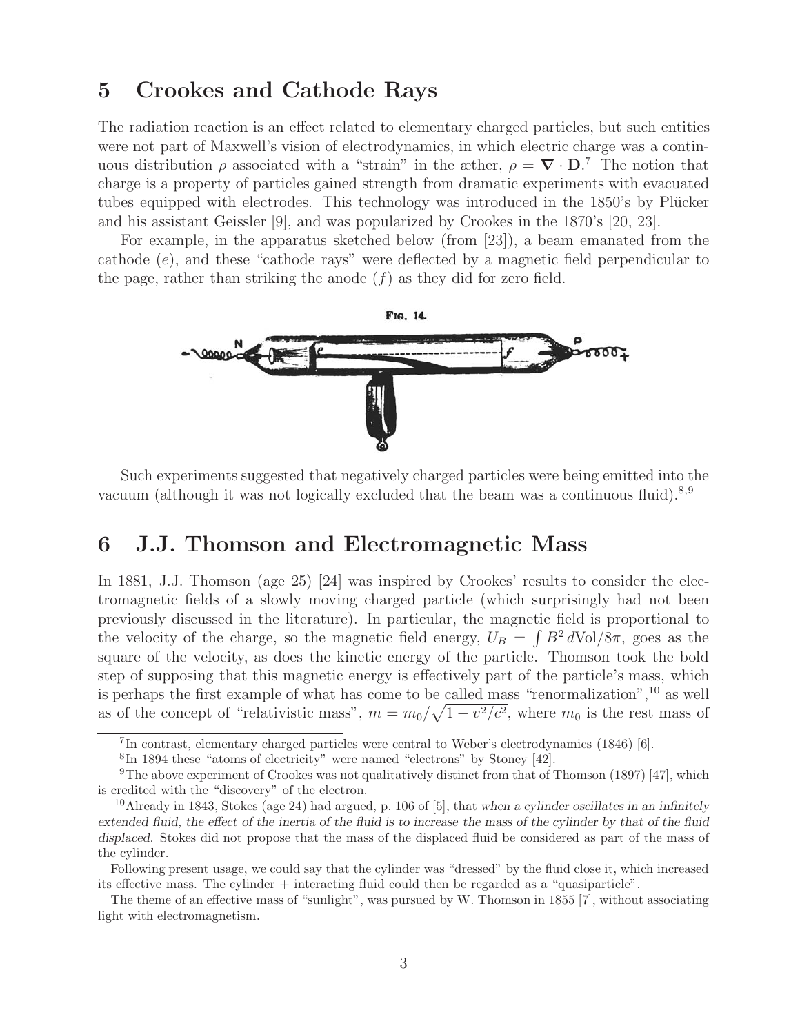## 5 Crookes and Cathode Rays

The radiation reaction is an effect related to elementary charged particles, but such entities were not part of Maxwell's vision of electrodynamics, in which electric charge was a continuous distribution $\rho$ associated with a "strain" in the æther, $\rho = \nabla \cdot \mathbf{D}$.[7] The notion that charge is a property of particles gained strength from dramatic experiments with evacuated tubes equipped with electrodes. This technology was introduced in the 1850's by Plücker and his assistant Geissler [9], and was popularized by Crookes in the 1870's [20, 23].

For example, in the apparatus sketched below (from [23]), a beam emanated from the cathode ($e$), and these "cathode rays" were deflected by a magnetic field perpendicular to the page, rather than striking the anode ($f$) as they did for zero field.

Such experiments suggested that negatively charged particles were being emitted into the vacuum (although it was not logically excluded that the beam was a continuous fluid).[8,9]

## 6 J.J. Thomson and Electromagnetic Mass

In 1881, J.J. Thomson (age 25) [24] was inspired by Crookes' results to consider the electromagnetic fields of a slowly moving charged particle (which surprisingly had not been previously discussed in the literature). In particular, the magnetic field is proportional to the velocity of the charge, so the magnetic field energy, $U_B = \int B^2\, d\text{Vol}/8\pi$, goes as the square of the velocity, as does the kinetic energy of the particle. Thomson took the bold step of supposing that this magnetic energy is effectively part of the particle's mass, which is perhaps the first example of what has come to be called mass "renormalization",[10] as well as of the concept of "relativistic mass", $m = m_0/\sqrt{1 - v^2/c^2}$, where $m_0$ is the rest mass of

---

[7] In contrast, elementary charged particles were central to Weber's electrodynamics (1846) [6].

[8] In 1894 these "atoms of electricity" were named "electrons" by Stoney [42].

[9] The above experiment of Crookes was not qualitatively distinct from that of Thomson (1897) [47], which is credited with the "discovery" of the electron.

[10] Already in 1843, Stokes (age 24) had argued, p. 106 of [5], that *when a cylinder oscillates in an infinitely extended fluid, the effect of the inertia of the fluid is to increase the mass of the cylinder by that of the fluid displaced.* Stokes did not propose that the mass of the displaced fluid be considered as part of the mass of the cylinder.

Following present usage, we could say that the cylinder was "dressed" by the fluid close it, which increased its effective mass. The cylinder + interacting fluid could then be regarded as a "quasiparticle".

The theme of an effective mass of "sunlight", was pursued by W. Thomson in 1855 [7], without associating light with electromagnetism.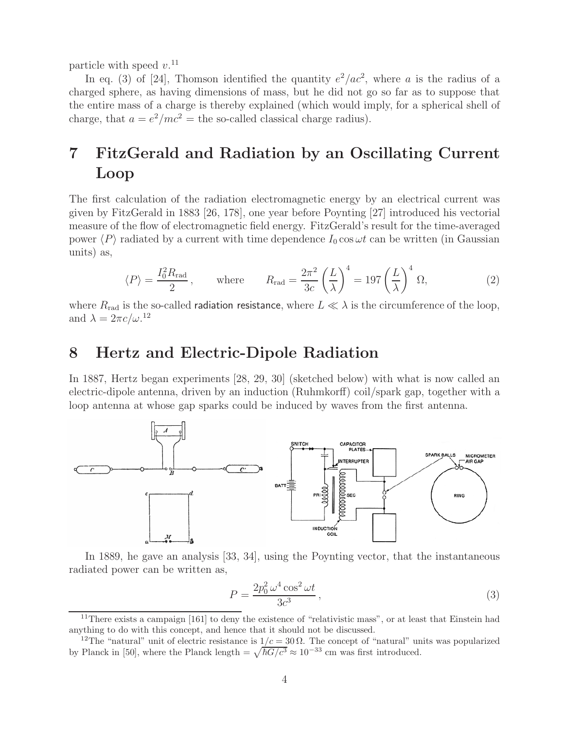particle with speed $v$.[11]

In eq. (3) of [24], Thomson identified the quantity $e^2/ac^2$, where $a$ is the radius of a charged sphere, as having dimensions of mass, but he did not go so far as to suppose that the entire mass of a charge is thereby explained (which would imply, for a spherical shell of charge, that $a = e^2/mc^2$ = the so-called classical charge radius).

# 7 FitzGerald and Radiation by an Oscillating Current Loop

The first calculation of the radiation electromagnetic energy by an electrical current was given by FitzGerald in 1883 [26, 178], one year before Poynting [27] introduced his vectorial measure of the flow of electromagnetic field energy. FitzGerald's result for the time-averaged power $\langle P \rangle$ radiated by a current with time dependence $I_0 \cos \omega t$ can be written (in Gaussian units) as,

$$\langle P \rangle = \frac{I_0^2 R_{\rm rad}}{2}, \qquad \text{where} \qquad R_{\rm rad} = \frac{2\pi^2}{3c} \left( \frac{L}{\lambda} \right)^4 = 197 \left( \frac{L}{\lambda} \right)^4 \Omega, \tag{2}$$

where $R_{\rm rad}$ is the so-called radiation resistance, where $L \ll \lambda$ is the circumference of the loop, and $\lambda = 2\pi c/\omega$.[12]

# 8 Hertz and Electric-Dipole Radiation

In 1887, Hertz began experiments [28, 29, 30] (sketched below) with what is now called an electric-dipole antenna, driven by an induction (Ruhmkorff) coil/spark gap, together with a loop antenna at whose gap sparks could be induced by waves from the first antenna.

In 1889, he gave an analysis [33, 34], using the Poynting vector, that the instantaneous radiated power can be written as,

$$P = \frac{2p_0^2\, \omega^4 \cos^2 \omega t}{3c^3}, \tag{3}$$

[11] There exists a campaign [161] to deny the existence of "relativistic mass", or at least that Einstein had anything to do with this concept, and hence that it should not be discussed.

[12] The "natural" unit of electric resistance is $1/c = 30\,\Omega$. The concept of "natural" units was popularized by Planck in [50], where the Planck length $= \sqrt{\hbar G/c^3} \approx 10^{-33}$ cm was first introduced.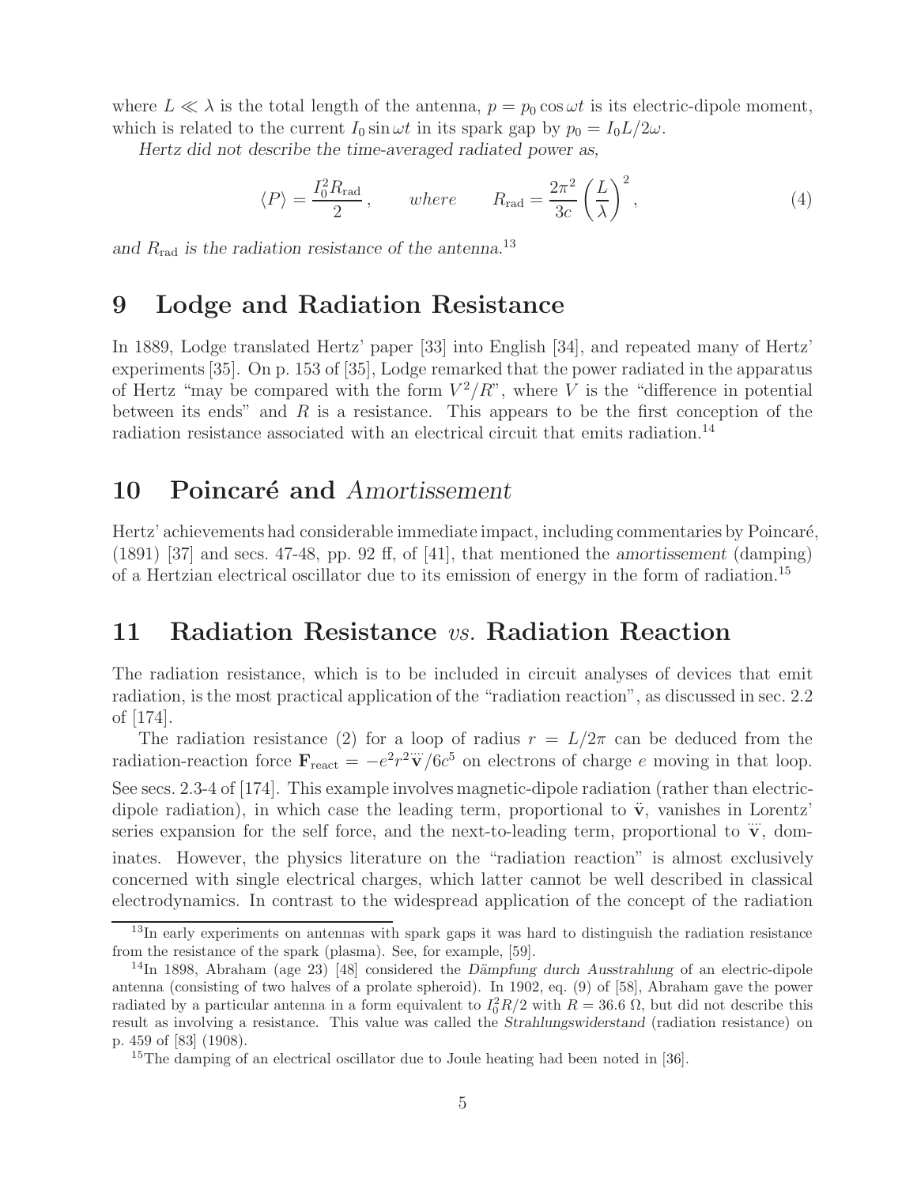where $L \ll \lambda$ is the total length of the antenna, $p = p_0 \cos \omega t$ is its electric-dipole moment, which is related to the current $I_0 \sin \omega t$ in its spark gap by $p_0 = I_0 L / 2\omega$.

*Hertz did not describe the time-averaged radiated power as,*

$$\langle P \rangle = \frac{I_0^2 R_{\text{rad}}}{2}, \qquad \textit{where} \qquad R_{\text{rad}} = \frac{2\pi^2}{3c} \left(\frac{L}{\lambda}\right)^2, \tag{4}$$

*and $R_{\text{rad}}$ is the radiation resistance of the antenna.*[13]

## 9 Lodge and Radiation Resistance

In 1889, Lodge translated Hertz' paper [33] into English [34], and repeated many of Hertz' experiments [35]. On p. 153 of [35], Lodge remarked that the power radiated in the apparatus of Hertz "may be compared with the form $V^2/R$", where $V$ is the "difference in potential between its ends" and $R$ is a resistance. This appears to be the first conception of the radiation resistance associated with an electrical circuit that emits radiation.[14]

## 10 Poincaré and *Amortissement*

Hertz' achievements had considerable immediate impact, including commentaries by Poincaré, (1891) [37] and secs. 47-48, pp. 92 ff, of [41], that mentioned the *amortissement* (damping) of a Hertzian electrical oscillator due to its emission of energy in the form of radiation.[15]

## 11 Radiation Resistance *vs.* Radiation Reaction

The radiation resistance, which is to be included in circuit analyses of devices that emit radiation, is the most practical application of the "radiation reaction", as discussed in sec. 2.2 of [174].

The radiation resistance (2) for a loop of radius $r = L/2\pi$ can be deduced from the radiation-reaction force $\mathbf{F}_{\text{react}} = -e^2 r^2 \dddot{\mathbf{v}} / 6c^5$ on electrons of charge $e$ moving in that loop. See secs. 2.3-4 of [174]. This example involves magnetic-dipole radiation (rather than electric-dipole radiation), in which case the leading term, proportional to $\ddot{\mathbf{v}}$, vanishes in Lorentz' series expansion for the self force, and the next-to-leading term, proportional to $\dddot{\mathbf{v}}$, dominates. However, the physics literature on the "radiation reaction" is almost exclusively concerned with single electrical charges, which latter cannot be well described in classical electrodynamics. In contrast to the widespread application of the concept of the radiation

---

[13] In early experiments on antennas with spark gaps it was hard to distinguish the radiation resistance from the resistance of the spark (plasma). See, for example, [59].

[14] In 1898, Abraham (age 23) [48] considered the *Dämpfung durch Ausstrahlung* of an electric-dipole antenna (consisting of two halves of a prolate spheroid). In 1902, eq. (9) of [58], Abraham gave the power radiated by a particular antenna in a form equivalent to $I_0^2 R/2$ with $R = 36.6\ \Omega$, but did not describe this result as involving a resistance. This value was called the *Strahlungswiderstand* (radiation resistance) on p. 459 of [83] (1908).

[15] The damping of an electrical oscillator due to Joule heating had been noted in [36].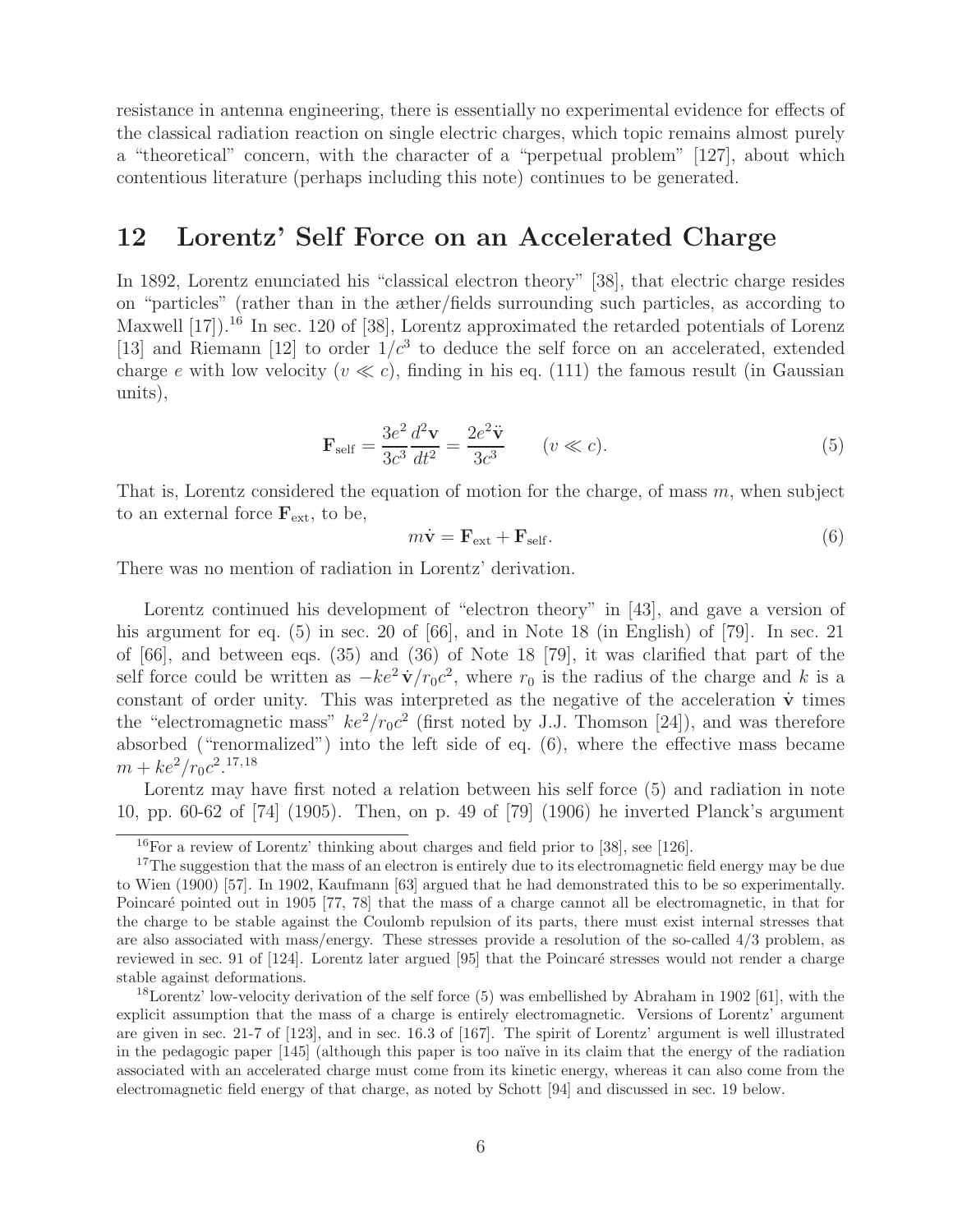resistance in antenna engineering, there is essentially no experimental evidence for effects of the classical radiation reaction on single electric charges, which topic remains almost purely a "theoretical" concern, with the character of a "perpetual problem" [127], about which contentious literature (perhaps including this note) continues to be generated.

## 12 Lorentz' Self Force on an Accelerated Charge

In 1892, Lorentz enunciated his "classical electron theory" [38], that electric charge resides on "particles" (rather than in the æther/fields surrounding such particles, as according to Maxwell [17]).[16] In sec. 120 of [38], Lorentz approximated the retarded potentials of Lorenz [13] and Riemann [12] to order $1/c^3$ to deduce the self force on an accelerated, extended charge $e$ with low velocity ($v \ll c$), finding in his eq. (111) the famous result (in Gaussian units),

$$\mathbf{F}_{\rm self} = \frac{3e^2}{3c^3}\frac{d^2\mathbf{v}}{dt^2} = \frac{2e^2\ddot{\mathbf{v}}}{3c^3} \qquad (v \ll c). \tag{5}$$

That is, Lorentz considered the equation of motion for the charge, of mass $m$, when subject to an external force $\mathbf{F}_{\rm ext}$, to be,

$$m\dot{\mathbf{v}} = \mathbf{F}_{\rm ext} + \mathbf{F}_{\rm self}. \tag{6}$$

There was no mention of radiation in Lorentz' derivation.

Lorentz continued his development of "electron theory" in [43], and gave a version of his argument for eq. (5) in sec. 20 of [66], and in Note 18 (in English) of [79]. In sec. 21 of [66], and between eqs. (35) and (36) of Note 18 [79], it was clarified that part of the self force could be written as $-ke^2\,\dot{\mathbf{v}}/r_0c^2$, where $r_0$ is the radius of the charge and $k$ is a constant of order unity. This was interpreted as the negative of the acceleration $\dot{\mathbf{v}}$ times the "electromagnetic mass" $ke^2/r_0c^2$ (first noted by J.J. Thomson [24]), and was therefore absorbed ("renormalized") into the left side of eq. (6), where the effective mass became $m + ke^2/r_0c^2$.[17,18]

Lorentz may have first noted a relation between his self force (5) and radiation in note 10, pp. 60-62 of [74] (1905). Then, on p. 49 of [79] (1906) he inverted Planck's argument

[16] For a review of Lorentz' thinking about charges and field prior to [38], see [126].

[17] The suggestion that the mass of an electron is entirely due to its electromagnetic field energy may be due to Wien (1900) [57]. In 1902, Kaufmann [63] argued that he had demonstrated this to be so experimentally. Poincaré pointed out in 1905 [77, 78] that the mass of a charge cannot all be electromagnetic, in that for the charge to be stable against the Coulomb repulsion of its parts, there must exist internal stresses that are also associated with mass/energy. These stresses provide a resolution of the so-called 4/3 problem, as reviewed in sec. 91 of [124]. Lorentz later argued [95] that the Poincaré stresses would not render a charge stable against deformations.

[18] Lorentz' low-velocity derivation of the self force (5) was embellished by Abraham in 1902 [61], with the explicit assumption that the mass of a charge is entirely electromagnetic. Versions of Lorentz' argument are given in sec. 21-7 of [123], and in sec. 16.3 of [167]. The spirit of Lorentz' argument is well illustrated in the pedagogic paper [145] (although this paper is too naïve in its claim that the energy of the radiation associated with an accelerated charge must come from its kinetic energy, whereas it can also come from the electromagnetic field energy of that charge, as noted by Schott [94] and discussed in sec. 19 below.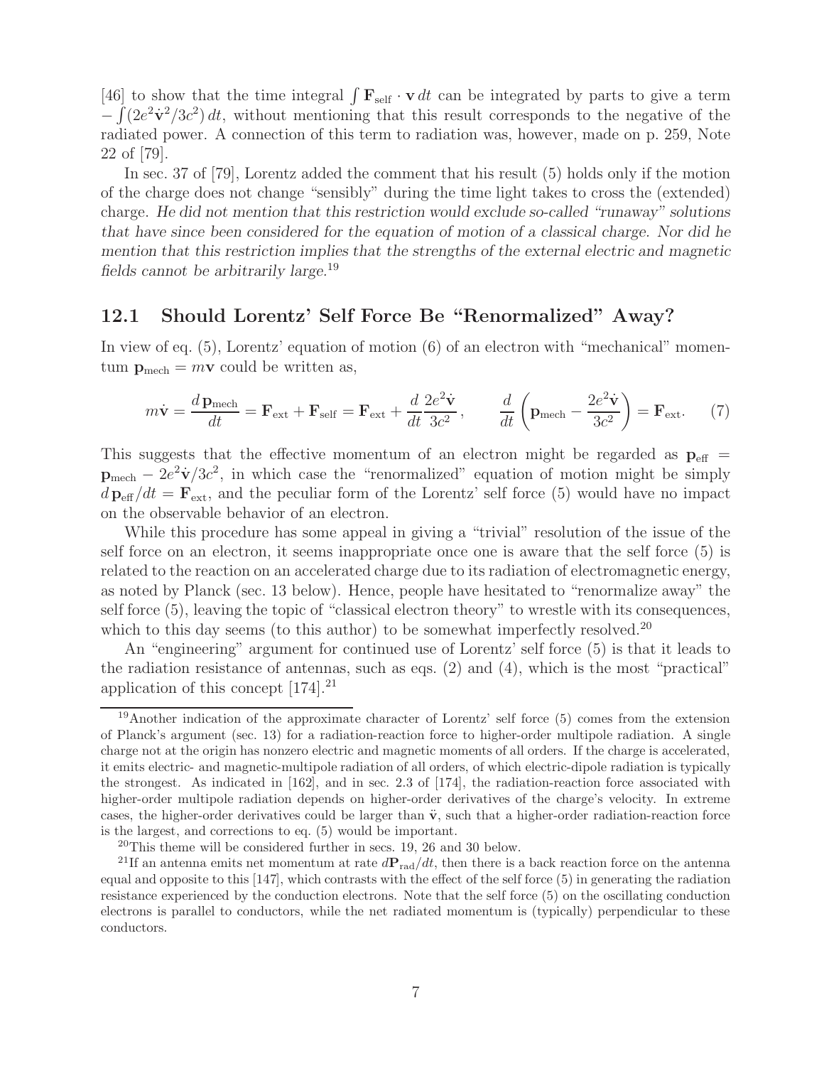[46] to show that the time integral $\int \mathbf{F}_{\rm self} \cdot \mathbf{v}\, dt$ can be integrated by parts to give a term $-\int (2e^2\dot{\mathbf{v}}^2/3c^2)\, dt$, without mentioning that this result corresponds to the negative of the radiated power. A connection of this term to radiation was, however, made on p. 259, Note 22 of [79].

In sec. 37 of [79], Lorentz added the comment that his result (5) holds only if the motion of the charge does not change "sensibly" during the time light takes to cross the (extended) charge. *He did not mention that this restriction would exclude so-called "runaway" solutions that have since been considered for the equation of motion of a classical charge. Nor did he mention that this restriction implies that the strengths of the external electric and magnetic fields cannot be arbitrarily large.*[19]

## 12.1 Should Lorentz' Self Force Be "Renormalized" Away?

In view of eq. (5), Lorentz' equation of motion (6) of an electron with "mechanical" momentum $\mathbf{p}_{\rm mech} = m\mathbf{v}$ could be written as,

$$m\dot{\mathbf{v}} = \frac{d\,\mathbf{p}_{\rm mech}}{dt} = \mathbf{F}_{\rm ext} + \mathbf{F}_{\rm self} = \mathbf{F}_{\rm ext} + \frac{d}{dt}\frac{2e^2\dot{\mathbf{v}}}{3c^2}, \qquad \frac{d}{dt}\left(\mathbf{p}_{\rm mech} - \frac{2e^2\dot{\mathbf{v}}}{3c^2}\right) = \mathbf{F}_{\rm ext}. \qquad (7)$$

This suggests that the effective momentum of an electron might be regarded as $\mathbf{p}_{\rm eff} = \mathbf{p}_{\rm mech} - 2e^2\dot{\mathbf{v}}/3c^2$, in which case the "renormalized" equation of motion might be simply $d\,\mathbf{p}_{\rm eff}/dt = \mathbf{F}_{\rm ext}$, and the peculiar form of the Lorentz' self force (5) would have no impact on the observable behavior of an electron.

While this procedure has some appeal in giving a "trivial" resolution of the issue of the self force on an electron, it seems inappropriate once one is aware that the self force (5) is related to the reaction on an accelerated charge due to its radiation of electromagnetic energy, as noted by Planck (sec. 13 below). Hence, people have hesitated to "renormalize away" the self force (5), leaving the topic of "classical electron theory" to wrestle with its consequences, which to this day seems (to this author) to be somewhat imperfectly resolved.[20]

An "engineering" argument for continued use of Lorentz' self force (5) is that it leads to the radiation resistance of antennas, such as eqs. (2) and (4), which is the most "practical" application of this concept [174].[21]

---

[19] Another indication of the approximate character of Lorentz' self force (5) comes from the extension of Planck's argument (sec. 13) for a radiation-reaction force to higher-order multipole radiation. A single charge not at the origin has nonzero electric and magnetic moments of all orders. If the charge is accelerated, it emits electric- and magnetic-multipole radiation of all orders, of which electric-dipole radiation is typically the strongest. As indicated in [162], and in sec. 2.3 of [174], the radiation-reaction force associated with higher-order multipole radiation depends on higher-order derivatives of the charge's velocity. In extreme cases, the higher-order derivatives could be larger than $\ddot{\mathbf{v}}$, such that a higher-order radiation-reaction force is the largest, and corrections to eq. (5) would be important.

[20] This theme will be considered further in secs. 19, 26 and 30 below.

[21] If an antenna emits net momentum at rate $d\mathbf{P}_{\rm rad}/dt$, then there is a back reaction force on the antenna equal and opposite to this [147], which contrasts with the effect of the self force (5) in generating the radiation resistance experienced by the conduction electrons. Note that the self force (5) on the oscillating conduction electrons is parallel to conductors, while the net radiated momentum is (typically) perpendicular to these conductors.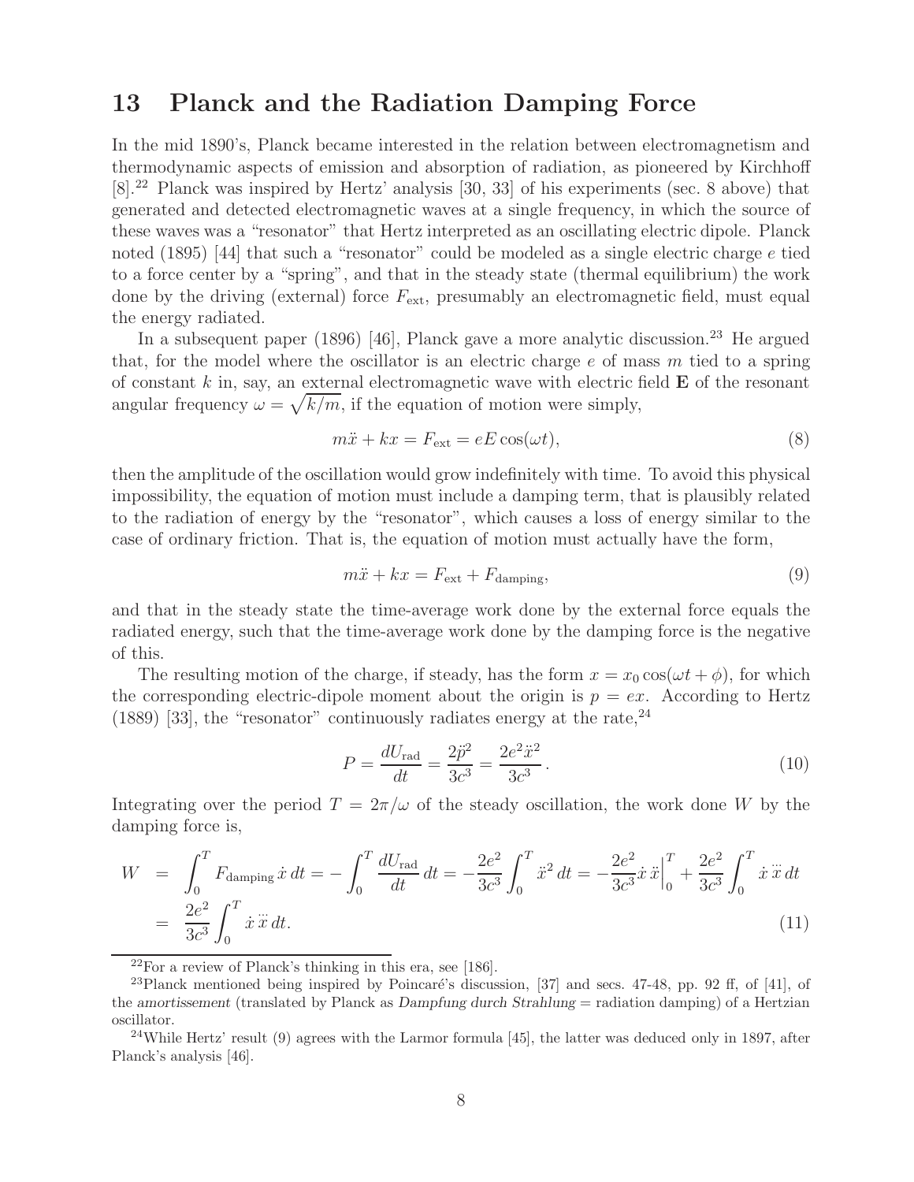## 13 Planck and the Radiation Damping Force

In the mid 1890's, Planck became interested in the relation between electromagnetism and thermodynamic aspects of emission and absorption of radiation, as pioneered by Kirchhoff [8].[22] Planck was inspired by Hertz' analysis [30, 33] of his experiments (sec. 8 above) that generated and detected electromagnetic waves at a single frequency, in which the source of these waves was a "resonator" that Hertz interpreted as an oscillating electric dipole. Planck noted (1895) [44] that such a "resonator" could be modeled as a single electric charge $e$ tied to a force center by a "spring", and that in the steady state (thermal equilibrium) the work done by the driving (external) force $F_{\rm ext}$, presumably an electromagnetic field, must equal the energy radiated.

In a subsequent paper (1896) [46], Planck gave a more analytic discussion.[23] He argued that, for the model where the oscillator is an electric charge $e$ of mass $m$ tied to a spring of constant $k$ in, say, an external electromagnetic wave with electric field $\mathbf{E}$ of the resonant angular frequency $\omega = \sqrt{k/m}$, if the equation of motion were simply,

$$m\ddot{x} + kx = F_{\rm ext} = eE\cos(\omega t), \tag{8}$$

then the amplitude of the oscillation would grow indefinitely with time. To avoid this physical impossibility, the equation of motion must include a damping term, that is plausibly related to the radiation of energy by the "resonator", which causes a loss of energy similar to the case of ordinary friction. That is, the equation of motion must actually have the form,

$$m\ddot{x} + kx = F_{\rm ext} + F_{\rm damping}, \tag{9}$$

and that in the steady state the time-average work done by the external force equals the radiated energy, such that the time-average work done by the damping force is the negative of this.

The resulting motion of the charge, if steady, has the form $x = x_0\cos(\omega t + \phi)$, for which the corresponding electric-dipole moment about the origin is $p = ex$. According to Hertz (1889) [33], the "resonator" continuously radiates energy at the rate,[24]

$$P = \frac{dU_{\rm rad}}{dt} = \frac{2\ddot{p}^2}{3c^3} = \frac{2e^2\ddot{x}^2}{3c^3}. \tag{10}$$

Integrating over the period $T = 2\pi/\omega$ of the steady oscillation, the work done $W$ by the damping force is,

$$\begin{aligned} W &= \int_0^T F_{\rm damping}\,\dot{x}\,dt = -\int_0^T \frac{dU_{\rm rad}}{dt}\,dt = -\frac{2e^2}{3c^3}\int_0^T \ddot{x}^2\,dt = -\frac{2e^2}{3c^3}\dot{x}\,\ddot{x}\Big|_0^T + \frac{2e^2}{3c^3}\int_0^T \dot{x}\,\dddot{x}\,dt \\ &= \frac{2e^2}{3c^3}\int_0^T \dot{x}\,\dddot{x}\,dt. \end{aligned} \tag{11}$$

---

[22] For a review of Planck's thinking in this era, see [186].

[23] Planck mentioned being inspired by Poincaré's discussion, [37] and secs. 47-48, pp. 92 ff, of [41], of the *amortissement* (translated by Planck as *Dampfung durch Strahlung* = radiation damping) of a Hertzian oscillator.

[24] While Hertz' result (9) agrees with the Larmor formula [45], the latter was deduced only in 1897, after Planck's analysis [46].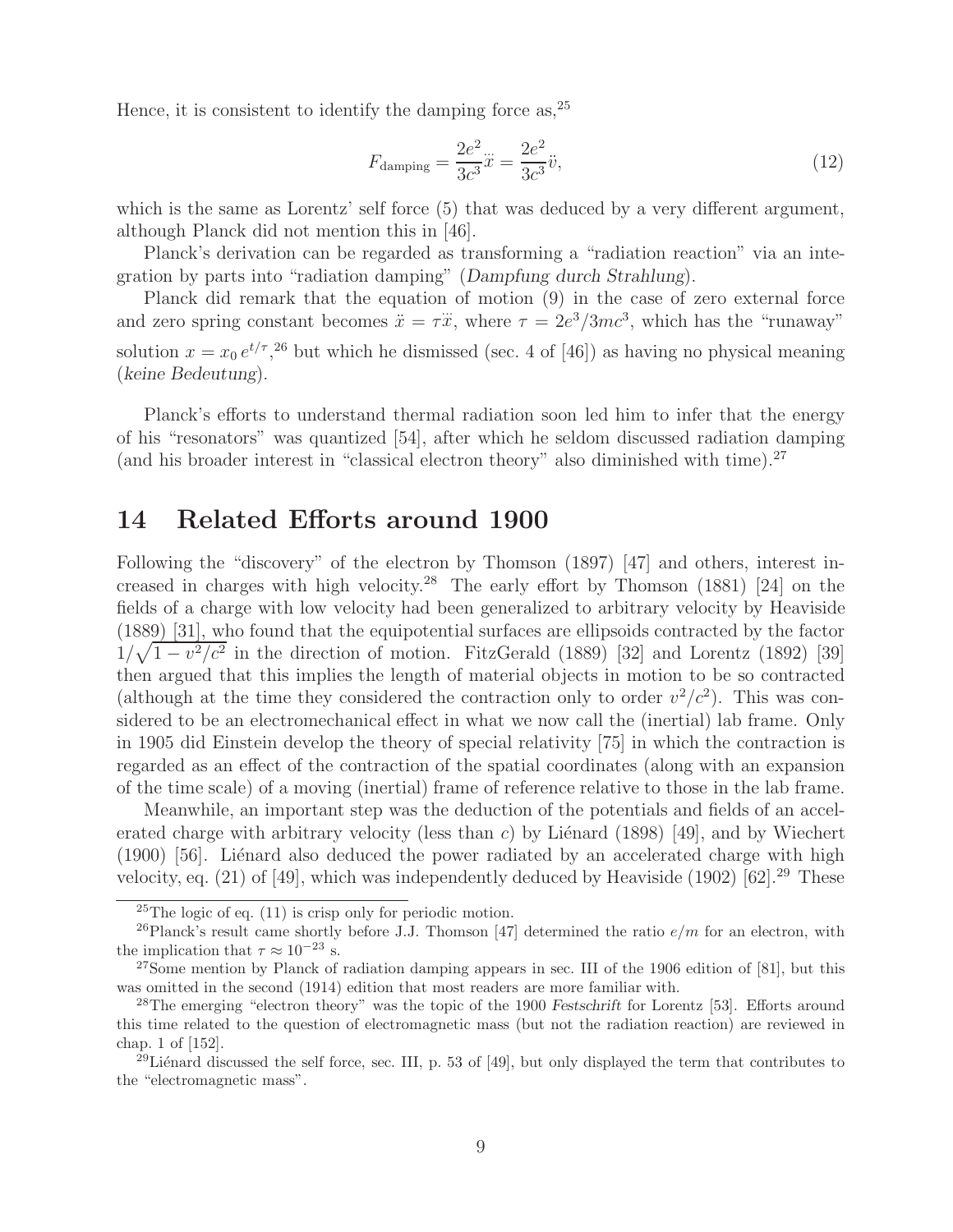Hence, it is consistent to identify the damping force as,[25]

$$F_{\text{damping}} = \frac{2e^2}{3c^3}\dddot{x} = \frac{2e^2}{3c^3}\ddot{v}, \tag{12}$$

which is the same as Lorentz' self force (5) that was deduced by a very different argument, although Planck did not mention this in [46].

Planck's derivation can be regarded as transforming a "radiation reaction" via an integration by parts into "radiation damping" (*Dampfung durch Strahlung*).

Planck did remark that the equation of motion (9) in the case of zero external force and zero spring constant becomes $\ddot{x} = \tau\dddot{x}$, where $\tau = 2e^3/3mc^3$, which has the "runaway" solution $x = x_0\, e^{t/\tau}$,[26] but which he dismissed (sec. 4 of [46]) as having no physical meaning (*keine Bedeutung*).

Planck's efforts to understand thermal radiation soon led him to infer that the energy of his "resonators" was quantized [54], after which he seldom discussed radiation damping (and his broader interest in "classical electron theory" also diminished with time).[27]

## 14 Related Efforts around 1900

Following the "discovery" of the electron by Thomson (1897) [47] and others, interest increased in charges with high velocity.[28] The early effort by Thomson (1881) [24] on the fields of a charge with low velocity had been generalized to arbitrary velocity by Heaviside (1889) [31], who found that the equipotential surfaces are ellipsoids contracted by the factor $1/\sqrt{1 - v^2/c^2}$ in the direction of motion. FitzGerald (1889) [32] and Lorentz (1892) [39] then argued that this implies the length of material objects in motion to be so contracted (although at the time they considered the contraction only to order $v^2/c^2$). This was considered to be an electromechanical effect in what we now call the (inertial) lab frame. Only in 1905 did Einstein develop the theory of special relativity [75] in which the contraction is regarded as an effect of the contraction of the spatial coordinates (along with an expansion of the time scale) of a moving (inertial) frame of reference relative to those in the lab frame.

Meanwhile, an important step was the deduction of the potentials and fields of an accelerated charge with arbitrary velocity (less than $c$) by Liénard (1898) [49], and by Wiechert (1900) [56]. Liénard also deduced the power radiated by an accelerated charge with high velocity, eq. (21) of [49], which was independently deduced by Heaviside (1902) [62].[29] These

---

[25] The logic of eq. (11) is crisp only for periodic motion.

[26] Planck's result came shortly before J.J. Thomson [47] determined the ratio $e/m$ for an electron, with the implication that $\tau \approx 10^{-23}$ s.

[27] Some mention by Planck of radiation damping appears in sec. III of the 1906 edition of [81], but this was omitted in the second (1914) edition that most readers are more familiar with.

[28] The emerging "electron theory" was the topic of the 1900 *Festschrift* for Lorentz [53]. Efforts around this time related to the question of electromagnetic mass (but not the radiation reaction) are reviewed in chap. 1 of [152].

[29] Liénard discussed the self force, sec. III, p. 53 of [49], but only displayed the term that contributes to the "electromagnetic mass".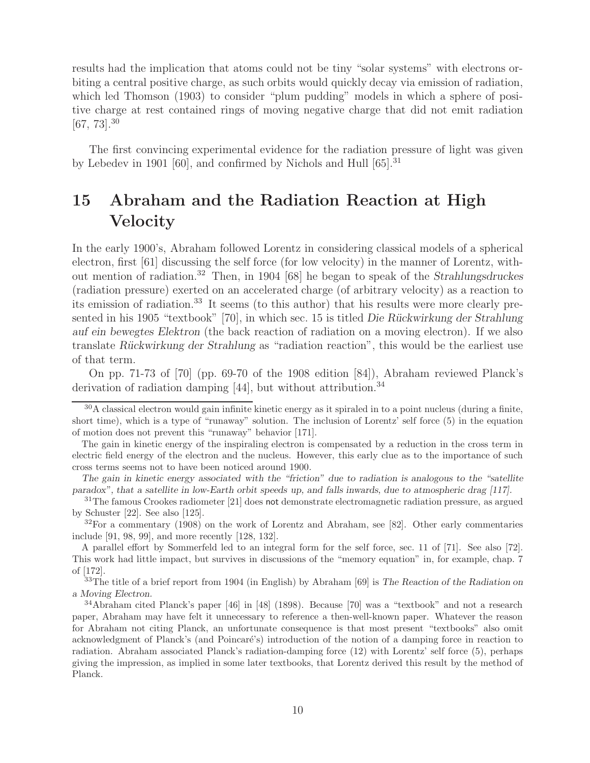results had the implication that atoms could not be tiny "solar systems" with electrons orbiting a central positive charge, as such orbits would quickly decay via emission of radiation, which led Thomson (1903) to consider "plum pudding" models in which a sphere of positive charge at rest contained rings of moving negative charge that did not emit radiation [67, 73].[30]

The first convincing experimental evidence for the radiation pressure of light was given by Lebedev in 1901 [60], and confirmed by Nichols and Hull [65].[31]

# 15 Abraham and the Radiation Reaction at High Velocity

In the early 1900's, Abraham followed Lorentz in considering classical models of a spherical electron, first [61] discussing the self force (for low velocity) in the manner of Lorentz, without mention of radiation.[32] Then, in 1904 [68] he began to speak of the *Strahlungsdruckes* (radiation pressure) exerted on an accelerated charge (of arbitrary velocity) as a reaction to its emission of radiation.[33] It seems (to this author) that his results were more clearly presented in his 1905 "textbook" [70], in which sec. 15 is titled *Die Rückwirkung der Strahlung auf ein bewegtes Elektron* (the back reaction of radiation on a moving electron). If we also translate *Rückwirkung der Strahlung* as "radiation reaction", this would be the earliest use of that term.

On pp. 71-73 of [70] (pp. 69-70 of the 1908 edition [84]), Abraham reviewed Planck's derivation of radiation damping [44], but without attribution.[34]

[30] A classical electron would gain infinite kinetic energy as it spiraled in to a point nucleus (during a finite, short time), which is a type of "runaway" solution. The inclusion of Lorentz' self force (5) in the equation of motion does not prevent this "runaway" behavior [171].

The gain in kinetic energy of the inspiraling electron is compensated by a reduction in the cross term in electric field energy of the electron and the nucleus. However, this early clue as to the importance of such cross terms seems not to have been noticed around 1900.

*The gain in kinetic energy associated with the "friction" due to radiation is analogous to the "satellite paradox", that a satellite in low-Earth orbit speeds up, and falls inwards, due to atmospheric drag [117].*

[31] The famous Crookes radiometer [21] does not demonstrate electromagnetic radiation pressure, as argued by Schuster [22]. See also [125].

[32] For a commentary (1908) on the work of Lorentz and Abraham, see [82]. Other early commentaries include [91, 98, 99], and more recently [128, 132].

A parallel effort by Sommerfeld led to an integral form for the self force, sec. 11 of [71]. See also [72]. This work had little impact, but survives in discussions of the "memory equation" in, for example, chap. 7 of [172].

[33] The title of a brief report from 1904 (in English) by Abraham [69] is *The Reaction of the Radiation on a Moving Electron*.

[34] Abraham cited Planck's paper [46] in [48] (1898). Because [70] was a "textbook" and not a research paper, Abraham may have felt it unnecessary to reference a then-well-known paper. Whatever the reason for Abraham not citing Planck, an unfortunate consequence is that most present "textbooks" also omit acknowledgment of Planck's (and Poincaré's) introduction of the notion of a damping force in reaction to radiation. Abraham associated Planck's radiation-damping force (12) with Lorentz' self force (5), perhaps giving the impression, as implied in some later textbooks, that Lorentz derived this result by the method of Planck.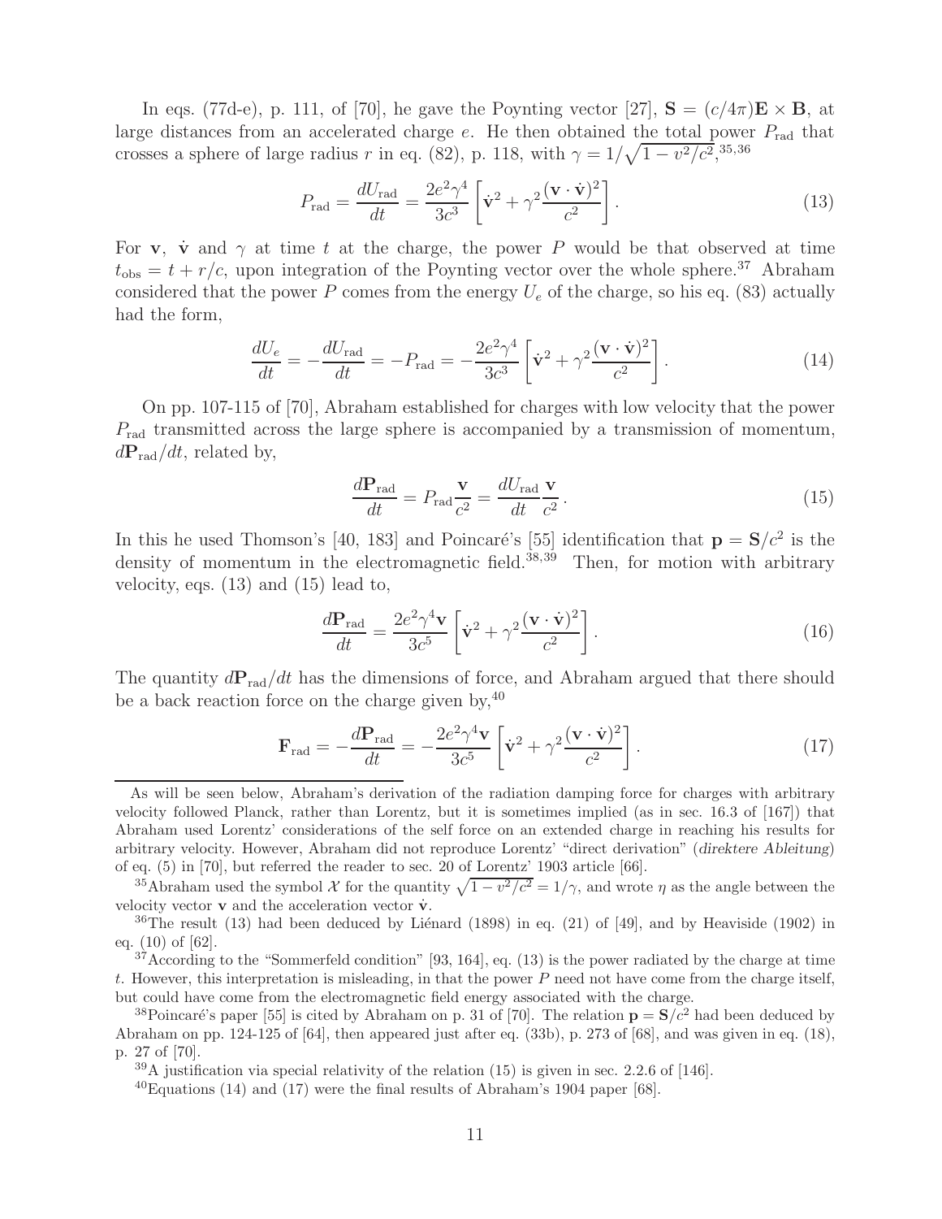In eqs. (77d-e), p. 111, of [70], he gave the Poynting vector [27], $\mathbf{S} = (c/4\pi)\mathbf{E} \times \mathbf{B}$, at large distances from an accelerated charge $e$. He then obtained the total power $P_{\rm rad}$ that crosses a sphere of large radius $r$ in eq. (82), p. 118, with $\gamma = 1/\sqrt{1 - v^2/c^2}$,[35,36]

$$P_{\rm rad} = \frac{dU_{\rm rad}}{dt} = \frac{2e^2\gamma^4}{3c^3}\left[\dot{\mathbf{v}}^2 + \gamma^2\frac{(\mathbf{v}\cdot\dot{\mathbf{v}})^2}{c^2}\right]. \tag{13}$$

For $\mathbf{v}$, $\dot{\mathbf{v}}$ and $\gamma$ at time $t$ at the charge, the power $P$ would be that observed at time $t_{\rm obs} = t + r/c$, upon integration of the Poynting vector over the whole sphere.[37] Abraham considered that the power $P$ comes from the energy $U_e$ of the charge, so his eq. (83) actually had the form,

$$\frac{dU_e}{dt} = -\frac{dU_{\rm rad}}{dt} = -P_{\rm rad} = -\frac{2e^2\gamma^4}{3c^3}\left[\dot{\mathbf{v}}^2 + \gamma^2\frac{(\mathbf{v}\cdot\dot{\mathbf{v}})^2}{c^2}\right]. \tag{14}$$

On pp. 107-115 of [70], Abraham established for charges with low velocity that the power $P_{\rm rad}$ transmitted across the large sphere is accompanied by a transmission of momentum, $d\mathbf{P}_{\rm rad}/dt$, related by,

$$\frac{d\mathbf{P}_{\rm rad}}{dt} = P_{\rm rad}\frac{\mathbf{v}}{c^2} = \frac{dU_{\rm rad}}{dt}\frac{\mathbf{v}}{c^2}. \tag{15}$$

In this he used Thomson's [40, 183] and Poincaré's [55] identification that $\mathbf{p} = \mathbf{S}/c^2$ is the density of momentum in the electromagnetic field.[38,39] Then, for motion with arbitrary velocity, eqs. (13) and (15) lead to,

$$\frac{d\mathbf{P}_{\rm rad}}{dt} = \frac{2e^2\gamma^4\mathbf{v}}{3c^5}\left[\dot{\mathbf{v}}^2 + \gamma^2\frac{(\mathbf{v}\cdot\dot{\mathbf{v}})^2}{c^2}\right]. \tag{16}$$

The quantity $d\mathbf{P}_{\rm rad}/dt$ has the dimensions of force, and Abraham argued that there should be a back reaction force on the charge given by,[40]

$$\mathbf{F}_{\rm rad} = -\frac{d\mathbf{P}_{\rm rad}}{dt} = -\frac{2e^2\gamma^4\mathbf{v}}{3c^5}\left[\dot{\mathbf{v}}^2 + \gamma^2\frac{(\mathbf{v}\cdot\dot{\mathbf{v}})^2}{c^2}\right]. \tag{17}$$

---

As will be seen below, Abraham's derivation of the radiation damping force for charges with arbitrary velocity followed Planck, rather than Lorentz, but it is sometimes implied (as in sec. 16.3 of [167]) that Abraham used Lorentz' considerations of the self force on an extended charge in reaching his results for arbitrary velocity. However, Abraham did not reproduce Lorentz' "direct derivation" (*direktere Ableitung*) of eq. (5) in [70], but referred the reader to sec. 20 of Lorentz' 1903 article [66].

[35] Abraham used the symbol $\mathcal{X}$ for the quantity $\sqrt{1 - v^2/c^2} = 1/\gamma$, and wrote $\eta$ as the angle between the velocity vector $\mathbf{v}$ and the acceleration vector $\dot{\mathbf{v}}$.

[36] The result (13) had been deduced by Liénard (1898) in eq. (21) of [49], and by Heaviside (1902) in eq. (10) of [62].

[37] According to the "Sommerfeld condition" [93, 164], eq. (13) is the power radiated by the charge at time $t$. However, this interpretation is misleading, in that the power $P$ need not have come from the charge itself, but could have come from the electromagnetic field energy associated with the charge.

[38] Poincaré's paper [55] is cited by Abraham on p. 31 of [70]. The relation $\mathbf{p} = \mathbf{S}/c^2$ had been deduced by Abraham on pp. 124-125 of [64], then appeared just after eq. (33b), p. 273 of [68], and was given in eq. (18), p. 27 of [70].

[39] A justification via special relativity of the relation (15) is given in sec. 2.2.6 of [146].

[40] Equations (14) and (17) were the final results of Abraham's 1904 paper [68].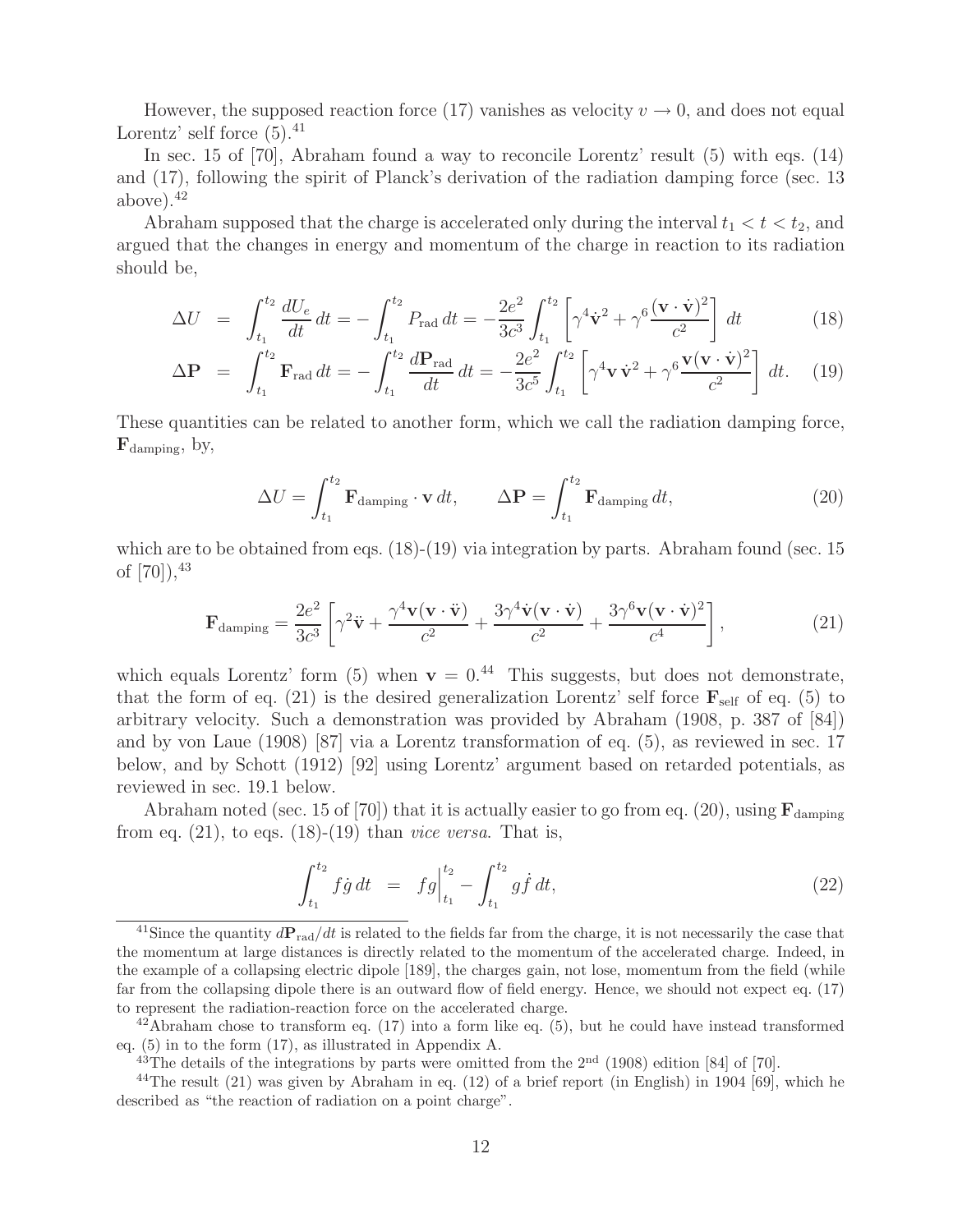However, the supposed reaction force (17) vanishes as velocity $v \to 0$, and does not equal Lorentz' self force (5).[41]

In sec. 15 of [70], Abraham found a way to reconcile Lorentz' result (5) with eqs. (14) and (17), following the spirit of Planck's derivation of the radiation damping force (sec. 13 above).[42]

Abraham supposed that the charge is accelerated only during the interval $t_1 < t < t_2$, and argued that the changes in energy and momentum of the charge in reaction to its radiation should be,

$$\Delta U = \int_{t_1}^{t_2} \frac{dU_e}{dt}\, dt = -\int_{t_1}^{t_2} P_{\rm rad}\, dt = -\frac{2e^2}{3c^3}\int_{t_1}^{t_2}\left[\gamma^4 \dot{\mathbf{v}}^2 + \gamma^6 \frac{(\mathbf{v}\cdot\dot{\mathbf{v}})^2}{c^2}\right] dt \tag{18}$$

$$\Delta \mathbf{P} = \int_{t_1}^{t_2} \mathbf{F}_{\rm rad}\, dt = -\int_{t_1}^{t_2} \frac{d\mathbf{P}_{\rm rad}}{dt}\, dt = -\frac{2e^2}{3c^5}\int_{t_1}^{t_2}\left[\gamma^4 \mathbf{v}\, \dot{\mathbf{v}}^2 + \gamma^6 \frac{\mathbf{v}(\mathbf{v}\cdot\dot{\mathbf{v}})^2}{c^2}\right] dt. \tag{19}$$

These quantities can be related to another form, which we call the radiation damping force, $\mathbf{F}_{\rm damping}$, by,

$$\Delta U = \int_{t_1}^{t_2} \mathbf{F}_{\rm damping}\cdot \mathbf{v}\, dt, \qquad \Delta \mathbf{P} = \int_{t_1}^{t_2} \mathbf{F}_{\rm damping}\, dt, \tag{20}$$

which are to be obtained from eqs. (18)-(19) via integration by parts. Abraham found (sec. 15 of [70]),[43]

$$\mathbf{F}_{\rm damping} = \frac{2e^2}{3c^3}\left[\gamma^2 \ddot{\mathbf{v}} + \frac{\gamma^4 \mathbf{v}(\mathbf{v}\cdot\ddot{\mathbf{v}})}{c^2} + \frac{3\gamma^4 \dot{\mathbf{v}}(\mathbf{v}\cdot\dot{\mathbf{v}})}{c^2} + \frac{3\gamma^6 \mathbf{v}(\mathbf{v}\cdot\dot{\mathbf{v}})^2}{c^4}\right], \tag{21}$$

which equals Lorentz' form (5) when $\mathbf{v} = 0$.[44] This suggests, but does not demonstrate, that the form of eq. (21) is the desired generalization Lorentz' self force $\mathbf{F}_{\rm self}$ of eq. (5) to arbitrary velocity. Such a demonstration was provided by Abraham (1908, p. 387 of [84]) and by von Laue (1908) [87] via a Lorentz transformation of eq. (5), as reviewed in sec. 17 below, and by Schott (1912) [92] using Lorentz' argument based on retarded potentials, as reviewed in sec. 19.1 below.

Abraham noted (sec. 15 of [70]) that it is actually easier to go from eq. (20), using $\mathbf{F}_{\rm damping}$ from eq. (21), to eqs. (18)-(19) than *vice versa*. That is,

$$\int_{t_1}^{t_2} f\dot{g}\, dt = fg\Big|_{t_1}^{t_2} - \int_{t_1}^{t_2} g\dot{f}\, dt, \tag{22}$$

---

[41] Since the quantity $d\mathbf{P}_{\rm rad}/dt$ is related to the fields far from the charge, it is not necessarily the case that the momentum at large distances is directly related to the momentum of the accelerated charge. Indeed, in the example of a collapsing electric dipole [189], the charges gain, not lose, momentum from the field (while far from the collapsing dipole there is an outward flow of field energy. Hence, we should not expect eq. (17) to represent the radiation-reaction force on the accelerated charge.

[42] Abraham chose to transform eq. (17) into a form like eq. (5), but he could have instead transformed eq. (5) in to the form (17), as illustrated in Appendix A.

[43] The details of the integrations by parts were omitted from the 2nd (1908) edition [84] of [70].

[44] The result (21) was given by Abraham in eq. (12) of a brief report (in English) in 1904 [69], which he described as "the reaction of radiation on a point charge".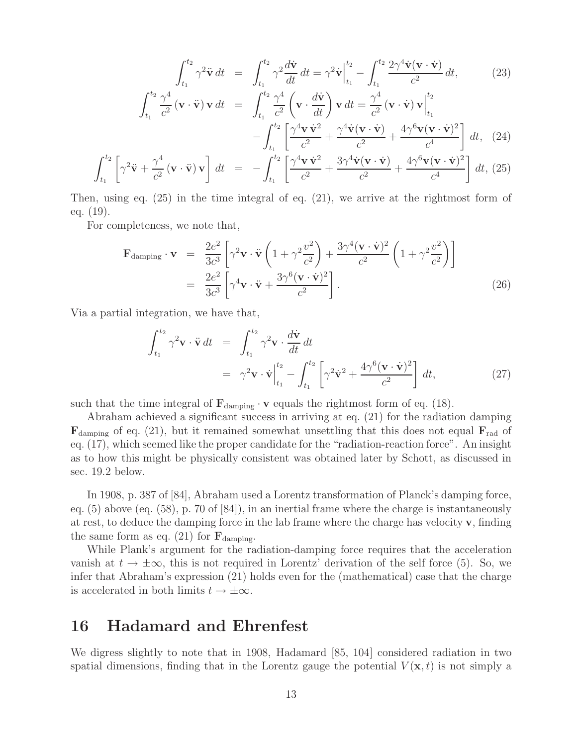$$
\begin{aligned}
\int_{t_1}^{t_2} \gamma^2 \ddot{\mathbf{v}}\, dt &= \int_{t_1}^{t_2} \gamma^2 \frac{d\dot{\mathbf{v}}}{dt}\, dt = \gamma^2 \dot{\mathbf{v}}\Big|_{t_1}^{t_2} - \int_{t_1}^{t_2} \frac{2\gamma^4 \dot{\mathbf{v}}(\mathbf{v}\cdot\dot{\mathbf{v}})}{c^2}\, dt, && (23) \\
\int_{t_1}^{t_2} \frac{\gamma^4}{c^2} (\mathbf{v}\cdot\ddot{\mathbf{v}})\, \mathbf{v}\, dt &= \int_{t_1}^{t_2} \frac{\gamma^4}{c^2} \left(\mathbf{v}\cdot \frac{d\dot{\mathbf{v}}}{dt}\right) \mathbf{v}\, dt = \frac{\gamma^4}{c^2} (\mathbf{v}\cdot\dot{\mathbf{v}})\, \mathbf{v}\Big|_{t_1}^{t_2} \\
&\quad - \int_{t_1}^{t_2} \left[\frac{\gamma^4 \mathbf{v}\, \dot{\mathbf{v}}^2}{c^2} + \frac{\gamma^4 \dot{\mathbf{v}}(\mathbf{v}\cdot\dot{\mathbf{v}})}{c^2} + \frac{4\gamma^6 \mathbf{v}(\mathbf{v}\cdot\dot{\mathbf{v}})^2}{c^4}\right] dt, && (24) \\
\int_{t_1}^{t_2} \left[\gamma^2 \ddot{\mathbf{v}} + \frac{\gamma^4}{c^2} (\mathbf{v}\cdot\ddot{\mathbf{v}})\, \mathbf{v}\right] dt &= - \int_{t_1}^{t_2} \left[\frac{\gamma^4 \mathbf{v}\, \dot{\mathbf{v}}^2}{c^2} + \frac{3\gamma^4 \dot{\mathbf{v}}(\mathbf{v}\cdot\dot{\mathbf{v}})}{c^2} + \frac{4\gamma^6 \mathbf{v}(\mathbf{v}\cdot\dot{\mathbf{v}})^2}{c^4}\right] dt, && (25)
\end{aligned}
$$

Then, using eq. (25) in the time integral of eq. (21), we arrive at the rightmost form of eq. (19).

For completeness, we note that,

$$
\begin{aligned}
\mathbf{F}_{\text{damping}} \cdot \mathbf{v} &= \frac{2e^2}{3c^3} \left[\gamma^2 \mathbf{v}\cdot\ddot{\mathbf{v}} \left(1 + \gamma^2 \frac{v^2}{c^2}\right) + \frac{3\gamma^4 (\mathbf{v}\cdot\dot{\mathbf{v}})^2}{c^2} \left(1 + \gamma^2 \frac{v^2}{c^2}\right)\right] \\
&= \frac{2e^2}{3c^3} \left[\gamma^4 \mathbf{v}\cdot\ddot{\mathbf{v}} + \frac{3\gamma^6 (\mathbf{v}\cdot\dot{\mathbf{v}})^2}{c^2}\right]. && (26)
\end{aligned}
$$

Via a partial integration, we have that,

$$
\begin{aligned}
\int_{t_1}^{t_2} \gamma^2 \mathbf{v}\cdot\ddot{\mathbf{v}}\, dt &= \int_{t_1}^{t_2} \gamma^2 \mathbf{v}\cdot \frac{d\dot{\mathbf{v}}}{dt}\, dt \\
&= \gamma^2 \mathbf{v}\cdot\dot{\mathbf{v}}\Big|_{t_1}^{t_2} - \int_{t_1}^{t_2} \left[\gamma^2 \dot{\mathbf{v}}^2 + \frac{4\gamma^6 (\mathbf{v}\cdot\dot{\mathbf{v}})^2}{c^2}\right] dt, && (27)
\end{aligned}
$$

such that the time integral of $\mathbf{F}_{\text{damping}} \cdot \mathbf{v}$ equals the rightmost form of eq. (18).

Abraham achieved a significant success in arriving at eq. (21) for the radiation damping $\mathbf{F}_{\text{damping}}$ of eq. (21), but it remained somewhat unsettling that this does not equal $\mathbf{F}_{\text{rad}}$ of eq. (17), which seemed like the proper candidate for the "radiation-reaction force". An insight as to how this might be physically consistent was obtained later by Schott, as discussed in sec. 19.2 below.

In 1908, p. 387 of [84], Abraham used a Lorentz transformation of Planck's damping force, eq. (5) above (eq. (58), p. 70 of [84]), in an inertial frame where the charge is instantaneously at rest, to deduce the damping force in the lab frame where the charge has velocity $\mathbf{v}$, finding the same form as eq. (21) for $\mathbf{F}_{\text{damping}}$.

While Plank's argument for the radiation-damping force requires that the acceleration vanish at $t \to \pm\infty$, this is not required in Lorentz' derivation of the self force (5). So, we infer that Abraham's expression (21) holds even for the (mathematical) case that the charge is accelerated in both limits $t \to \pm\infty$.

# 16 Hadamard and Ehrenfest

We digress slightly to note that in 1908, Hadamard [85, 104] considered radiation in two spatial dimensions, finding that in the Lorentz gauge the potential $V(\mathbf{x}, t)$ is not simply a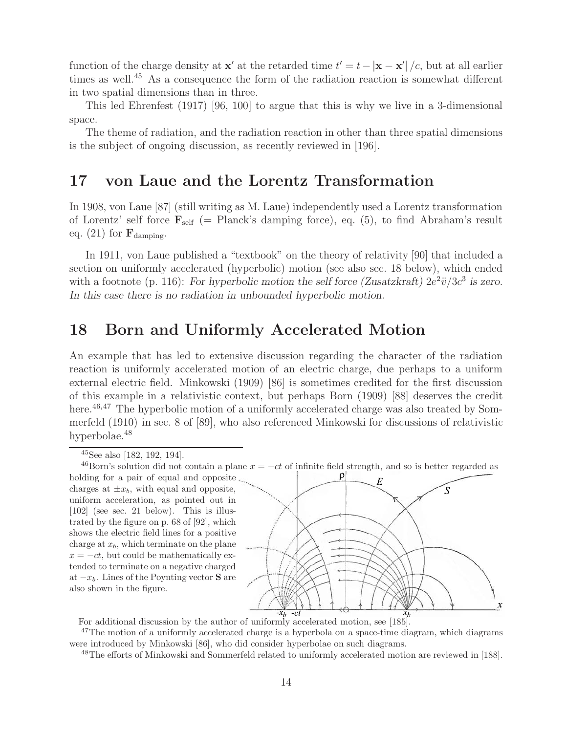function of the charge density at $\mathbf{x}'$ at the retarded time $t' = t - |\mathbf{x} - \mathbf{x}'|/c$, but at all earlier times as well.[45] As a consequence the form of the radiation reaction is somewhat different in two spatial dimensions than in three.

This led Ehrenfest (1917) [96, 100] to argue that this is why we live in a 3-dimensional space.

The theme of radiation, and the radiation reaction in other than three spatial dimensions is the subject of ongoing discussion, as recently reviewed in [196].

## 17 von Laue and the Lorentz Transformation

In 1908, von Laue [87] (still writing as M. Laue) independently used a Lorentz transformation of Lorentz' self force $\mathbf{F}_{\rm self}$ (= Planck's damping force), eq. (5), to find Abraham's result eq. (21) for $\mathbf{F}_{\rm damping}$.

In 1911, von Laue published a "textbook" on the theory of relativity [90] that included a section on uniformly accelerated (hyperbolic) motion (see also sec. 18 below), which ended with a footnote (p. 116): *For hyperbolic motion the self force (Zusatzkraft) $2e^2\dddot{v}/3c^3$ is zero. In this case there is no radiation in unbounded hyperbolic motion.*

## 18 Born and Uniformly Accelerated Motion

An example that has led to extensive discussion regarding the character of the radiation reaction is uniformly accelerated motion of an electric charge, due perhaps to a uniform external electric field. Minkowski (1909) [86] is sometimes credited for the first discussion of this example in a relativistic context, but perhaps Born (1909) [88] deserves the credit here.[46,47] The hyperbolic motion of a uniformly accelerated charge was also treated by Sommerfeld (1910) in sec. 8 of [89], who also referenced Minkowski for discussions of relativistic hyperbolae.[48]

---

[45] See also [182, 192, 194].

[46] Born's solution did not contain a plane $x = -ct$ of infinite field strength, and so is better regarded as holding for a pair of equal and opposite charges at $\pm x_b$, with equal and opposite, uniform acceleration, as pointed out in [102] (see sec. 21 below). This is illustrated by the figure on p. 68 of [92], which shows the electric field lines for a positive charge at $x_b$, which terminate on the plane $x = -ct$, but could be mathematically extended to terminate on a negative charged at $-x_b$. Lines of the Poynting vector $\mathbf{S}$ are also shown in the figure.

For additional discussion by the author of uniformly accelerated motion, see [185].

[47] The motion of a uniformly accelerated charge is a hyperbola on a space-time diagram, which diagrams were introduced by Minkowski [86], who did consider hyperbolae on such diagrams.

[48] The efforts of Minkowski and Sommerfeld related to uniformly accelerated motion are reviewed in [188].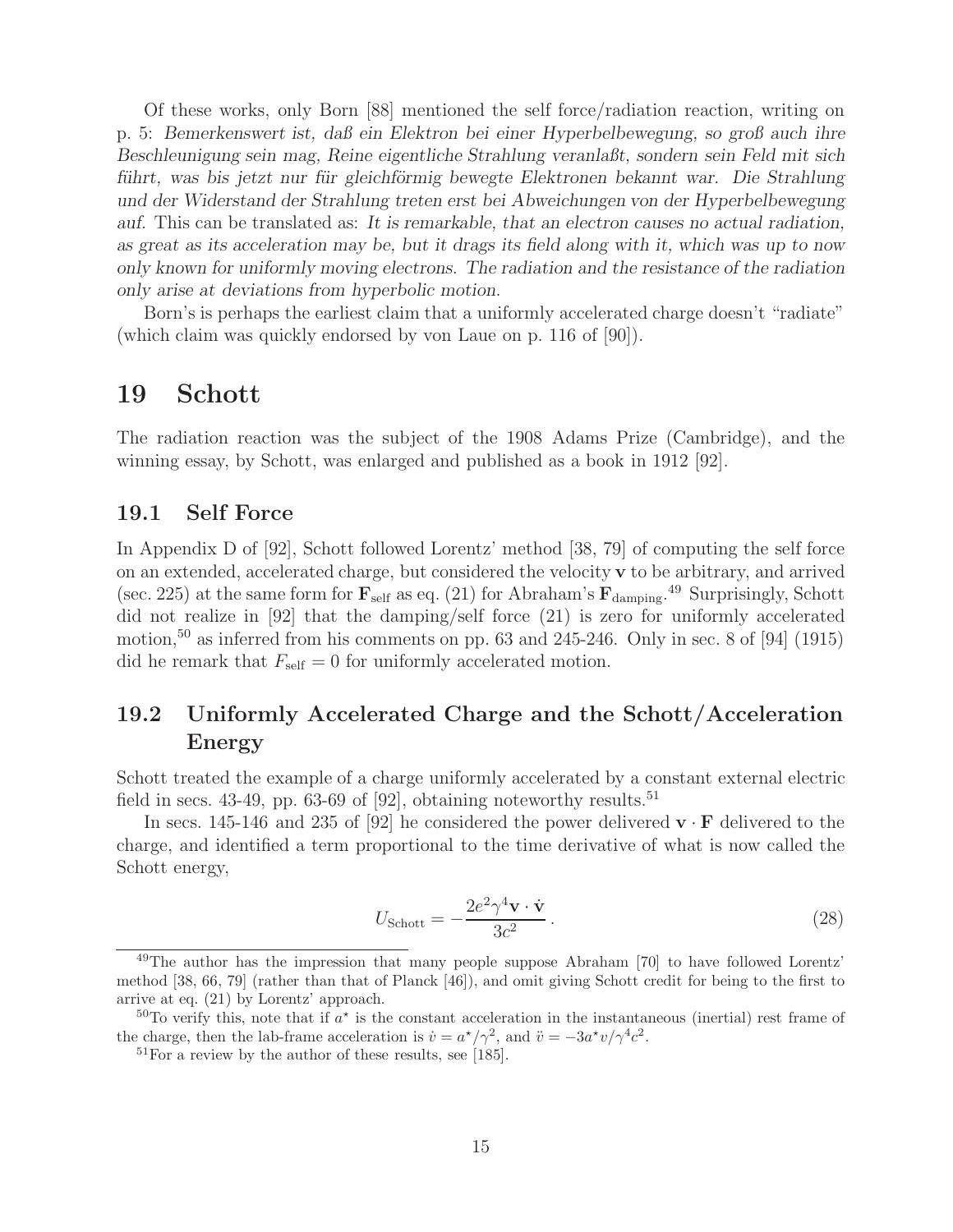Of these works, only Born [88] mentioned the self force/radiation reaction, writing on p. 5: *Bemerkenswert ist, daß ein Elektron bei einer Hyperbelbewegung, so groß auch ihre Beschleunigung sein mag, Reine eigentliche Strahlung veranlaßt, sondern sein Feld mit sich führt, was bis jetzt nur für gleichförmig bewegte Elektronen bekannt war. Die Strahlung und der Widerstand der Strahlung treten erst bei Abweichungen von der Hyperbelbewegung auf.* This can be translated as: *It is remarkable, that an electron causes no actual radiation, as great as its acceleration may be, but it drags its field along with it, which was up to now only known for uniformly moving electrons. The radiation and the resistance of the radiation only arise at deviations from hyperbolic motion.*

Born's is perhaps the earliest claim that a uniformly accelerated charge doesn't "radiate" (which claim was quickly endorsed by von Laue on p. 116 of [90]).

# 19 Schott

The radiation reaction was the subject of the 1908 Adams Prize (Cambridge), and the winning essay, by Schott, was enlarged and published as a book in 1912 [92].

## 19.1 Self Force

In Appendix D of [92], Schott followed Lorentz' method [38, 79] of computing the self force on an extended, accelerated charge, but considered the velocity $\mathbf{v}$ to be arbitrary, and arrived (sec. 225) at the same form for $\mathbf{F}_{\rm self}$ as eq. (21) for Abraham's $\mathbf{F}_{\rm damping}$.[49] Surprisingly, Schott did not realize in [92] that the damping/self force (21) is zero for uniformly accelerated motion,[50] as inferred from his comments on pp. 63 and 245-246. Only in sec. 8 of [94] (1915) did he remark that $F_{\rm self} = 0$ for uniformly accelerated motion.

## 19.2 Uniformly Accelerated Charge and the Schott/Acceleration Energy

Schott treated the example of a charge uniformly accelerated by a constant external electric field in secs. 43-49, pp. 63-69 of [92], obtaining noteworthy results.[51]

In secs. 145-146 and 235 of [92] he considered the power delivered $\mathbf{v} \cdot \mathbf{F}$ delivered to the charge, and identified a term proportional to the time derivative of what is now called the Schott energy,

$$U_{\rm Schott} = -\frac{2e^2\gamma^4 \mathbf{v} \cdot \dot{\mathbf{v}}}{3c^2}\,. \tag{28}$$

---

[49] The author has the impression that many people suppose Abraham [70] to have followed Lorentz' method [38, 66, 79] (rather than that of Planck [46]), and omit giving Schott credit for being to the first to arrive at eq. (21) by Lorentz' approach.

[50] To verify this, note that if $a^\star$ is the constant acceleration in the instantaneous (inertial) rest frame of the charge, then the lab-frame acceleration is $\dot{v} = a^\star/\gamma^2$, and $\ddot{v} = -3a^\star v/\gamma^4 c^2$.

[51] For a review by the author of these results, see [185].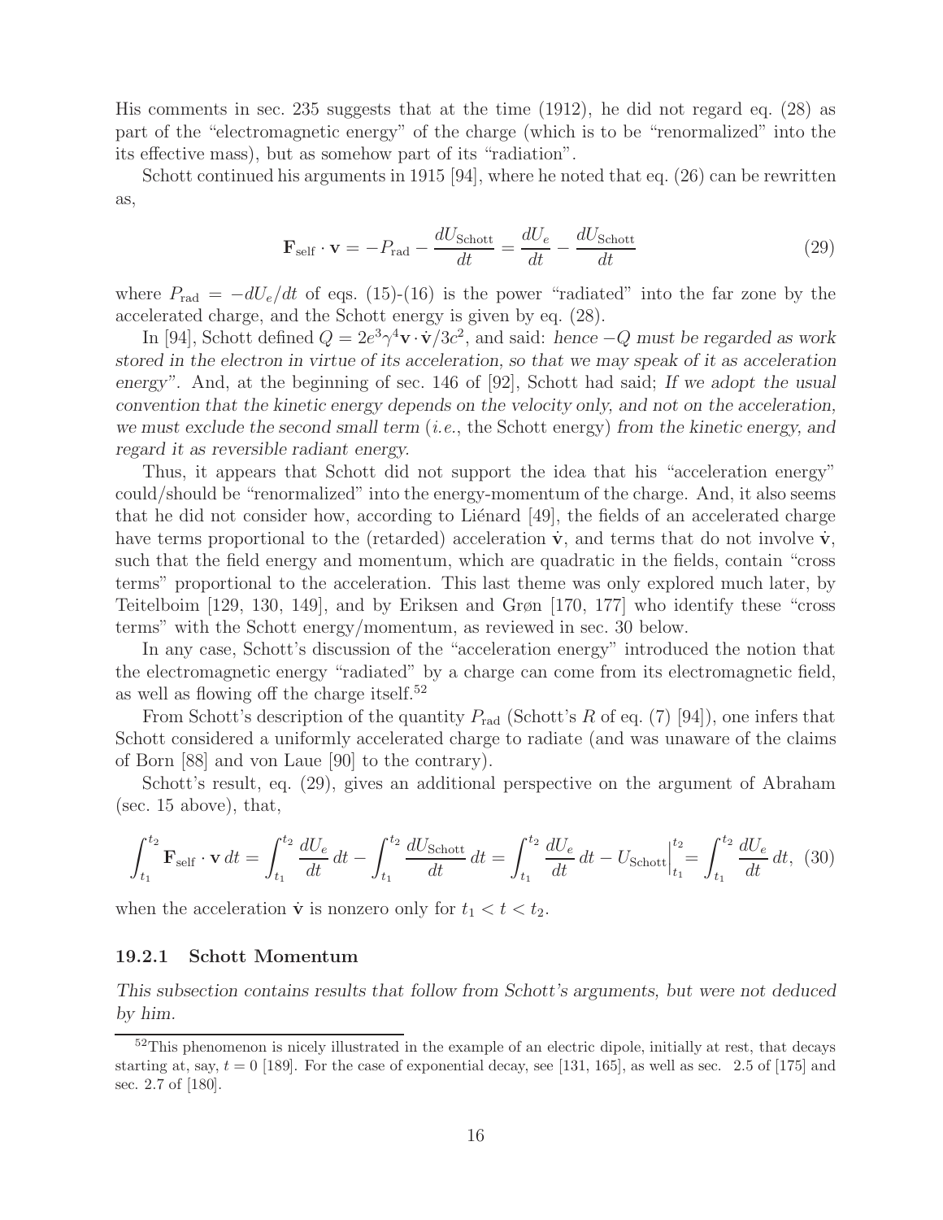His comments in sec. 235 suggests that at the time (1912), he did not regard eq. (28) as part of the "electromagnetic energy" of the charge (which is to be "renormalized" into the its effective mass), but as somehow part of its "radiation".

Schott continued his arguments in 1915 [94], where he noted that eq. (26) can be rewritten as,

$$\mathbf{F}_{\rm self} \cdot \mathbf{v} = -P_{\rm rad} - \frac{dU_{\rm Schott}}{dt} = \frac{dU_e}{dt} - \frac{dU_{\rm Schott}}{dt} \tag{29}$$

where $P_{\rm rad} = -dU_e/dt$ of eqs. (15)-(16) is the power "radiated" into the far zone by the accelerated charge, and the Schott energy is given by eq. (28).

In [94], Schott defined $Q = 2e^3\gamma^4 \mathbf{v} \cdot \dot{\mathbf{v}}/3c^2$, and said: *hence $-Q$ must be regarded as work stored in the electron in virtue of its acceleration, so that we may speak of it as acceleration energy*". And, at the beginning of sec. 146 of [92], Schott had said; *If we adopt the usual convention that the kinetic energy depends on the velocity only, and not on the acceleration, we must exclude the second small term* (*i.e.*, the Schott energy) *from the kinetic energy, and regard it as reversible radiant energy*.

Thus, it appears that Schott did not support the idea that his "acceleration energy" could/should be "renormalized" into the energy-momentum of the charge. And, it also seems that he did not consider how, according to Liénard [49], the fields of an accelerated charge have terms proportional to the (retarded) acceleration $\dot{\mathbf{v}}$, and terms that do not involve $\dot{\mathbf{v}}$, such that the field energy and momentum, which are quadratic in the fields, contain "cross terms" proportional to the acceleration. This last theme was only explored much later, by Teitelboim [129, 130, 149], and by Eriksen and Grøn [170, 177] who identify these "cross terms" with the Schott energy/momentum, as reviewed in sec. 30 below.

In any case, Schott's discussion of the "acceleration energy" introduced the notion that the electromagnetic energy "radiated" by a charge can come from its electromagnetic field, as well as flowing off the charge itself.[52]

From Schott's description of the quantity $P_{\rm rad}$ (Schott's $R$ of eq. (7) [94]), one infers that Schott considered a uniformly accelerated charge to radiate (and was unaware of the claims of Born [88] and von Laue [90] to the contrary).

Schott's result, eq. (29), gives an additional perspective on the argument of Abraham (sec. 15 above), that,

$$\int_{t_1}^{t_2} \mathbf{F}_{\rm self} \cdot \mathbf{v}\, dt = \int_{t_1}^{t_2} \frac{dU_e}{dt}\, dt - \int_{t_1}^{t_2} \frac{dU_{\rm Schott}}{dt}\, dt = \int_{t_1}^{t_2} \frac{dU_e}{dt}\, dt - U_{\rm Schott}\Big|_{t_1}^{t_2} = \int_{t_1}^{t_2} \frac{dU_e}{dt}\, dt, \tag{30}$$

when the acceleration $\dot{\mathbf{v}}$ is nonzero only for $t_1 < t < t_2$.

### 19.2.1 Schott Momentum

*This subsection contains results that follow from Schott's arguments, but were not deduced by him.*

[52] This phenomenon is nicely illustrated in the example of an electric dipole, initially at rest, that decays starting at, say, $t = 0$ [189]. For the case of exponential decay, see [131, 165], as well as sec. 2.5 of [175] and sec. 2.7 of [180].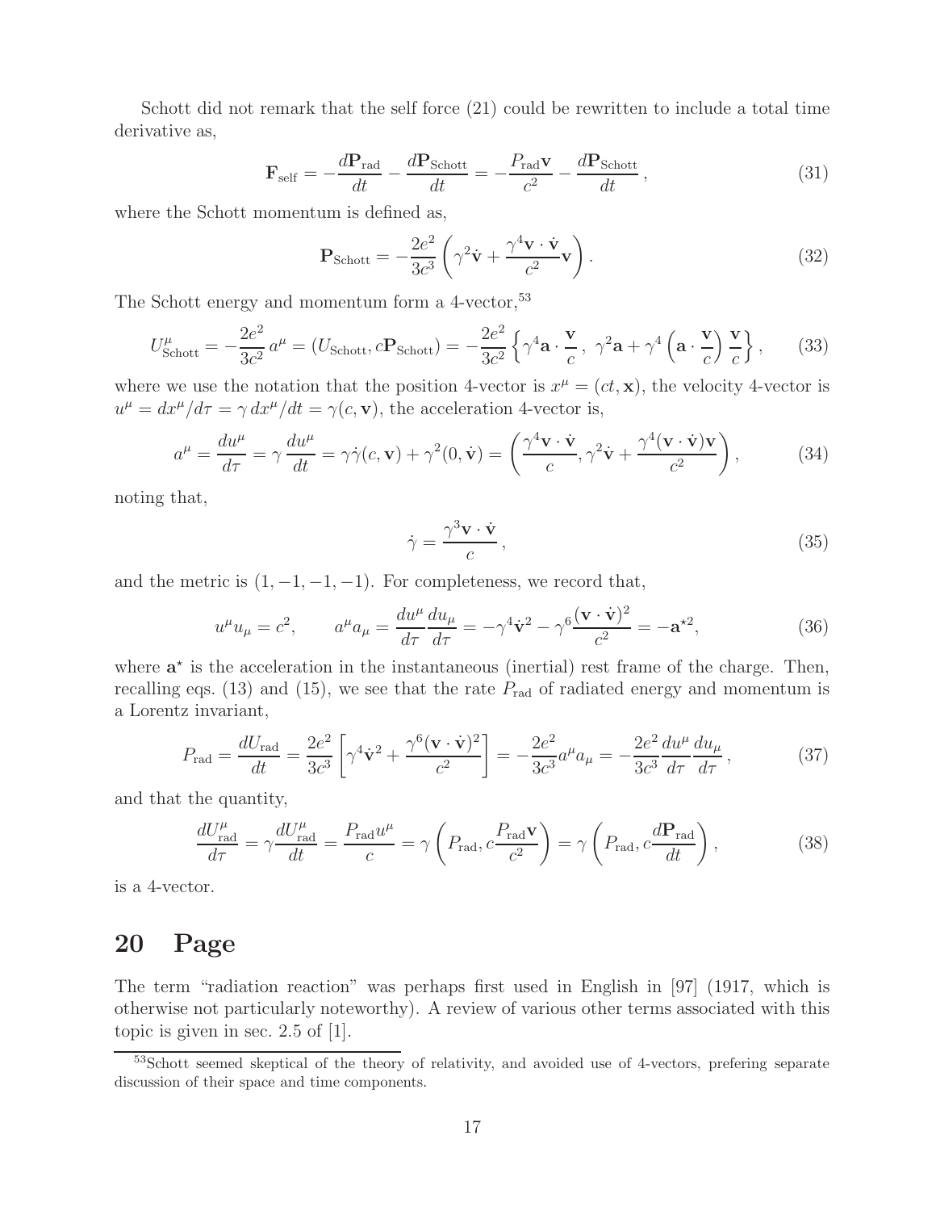Schott did not remark that the self force (21) could be rewritten to include a total time derivative as,

$$\mathbf{F}_{\text{self}} = -\frac{d\mathbf{P}_{\text{rad}}}{dt} - \frac{d\mathbf{P}_{\text{Schott}}}{dt} = -\frac{P_{\text{rad}}\mathbf{v}}{c^2} - \frac{d\mathbf{P}_{\text{Schott}}}{dt}\,, \tag{31}$$

where the Schott momentum is defined as,

$$\mathbf{P}_{\text{Schott}} = -\frac{2e^2}{3c^3}\left(\gamma^2\dot{\mathbf{v}} + \frac{\gamma^4\mathbf{v}\cdot\dot{\mathbf{v}}}{c^2}\mathbf{v}\right). \tag{32}$$

The Schott energy and momentum form a 4-vector,[53]

$$U^\mu_{\text{Schott}} = -\frac{2e^2}{3c^2}\,a^\mu = (U_{\text{Schott}}, c\mathbf{P}_{\text{Schott}}) = -\frac{2e^2}{3c^2}\left\{\gamma^4\mathbf{a}\cdot\frac{\mathbf{v}}{c}\,,\ \gamma^2\mathbf{a} + \gamma^4\left(\mathbf{a}\cdot\frac{\mathbf{v}}{c}\right)\frac{\mathbf{v}}{c}\right\}, \tag{33}$$

where we use the notation that the position 4-vector is $x^\mu = (ct, \mathbf{x})$, the velocity 4-vector is $u^\mu = dx^\mu/d\tau = \gamma\, dx^\mu/dt = \gamma(c, \mathbf{v})$, the acceleration 4-vector is,

$$a^\mu = \frac{du^\mu}{d\tau} = \gamma\,\frac{du^\mu}{dt} = \gamma\dot{\gamma}(c, \mathbf{v}) + \gamma^2(0, \dot{\mathbf{v}}) = \left(\frac{\gamma^4\mathbf{v}\cdot\dot{\mathbf{v}}}{c}, \gamma^2\dot{\mathbf{v}} + \frac{\gamma^4(\mathbf{v}\cdot\dot{\mathbf{v}})\mathbf{v}}{c^2}\right), \tag{34}$$

noting that,

$$\dot{\gamma} = \frac{\gamma^3\mathbf{v}\cdot\dot{\mathbf{v}}}{c}\,, \tag{35}$$

and the metric is $(1, -1, -1, -1)$. For completeness, we record that,

$$u^\mu u_\mu = c^2, \qquad a^\mu a_\mu = \frac{du^\mu}{d\tau}\frac{du_\mu}{d\tau} = -\gamma^4\dot{\mathbf{v}}^2 - \gamma^6\frac{(\mathbf{v}\cdot\dot{\mathbf{v}})^2}{c^2} = -\mathbf{a}^{\star 2}, \tag{36}$$

where $\mathbf{a}^\star$ is the acceleration in the instantaneous (inertial) rest frame of the charge. Then, recalling eqs. (13) and (15), we see that the rate $P_{\text{rad}}$ of radiated energy and momentum is a Lorentz invariant,

$$P_{\text{rad}} = \frac{dU_{\text{rad}}}{dt} = \frac{2e^2}{3c^3}\left[\gamma^4\dot{\mathbf{v}}^2 + \frac{\gamma^6(\mathbf{v}\cdot\dot{\mathbf{v}})^2}{c^2}\right] = -\frac{2e^2}{3c^3}a^\mu a_\mu = -\frac{2e^2}{3c^3}\frac{du^\mu}{d\tau}\frac{du_\mu}{d\tau}\,, \tag{37}$$

and that the quantity,

$$\frac{dU^\mu_{\text{rad}}}{d\tau} = \gamma\frac{dU^\mu_{\text{rad}}}{dt} = \frac{P_{\text{rad}}u^\mu}{c} = \gamma\left(P_{\text{rad}}, c\frac{P_{\text{rad}}\mathbf{v}}{c^2}\right) = \gamma\left(P_{\text{rad}}, c\frac{d\mathbf{P}_{\text{rad}}}{dt}\right), \tag{38}$$

is a 4-vector.

# 20 Page

The term "radiation reaction" was perhaps first used in English in [97] (1917, which is otherwise not particularly noteworthy). A review of various other terms associated with this topic is given in sec. 2.5 of [1].

[53] Schott seemed skeptical of the theory of relativity, and avoided use of 4-vectors, prefering separate discussion of their space and time components.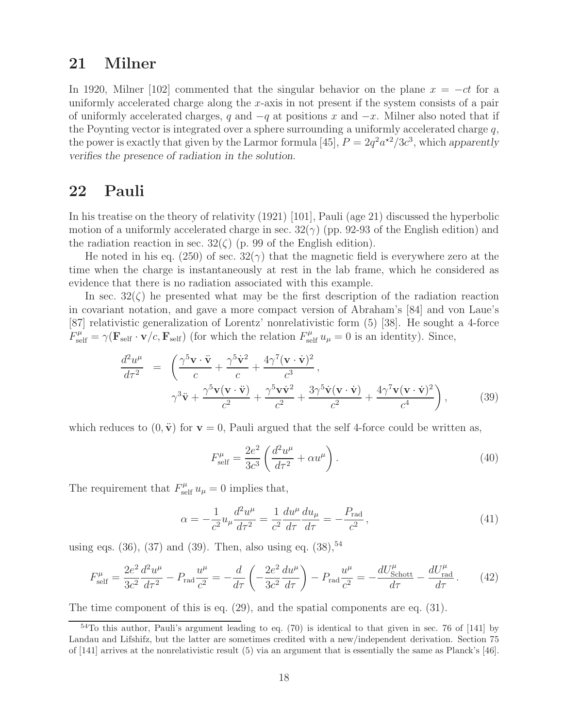## 21 Milner

In 1920, Milner [102] commented that the singular behavior on the plane $x = -ct$ for a uniformly accelerated charge along the $x$-axis in not present if the system consists of a pair of uniformly accelerated charges, $q$ and $-q$ at positions $x$ and $-x$. Milner also noted that if the Poynting vector is integrated over a sphere surrounding a uniformly accelerated charge $q$, the power is exactly that given by the Larmor formula [45], $P = 2q^2a^{\star 2}/3c^3$, which *apparently verifies the presence of radiation in the solution*.

## 22 Pauli

In his treatise on the theory of relativity (1921) [101], Pauli (age 21) discussed the hyperbolic motion of a uniformly accelerated charge in sec. $32(\gamma)$ (pp. 92-93 of the English edition) and the radiation reaction in sec. $32(\zeta)$ (p. 99 of the English edition).

He noted in his eq. (250) of sec. $32(\gamma)$ that the magnetic field is everywhere zero at the time when the charge is instantaneously at rest in the lab frame, which he considered as evidence that there is no radiation associated with this example.

In sec. $32(\zeta)$ he presented what may be the first description of the radiation reaction in covariant notation, and gave a more compact version of Abraham's [84] and von Laue's [87] relativistic generalization of Lorentz' nonrelativistic form (5) [38]. He sought a 4-force $F^\mu_{\rm self} = \gamma(\mathbf{F}_{\rm self} \cdot \mathbf{v}/c, \mathbf{F}_{\rm self})$ (for which the relation $F^\mu_{\rm self}\, u_\mu = 0$ is an identity). Since,

$$\begin{aligned}
\frac{d^2 u^\mu}{d\tau^2} &= \left( \frac{\gamma^5 \mathbf{v} \cdot \ddot{\mathbf{v}}}{c} + \frac{\gamma^5 \dot{\mathbf{v}}^2}{c} + \frac{4\gamma^7 (\mathbf{v} \cdot \dot{\mathbf{v}})^2}{c^3}\,, \right. \\
&\qquad \left. \gamma^3 \ddot{\mathbf{v}} + \frac{\gamma^5 \mathbf{v}(\mathbf{v} \cdot \ddot{\mathbf{v}})}{c^2} + \frac{\gamma^5 \mathbf{v} \dot{\mathbf{v}}^2}{c^2} + \frac{3\gamma^5 \dot{\mathbf{v}}(\mathbf{v} \cdot \dot{\mathbf{v}})}{c^2} + \frac{4\gamma^7 \mathbf{v}(\mathbf{v} \cdot \dot{\mathbf{v}})^2}{c^4} \right), \qquad (39)
\end{aligned}$$

which reduces to $(0, \ddot{\mathbf{v}})$ for $\mathbf{v} = 0$, Pauli argued that the self 4-force could be written as,

$$F^\mu_{\rm self} = \frac{2e^2}{3c^3} \left( \frac{d^2 u^\mu}{d\tau^2} + \alpha u^\mu \right). \qquad (40)$$

The requirement that $F^\mu_{\rm self}\, u_\mu = 0$ implies that,

$$\alpha = -\frac{1}{c^2} u_\mu \frac{d^2 u^\mu}{d\tau^2} = \frac{1}{c^2} \frac{du^\mu}{d\tau} \frac{du_\mu}{d\tau} = -\frac{P_{\rm rad}}{c^2}\,, \qquad (41)$$

using eqs. (36), (37) and (39). Then, also using eq. (38),[54]

$$F^\mu_{\rm self} = \frac{2e^2}{3c^2} \frac{d^2 u^\mu}{d\tau^2} - P_{\rm rad} \frac{u^\mu}{c^2} = -\frac{d}{d\tau} \left( -\frac{2e^2}{3c^2} \frac{du^\mu}{d\tau} \right) - P_{\rm rad} \frac{u^\mu}{c^2} = -\frac{dU^\mu_{\rm Schott}}{d\tau} - \frac{dU^\mu_{\rm rad}}{d\tau}\,. \qquad (42)$$

The time component of this is eq. (29), and the spatial components are eq. (31).

[54] To this author, Pauli's argument leading to eq. (70) is identical to that given in sec. 76 of [141] by Landau and Lifshifz, but the latter are sometimes credited with a new/independent derivation. Section 75 of [141] arrives at the nonrelativistic result (5) via an argument that is essentially the same as Planck's [46].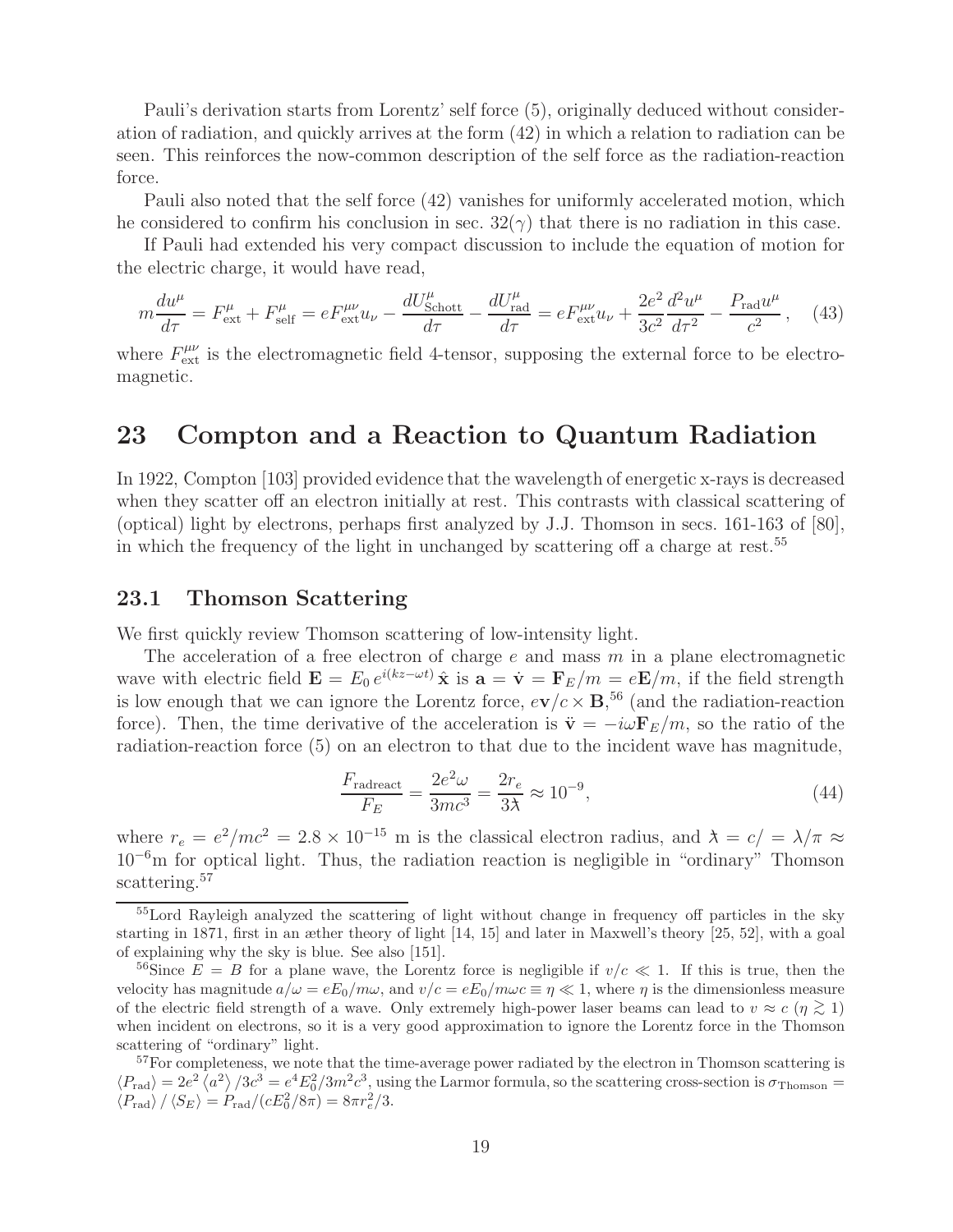Pauli's derivation starts from Lorentz' self force (5), originally deduced without consideration of radiation, and quickly arrives at the form (42) in which a relation to radiation can be seen. This reinforces the now-common description of the self force as the radiation-reaction force.

Pauli also noted that the self force (42) vanishes for uniformly accelerated motion, which he considered to confirm his conclusion in sec. 32($\gamma$) that there is no radiation in this case.

If Pauli had extended his very compact discussion to include the equation of motion for the electric charge, it would have read,

$$m\frac{du^\mu}{d\tau} = F^\mu_{\rm ext} + F^\mu_{\rm self} = eF^{\mu\nu}_{\rm ext}u_\nu - \frac{dU^\mu_{\rm Schott}}{d\tau} - \frac{dU^\mu_{\rm rad}}{d\tau} = eF^{\mu\nu}_{\rm ext}u_\nu + \frac{2e^2}{3c^2}\frac{d^2u^\mu}{d\tau^2} - \frac{P_{\rm rad}u^\mu}{c^2}\,, \qquad (43)$$

where $F^{\mu\nu}_{\rm ext}$ is the electromagnetic field 4-tensor, supposing the external force to be electromagnetic.

# 23 Compton and a Reaction to Quantum Radiation

In 1922, Compton [103] provided evidence that the wavelength of energetic x-rays is decreased when they scatter off an electron initially at rest. This contrasts with classical scattering of (optical) light by electrons, perhaps first analyzed by J.J. Thomson in secs. 161-163 of [80], in which the frequency of the light in unchanged by scattering off a charge at rest.[55]

## 23.1 Thomson Scattering

We first quickly review Thomson scattering of low-intensity light.

The acceleration of a free electron of charge $e$ and mass $m$ in a plane electromagnetic wave with electric field $\mathbf{E} = E_0\, e^{i(kz-\omega t)}\,\hat{\mathbf{x}}$ is $\mathbf{a} = \dot{\mathbf{v}} = \mathbf{F}_E/m = e\mathbf{E}/m$, if the field strength is low enough that we can ignore the Lorentz force, $e\mathbf{v}/c \times \mathbf{B}$,[56] (and the radiation-reaction force). Then, the time derivative of the acceleration is $\ddot{\mathbf{v}} = -i\omega\mathbf{F}_E/m$, so the ratio of the radiation-reaction force (5) on an electron to that due to the incident wave has magnitude,

$$\frac{F_{\rm radreact}}{F_E} = \frac{2e^2\omega}{3mc^3} = \frac{2r_e}{3\lambda\!\!\!^{-}} \approx 10^{-9}, \qquad (44)$$

where $r_e = e^2/mc^2 = 2.8 \times 10^{-15}$ m is the classical electron radius, and $\lambda\!\!\!^{-} = c/ = \lambda/\pi \approx 10^{-6}$m for optical light. Thus, the radiation reaction is negligible in "ordinary" Thomson scattering.[57]

---

[55] Lord Rayleigh analyzed the scattering of light without change in frequency off particles in the sky starting in 1871, first in an æther theory of light [14, 15] and later in Maxwell's theory [25, 52], with a goal of explaining why the sky is blue. See also [151].

[56] Since $E = B$ for a plane wave, the Lorentz force is negligible if $v/c \ll 1$. If this is true, then the velocity has magnitude $a/\omega = eE_0/m\omega$, and $v/c = eE_0/m\omega c \equiv \eta \ll 1$, where $\eta$ is the dimensionless measure of the electric field strength of a wave. Only extremely high-power laser beams can lead to $v \approx c$ ($\eta \gtrsim 1$) when incident on electrons, so it is a very good approximation to ignore the Lorentz force in the Thomson scattering of "ordinary" light.

[57] For completeness, we note that the time-average power radiated by the electron in Thomson scattering is $\langle P_{\rm rad}\rangle = 2e^2\langle a^2\rangle/3c^3 = e^4E_0^2/3m^2c^3$, using the Larmor formula, so the scattering cross-section is $\sigma_{\rm Thomson} = \langle P_{\rm rad}\rangle / \langle S_E\rangle = P_{\rm rad}/(cE_0^2/8\pi) = 8\pi r_e^2/3$.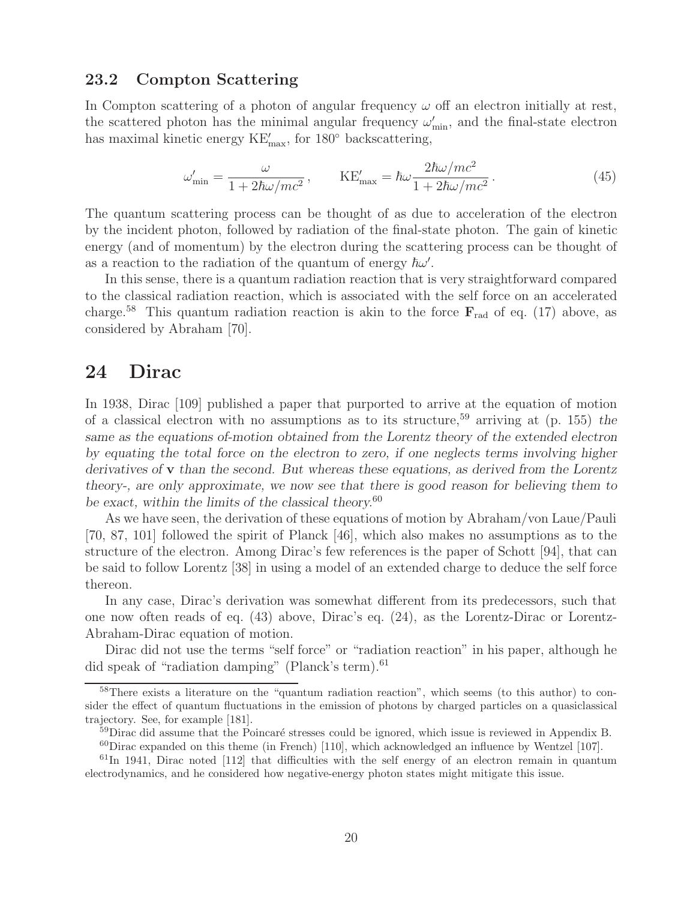### 23.2 Compton Scattering

In Compton scattering of a photon of angular frequency $\omega$ off an electron initially at rest, the scattered photon has the minimal angular frequency $\omega'_{\rm min}$, and the final-state electron has maximal kinetic energy $\mathrm{KE}'_{\rm max}$, for 180° backscattering,

$$\omega'_{\rm min} = \frac{\omega}{1 + 2\hbar\omega/mc^2}\,, \qquad \mathrm{KE}'_{\rm max} = \hbar\omega \frac{2\hbar\omega/mc^2}{1 + 2\hbar\omega/mc^2}\,. \tag{45}$$

The quantum scattering process can be thought of as due to acceleration of the electron by the incident photon, followed by radiation of the final-state photon. The gain of kinetic energy (and of momentum) by the electron during the scattering process can be thought of as a reaction to the radiation of the quantum of energy $\hbar\omega'$.

In this sense, there is a quantum radiation reaction that is very straightforward compared to the classical radiation reaction, which is associated with the self force on an accelerated charge.[58] This quantum radiation reaction is akin to the force $\mathbf{F}_{\rm rad}$ of eq. (17) above, as considered by Abraham [70].

# 24 Dirac

In 1938, Dirac [109] published a paper that purported to arrive at the equation of motion of a classical electron with no assumptions as to its structure,[59] arriving at (p. 155) *the same as the equations of-motion obtained from the Lorentz theory of the extended electron by equating the total force on the electron to zero, if one neglects terms involving higher derivatives of* $\mathbf{v}$ *than the second. But whereas these equations, as derived from the Lorentz theory-, are only approximate, we now see that there is good reason for believing them to be exact, within the limits of the classical theory.*[60]

As we have seen, the derivation of these equations of motion by Abraham/von Laue/Pauli [70, 87, 101] followed the spirit of Planck [46], which also makes no assumptions as to the structure of the electron. Among Dirac's few references is the paper of Schott [94], that can be said to follow Lorentz [38] in using a model of an extended charge to deduce the self force thereon.

In any case, Dirac's derivation was somewhat different from its predecessors, such that one now often reads of eq. (43) above, Dirac's eq. (24), as the Lorentz-Dirac or Lorentz-Abraham-Dirac equation of motion.

Dirac did not use the terms "self force" or "radiation reaction" in his paper, although he did speak of "radiation damping" (Planck's term).[61]

---

[58] There exists a literature on the "quantum radiation reaction", which seems (to this author) to consider the effect of quantum fluctuations in the emission of photons by charged particles on a quasiclassical trajectory. See, for example [181].

[59] Dirac did assume that the Poincaré stresses could be ignored, which issue is reviewed in Appendix B.

[60] Dirac expanded on this theme (in French) [110], which acknowledged an influence by Wentzel [107].

[61] In 1941, Dirac noted [112] that difficulties with the self energy of an electron remain in quantum electrodynamics, and he considered how negative-energy photon states might mitigate this issue.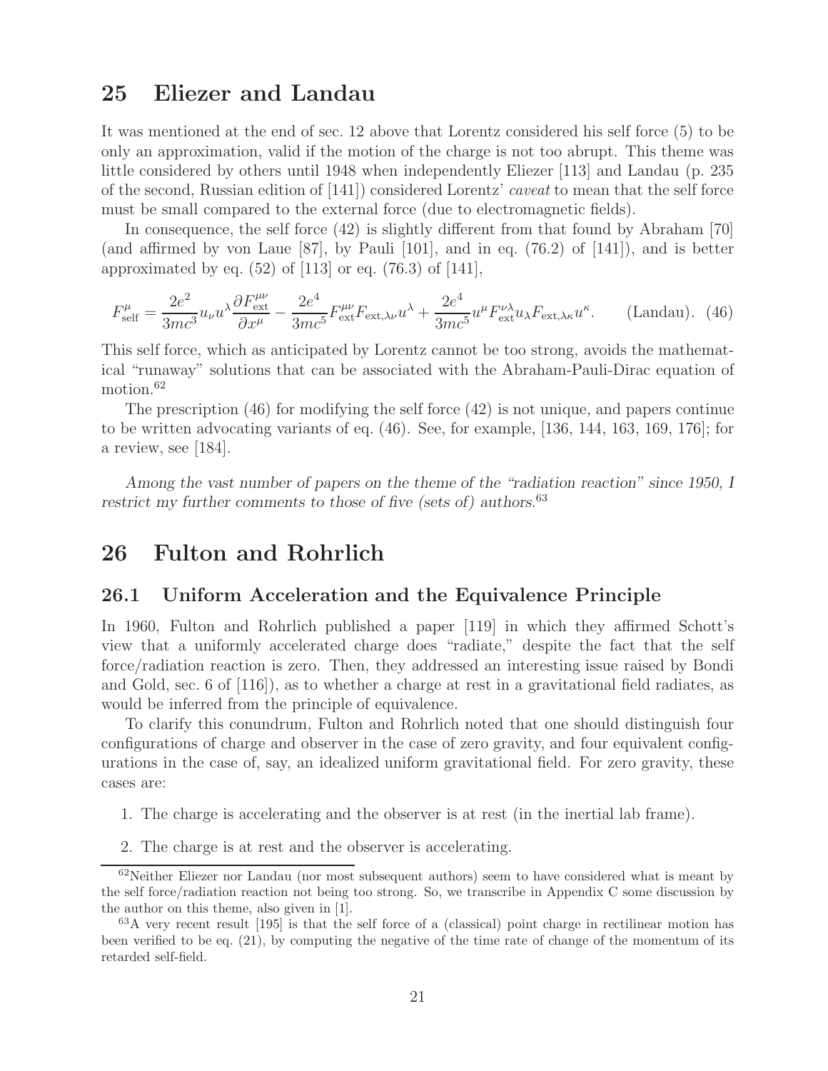## 25 Eliezer and Landau

It was mentioned at the end of sec. 12 above that Lorentz considered his self force (5) to be only an approximation, valid if the motion of the charge is not too abrupt. This theme was little considered by others until 1948 when independently Eliezer [113] and Landau (p. 235 of the second, Russian edition of [141]) considered Lorentz' *caveat* to mean that the self force must be small compared to the external force (due to electromagnetic fields).

In consequence, the self force (42) is slightly different from that found by Abraham [70] (and affirmed by von Laue [87], by Pauli [101], and in eq. (76.2) of [141]), and is better approximated by eq. (52) of [113] or eq. (76.3) of [141],

$$F^{\mu}_{\rm self} = \frac{2e^2}{3mc^3} u_\nu u^\lambda \frac{\partial F^{\mu\nu}_{\rm ext}}{\partial x^\mu} - \frac{2e^4}{3mc^5} F^{\mu\nu}_{\rm ext} F_{{\rm ext},\lambda\nu} u^\lambda + \frac{2e^4}{3mc^5} u^\mu F^{\nu\lambda}_{\rm ext} u_\lambda F_{{\rm ext},\lambda\kappa} u^\kappa. \qquad \text{(Landau)}. \quad (46)$$

This self force, which as anticipated by Lorentz cannot be too strong, avoids the mathematical "runaway" solutions that can be associated with the Abraham-Pauli-Dirac equation of motion.[62]

The prescription (46) for modifying the self force (42) is not unique, and papers continue to be written advocating variants of eq. (46). See, for example, [136, 144, 163, 169, 176]; for a review, see [184].

*Among the vast number of papers on the theme of the "radiation reaction" since 1950, I restrict my further comments to those of five (sets of) authors.*[63]

## 26 Fulton and Rohrlich

### 26.1 Uniform Acceleration and the Equivalence Principle

In 1960, Fulton and Rohrlich published a paper [119] in which they affirmed Schott's view that a uniformly accelerated charge does "radiate," despite the fact that the self force/radiation reaction is zero. Then, they addressed an interesting issue raised by Bondi and Gold, sec. 6 of [116]), as to whether a charge at rest in a gravitational field radiates, as would be inferred from the principle of equivalence.

To clarify this conundrum, Fulton and Rohrlich noted that one should distinguish four configurations of charge and observer in the case of zero gravity, and four equivalent configurations in the case of, say, an idealized uniform gravitational field. For zero gravity, these cases are:

1. The charge is accelerating and the observer is at rest (in the inertial lab frame).
2. The charge is at rest and the observer is accelerating.

---

[62] Neither Eliezer nor Landau (nor most subsequent authors) seem to have considered what is meant by the self force/radiation reaction not being too strong. So, we transcribe in Appendix C some discussion by the author on this theme, also given in [1].

[63] A very recent result [195] is that the self force of a (classical) point charge in rectilinear motion has been verified to be eq. (21), by computing the negative of the time rate of change of the momentum of its retarded self-field.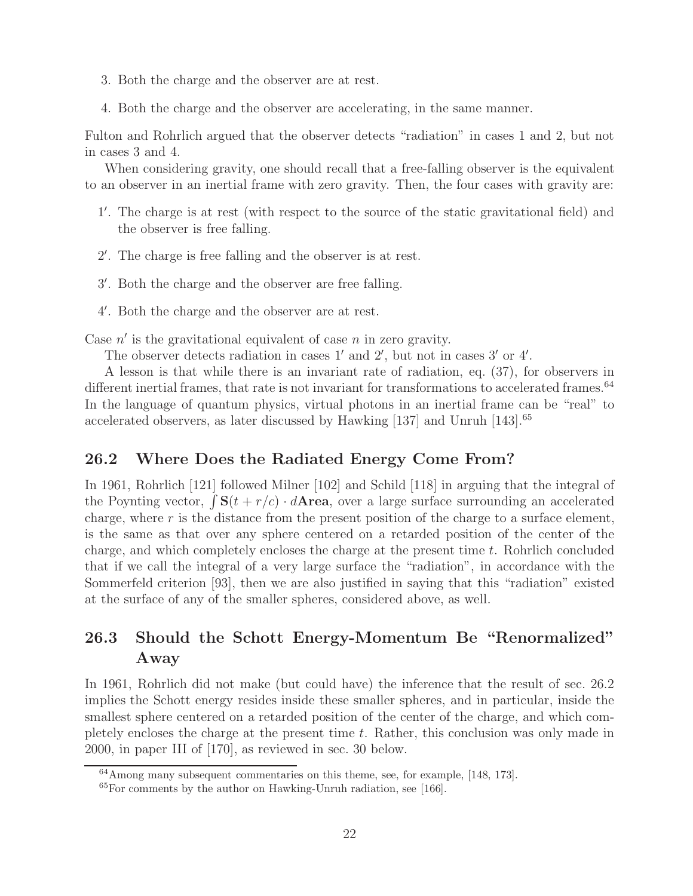3. Both the charge and the observer are at rest.
4. Both the charge and the observer are accelerating, in the same manner.

Fulton and Rohrlich argued that the observer detects "radiation" in cases 1 and 2, but not in cases 3 and 4.

When considering gravity, one should recall that a free-falling observer is the equivalent to an observer in an inertial frame with zero gravity. Then, the four cases with gravity are:

$1'$. The charge is at rest (with respect to the source of the static gravitational field) and the observer is free falling.

$2'$. The charge is free falling and the observer is at rest.

$3'$. Both the charge and the observer are free falling.

$4'$. Both the charge and the observer are at rest.

Case $n'$ is the gravitational equivalent of case $n$ in zero gravity.

The observer detects radiation in cases $1'$ and $2'$, but not in cases $3'$ or $4'$.

A lesson is that while there is an invariant rate of radiation, eq. (37), for observers in different inertial frames, that rate is not invariant for transformations to accelerated frames.[64] In the language of quantum physics, virtual photons in an inertial frame can be "real" to accelerated observers, as later discussed by Hawking [137] and Unruh [143].[65]

## 26.2 Where Does the Radiated Energy Come From?

In 1961, Rohrlich [121] followed Milner [102] and Schild [118] in arguing that the integral of the Poynting vector, $\int \mathbf{S}(t + r/c) \cdot d\mathbf{Area}$, over a large surface surrounding an accelerated charge, where $r$ is the distance from the present position of the charge to a surface element, is the same as that over any sphere centered on a retarded position of the center of the charge, and which completely encloses the charge at the present time $t$. Rohrlich concluded that if we call the integral of a very large surface the "radiation", in accordance with the Sommerfeld criterion [93], then we are also justified in saying that this "radiation" existed at the surface of any of the smaller spheres, considered above, as well.

## 26.3 Should the Schott Energy-Momentum Be "Renormalized" Away

In 1961, Rohrlich did not make (but could have) the inference that the result of sec. 26.2 implies the Schott energy resides inside these smaller spheres, and in particular, inside the smallest sphere centered on a retarded position of the center of the charge, and which completely encloses the charge at the present time $t$. Rather, this conclusion was only made in 2000, in paper III of [170], as reviewed in sec. 30 below.

---

[64] Among many subsequent commentaries on this theme, see, for example, [148, 173].

[65] For comments by the author on Hawking-Unruh radiation, see [166].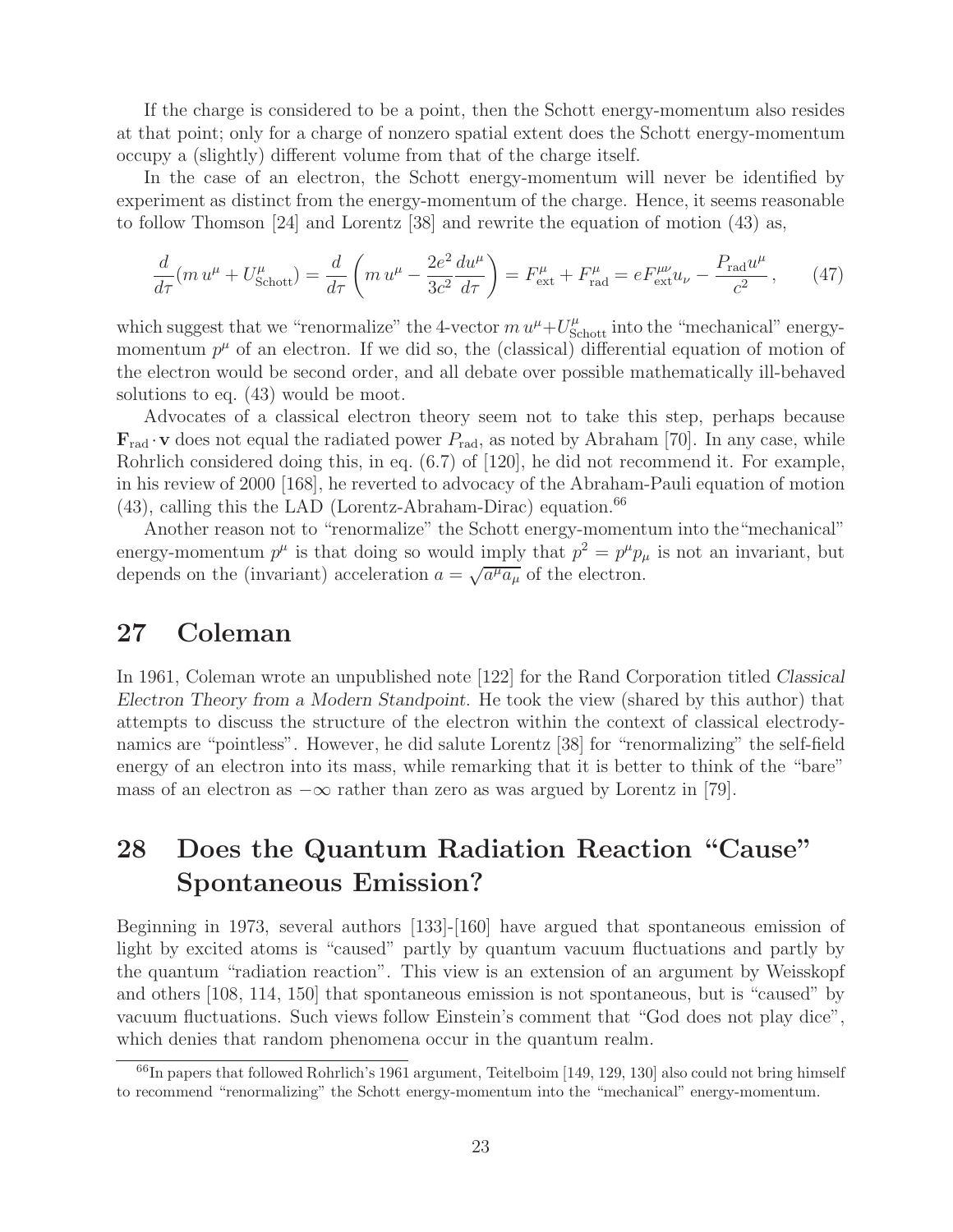If the charge is considered to be a point, then the Schott energy-momentum also resides at that point; only for a charge of nonzero spatial extent does the Schott energy-momentum occupy a (slightly) different volume from that of the charge itself.

In the case of an electron, the Schott energy-momentum will never be identified by experiment as distinct from the energy-momentum of the charge. Hence, it seems reasonable to follow Thomson [24] and Lorentz [38] and rewrite the equation of motion (43) as,

$$\frac{d}{d\tau}(m\,u^\mu + U^\mu_{\rm Schott}) = \frac{d}{d\tau}\left(m\,u^\mu - \frac{2e^2}{3c^2}\frac{du^\mu}{d\tau}\right) = F^\mu_{\rm ext} + F^\mu_{\rm rad} = eF^{\mu\nu}_{\rm ext}u_\nu - \frac{P_{\rm rad}u^\mu}{c^2}\,, \qquad (47)$$

which suggest that we "renormalize" the 4-vector $m\,u^\mu + U^\mu_{\rm Schott}$ into the "mechanical" energy-momentum $p^\mu$ of an electron. If we did so, the (classical) differential equation of motion of the electron would be second order, and all debate over possible mathematically ill-behaved solutions to eq. (43) would be moot.

Advocates of a classical electron theory seem not to take this step, perhaps because $\mathbf{F}_{\rm rad}\cdot\mathbf{v}$ does not equal the radiated power $P_{\rm rad}$, as noted by Abraham [70]. In any case, while Rohrlich considered doing this, in eq. (6.7) of [120], he did not recommend it. For example, in his review of 2000 [168], he reverted to advocacy of the Abraham-Pauli equation of motion (43), calling this the LAD (Lorentz-Abraham-Dirac) equation.[66]

Another reason not to "renormalize" the Schott energy-momentum into the "mechanical" energy-momentum $p^\mu$ is that doing so would imply that $p^2 = p^\mu p_\mu$ is not an invariant, but depends on the (invariant) acceleration $a = \sqrt{a^\mu a_\mu}$ of the electron.

# 27 Coleman

In 1961, Coleman wrote an unpublished note [122] for the Rand Corporation titled *Classical Electron Theory from a Modern Standpoint*. He took the view (shared by this author) that attempts to discuss the structure of the electron within the context of classical electrodynamics are "pointless". However, he did salute Lorentz [38] for "renormalizing" the self-field energy of an electron into its mass, while remarking that it is better to think of the "bare" mass of an electron as $-\infty$ rather than zero as was argued by Lorentz in [79].

# 28 Does the Quantum Radiation Reaction "Cause" Spontaneous Emission?

Beginning in 1973, several authors [133]-[160] have argued that spontaneous emission of light by excited atoms is "caused" partly by quantum vacuum fluctuations and partly by the quantum "radiation reaction". This view is an extension of an argument by Weisskopf and others [108, 114, 150] that spontaneous emission is not spontaneous, but is "caused" by vacuum fluctuations. Such views follow Einstein's comment that "God does not play dice", which denies that random phenomena occur in the quantum realm.

[66] In papers that followed Rohrlich's 1961 argument, Teitelboim [149, 129, 130] also could not bring himself to recommend "renormalizing" the Schott energy-momentum into the "mechanical" energy-momentum.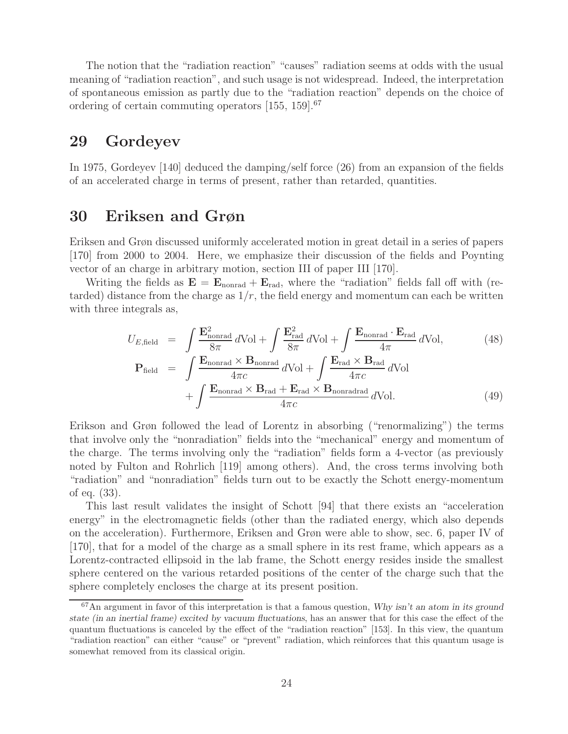The notion that the "radiation reaction" "causes" radiation seems at odds with the usual meaning of "radiation reaction", and such usage is not widespread. Indeed, the interpretation of spontaneous emission as partly due to the "radiation reaction" depends on the choice of ordering of certain commuting operators [155, 159].[67]

## 29 Gordeyev

In 1975, Gordeyev [140] deduced the damping/self force (26) from an expansion of the fields of an accelerated charge in terms of present, rather than retarded, quantities.

## 30 Eriksen and Grøn

Eriksen and Grøn discussed uniformly accelerated motion in great detail in a series of papers [170] from 2000 to 2004. Here, we emphasize their discussion of the fields and Poynting vector of an charge in arbitrary motion, section III of paper III [170].

Writing the fields as $\mathbf{E} = \mathbf{E}_{\rm nonrad} + \mathbf{E}_{\rm rad}$, where the "radiation" fields fall off with (retarded) distance from the charge as $1/r$, the field energy and momentum can each be written with three integrals as,

$$
U_{E,\rm field} = \int \frac{\mathbf{E}_{\rm nonrad}^2}{8\pi}\, d{\rm Vol} + \int \frac{\mathbf{E}_{\rm rad}^2}{8\pi}\, d{\rm Vol} + \int \frac{\mathbf{E}_{\rm nonrad}\cdot\mathbf{E}_{\rm rad}}{4\pi}\, d{\rm Vol}, \tag{48}
$$

$$
\begin{aligned}
\mathbf{P}_{\rm field} &= \int \frac{\mathbf{E}_{\rm nonrad}\times\mathbf{B}_{\rm nonrad}}{4\pi c}\, d{\rm Vol} + \int \frac{\mathbf{E}_{\rm rad}\times\mathbf{B}_{\rm rad}}{4\pi c}\, d{\rm Vol} \\
&\quad + \int \frac{\mathbf{E}_{\rm nonrad}\times\mathbf{B}_{\rm rad} + \mathbf{E}_{\rm rad}\times\mathbf{B}_{\rm nonradrad}}{4\pi c}\, d{\rm Vol}.
\end{aligned} \tag{49}
$$

Erikson and Grøn followed the lead of Lorentz in absorbing ("renormalizing") the terms that involve only the "nonradiation" fields into the "mechanical" energy and momentum of the charge. The terms involving only the "radiation" fields form a 4-vector (as previously noted by Fulton and Rohrlich [119] among others). And, the cross terms involving both "radiation" and "nonradiation" fields turn out to be exactly the Schott energy-momentum of eq. (33).

This last result validates the insight of Schott [94] that there exists an "acceleration energy" in the electromagnetic fields (other than the radiated energy, which also depends on the acceleration). Furthermore, Eriksen and Grøn were able to show, sec. 6, paper IV of [170], that for a model of the charge as a small sphere in its rest frame, which appears as a Lorentz-contracted ellipsoid in the lab frame, the Schott energy resides inside the smallest sphere centered on the various retarded positions of the center of the charge such that the sphere completely encloses the charge at its present position.

---

[67] An argument in favor of this interpretation is that a famous question, *Why isn't an atom in its ground state (in an inertial frame) excited by vacuum fluctuations*, has an answer that for this case the effect of the quantum fluctuations is canceled by the effect of the "radiation reaction" [153]. In this view, the quantum "radiation reaction" can either "cause" or "prevent" radiation, which reinforces that this quantum usage is somewhat removed from its classical origin.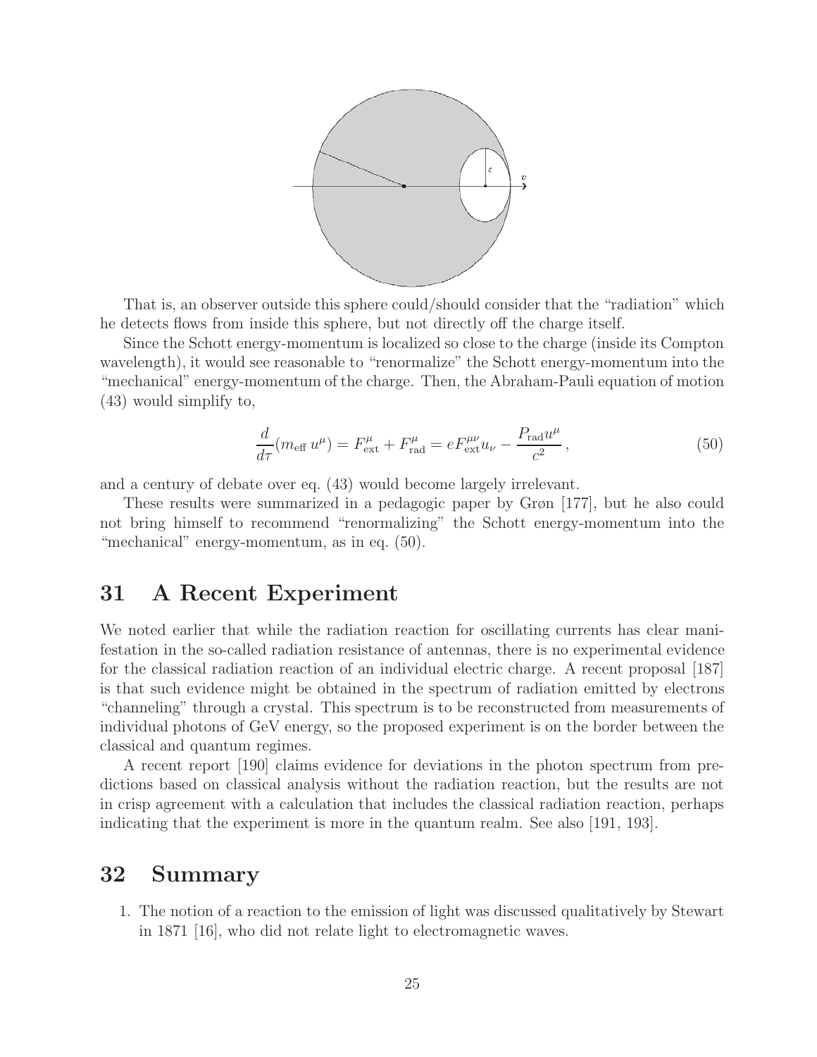That is, an observer outside this sphere could/should consider that the "radiation" which he detects flows from inside this sphere, but not directly off the charge itself.

Since the Schott energy-momentum is localized so close to the charge (inside its Compton wavelength), it would see reasonable to "renormalize" the Schott energy-momentum into the "mechanical" energy-momentum of the charge. Then, the Abraham-Pauli equation of motion (43) would simplify to,

$$\frac{d}{d\tau}(m_{\rm eff}\, u^\mu) = F^\mu_{\rm ext} + F^\mu_{\rm rad} = eF^{\mu\nu}_{\rm ext} u_\nu - \frac{P_{\rm rad} u^\mu}{c^2}\,, \tag{50}$$

and a century of debate over eq. (43) would become largely irrelevant.

These results were summarized in a pedagogic paper by Grøn [177], but he also could not bring himself to recommend "renormalizing" the Schott energy-momentum into the "mechanical" energy-momentum, as in eq. (50).

## 31 A Recent Experiment

We noted earlier that while the radiation reaction for oscillating currents has clear manifestation in the so-called radiation resistance of antennas, there is no experimental evidence for the classical radiation reaction of an individual electric charge. A recent proposal [187] is that such evidence might be obtained in the spectrum of radiation emitted by electrons "channeling" through a crystal. This spectrum is to be reconstructed from measurements of individual photons of GeV energy, so the proposed experiment is on the border between the classical and quantum regimes.

A recent report [190] claims evidence for deviations in the photon spectrum from predictions based on classical analysis without the radiation reaction, but the results are not in crisp agreement with a calculation that includes the classical radiation reaction, perhaps indicating that the experiment is more in the quantum realm. See also [191, 193].

## 32 Summary

1. The notion of a reaction to the emission of light was discussed qualitatively by Stewart in 1871 [16], who did not relate light to electromagnetic waves.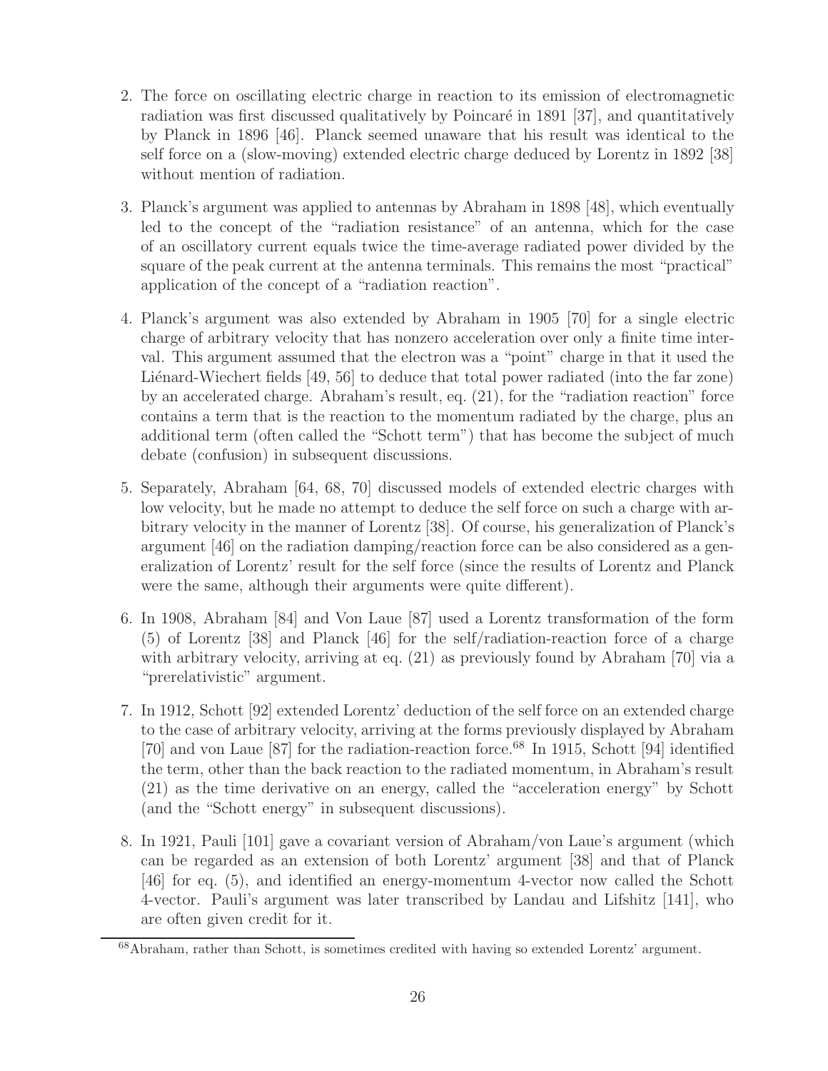2. The force on oscillating electric charge in reaction to its emission of electromagnetic radiation was first discussed qualitatively by Poincaré in 1891 [37], and quantitatively by Planck in 1896 [46]. Planck seemed unaware that his result was identical to the self force on a (slow-moving) extended electric charge deduced by Lorentz in 1892 [38] without mention of radiation.

3. Planck's argument was applied to antennas by Abraham in 1898 [48], which eventually led to the concept of the "radiation resistance" of an antenna, which for the case of an oscillatory current equals twice the time-average radiated power divided by the square of the peak current at the antenna terminals. This remains the most "practical" application of the concept of a "radiation reaction".

4. Planck's argument was also extended by Abraham in 1905 [70] for a single electric charge of arbitrary velocity that has nonzero acceleration over only a finite time interval. This argument assumed that the electron was a "point" charge in that it used the Liénard-Wiechert fields [49, 56] to deduce that total power radiated (into the far zone) by an accelerated charge. Abraham's result, eq. (21), for the "radiation reaction" force contains a term that is the reaction to the momentum radiated by the charge, plus an additional term (often called the "Schott term") that has become the subject of much debate (confusion) in subsequent discussions.

5. Separately, Abraham [64, 68, 70] discussed models of extended electric charges with low velocity, but he made no attempt to deduce the self force on such a charge with arbitrary velocity in the manner of Lorentz [38]. Of course, his generalization of Planck's argument [46] on the radiation damping/reaction force can be also considered as a generalization of Lorentz' result for the self force (since the results of Lorentz and Planck were the same, although their arguments were quite different).

6. In 1908, Abraham [84] and Von Laue [87] used a Lorentz transformation of the form (5) of Lorentz [38] and Planck [46] for the self/radiation-reaction force of a charge with arbitrary velocity, arriving at eq. (21) as previously found by Abraham [70] via a "prerelativistic" argument.

7. In 1912, Schott [92] extended Lorentz' deduction of the self force on an extended charge to the case of arbitrary velocity, arriving at the forms previously displayed by Abraham [70] and von Laue [87] for the radiation-reaction force.[68] In 1915, Schott [94] identified the term, other than the back reaction to the radiated momentum, in Abraham's result (21) as the time derivative on an energy, called the "acceleration energy" by Schott (and the "Schott energy" in subsequent discussions).

8. In 1921, Pauli [101] gave a covariant version of Abraham/von Laue's argument (which can be regarded as an extension of both Lorentz' argument [38] and that of Planck [46] for eq. (5), and identified an energy-momentum 4-vector now called the Schott 4-vector. Pauli's argument was later transcribed by Landau and Lifshitz [141], who are often given credit for it.

---

[68] Abraham, rather than Schott, is sometimes credited with having so extended Lorentz' argument.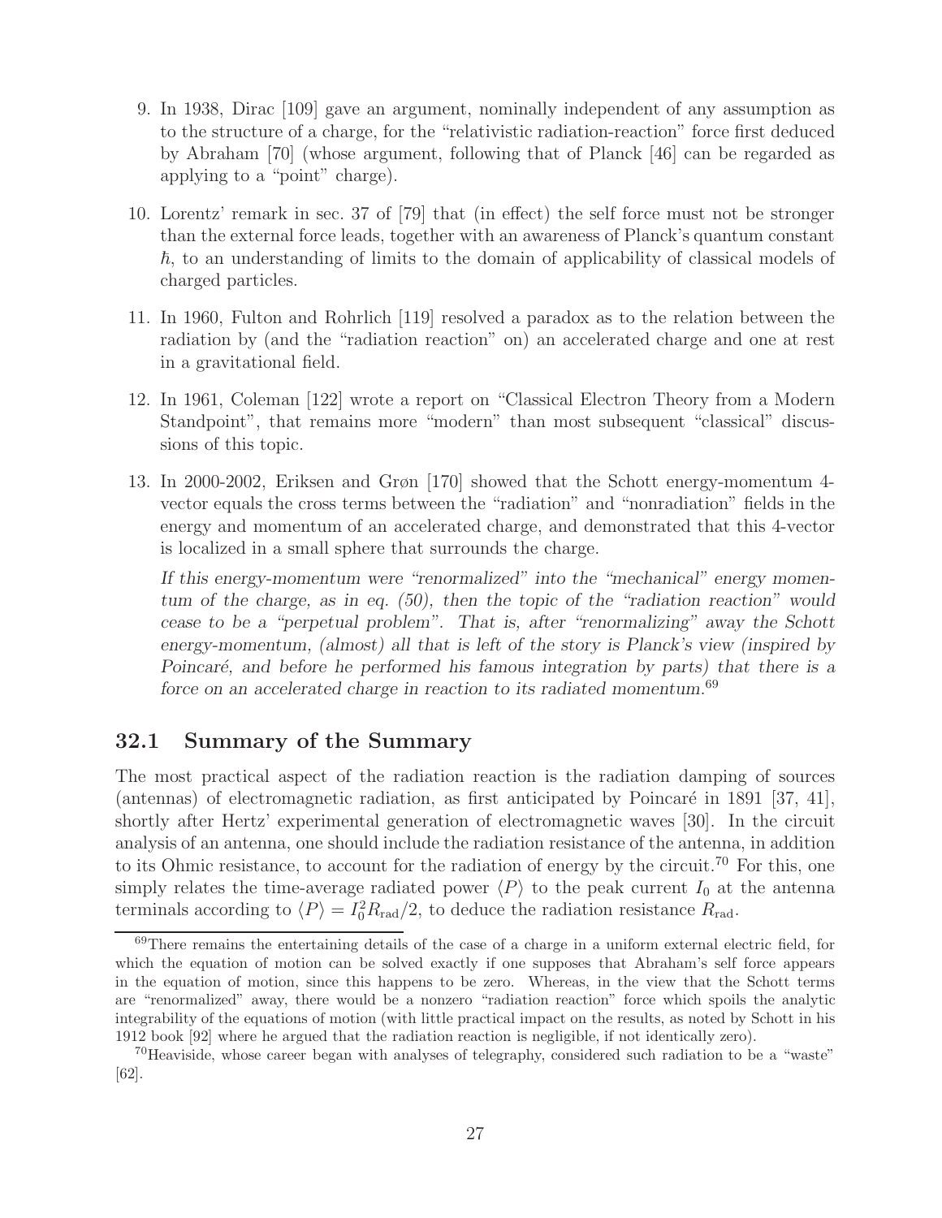9. In 1938, Dirac [109] gave an argument, nominally independent of any assumption as to the structure of a charge, for the "relativistic radiation-reaction" force first deduced by Abraham [70] (whose argument, following that of Planck [46] can be regarded as applying to a "point" charge).

10. Lorentz' remark in sec. 37 of [79] that (in effect) the self force must not be stronger than the external force leads, together with an awareness of Planck's quantum constant $\hbar$, to an understanding of limits to the domain of applicability of classical models of charged particles.

11. In 1960, Fulton and Rohrlich [119] resolved a paradox as to the relation between the radiation by (and the "radiation reaction" on) an accelerated charge and one at rest in a gravitational field.

12. In 1961, Coleman [122] wrote a report on "Classical Electron Theory from a Modern Standpoint", that remains more "modern" than most subsequent "classical" discussions of this topic.

13. In 2000-2002, Eriksen and Grøn [170] showed that the Schott energy-momentum 4-vector equals the cross terms between the "radiation" and "nonradiation" fields in the energy and momentum of an accelerated charge, and demonstrated that this 4-vector is localized in a small sphere that surrounds the charge.

    *If this energy-momentum were "renormalized" into the "mechanical" energy momentum of the charge, as in eq. (50), then the topic of the "radiation reaction" would cease to be a "perpetual problem". That is, after "renormalizing" away the Schott energy-momentum, (almost) all that is left of the story is Planck's view (inspired by Poincaré, and before he performed his famous integration by parts) that there is a force on an accelerated charge in reaction to its radiated momentum.*[69]

## 32.1 Summary of the Summary

The most practical aspect of the radiation reaction is the radiation damping of sources (antennas) of electromagnetic radiation, as first anticipated by Poincaré in 1891 [37, 41], shortly after Hertz' experimental generation of electromagnetic waves [30]. In the circuit analysis of an antenna, one should include the radiation resistance of the antenna, in addition to its Ohmic resistance, to account for the radiation of energy by the circuit.[70] For this, one simply relates the time-average radiated power $\langle P \rangle$ to the peak current $I_0$ at the antenna terminals according to $\langle P \rangle = I_0^2 R_{\rm rad}/2$, to deduce the radiation resistance $R_{\rm rad}$.

---

[69] There remains the entertaining details of the case of a charge in a uniform external electric field, for which the equation of motion can be solved exactly if one supposes that Abraham's self force appears in the equation of motion, since this happens to be zero. Whereas, in the view that the Schott terms are "renormalized" away, there would be a nonzero "radiation reaction" force which spoils the analytic integrability of the equations of motion (with little practical impact on the results, as noted by Schott in his 1912 book [92] where he argued that the radiation reaction is negligible, if not identically zero).

[70] Heaviside, whose career began with analyses of telegraphy, considered such radiation to be a "waste" [62].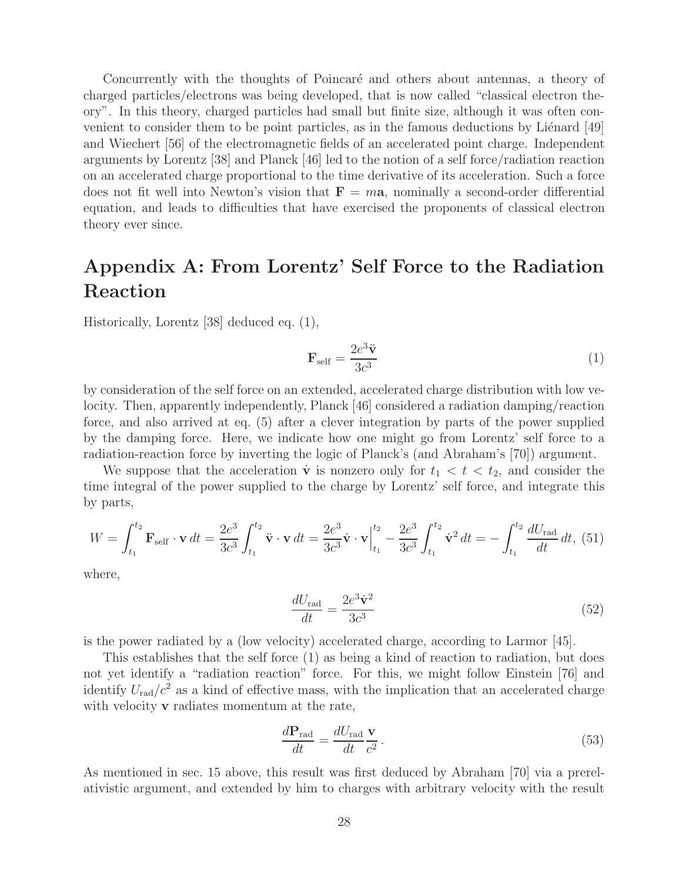Concurrently with the thoughts of Poincaré and others about antennas, a theory of charged particles/electrons was being developed, that is now called "classical electron theory". In this theory, charged particles had small but finite size, although it was often convenient to consider them to be point particles, as in the famous deductions by Liénard [49] and Wiechert [56] of the electromagnetic fields of an accelerated point charge. Independent arguments by Lorentz [38] and Planck [46] led to the notion of a self force/radiation reaction on an accelerated charge proportional to the time derivative of its acceleration. Such a force does not fit well into Newton's vision that $\mathbf{F} = m\mathbf{a}$, nominally a second-order differential equation, and leads to difficulties that have exercised the proponents of classical electron theory ever since.

# Appendix A: From Lorentz' Self Force to the Radiation Reaction

Historically, Lorentz [38] deduced eq. (1),

$$\mathbf{F}_{\rm self} = \frac{2e^3\ddot{\mathbf{v}}}{3c^3} \tag{1}$$

by consideration of the self force on an extended, accelerated charge distribution with low velocity. Then, apparently independently, Planck [46] considered a radiation damping/reaction force, and also arrived at eq. (5) after a clever integration by parts of the power supplied by the damping force. Here, we indicate how one might go from Lorentz' self force to a radiation-reaction force by inverting the logic of Planck's (and Abraham's [70]) argument.

We suppose that the acceleration $\dot{\mathbf{v}}$ is nonzero only for $t_1 < t < t_2$, and consider the time integral of the power supplied to the charge by Lorentz' self force, and integrate this by parts,

$$W = \int_{t_1}^{t_2} \mathbf{F}_{\rm self} \cdot \mathbf{v}\, dt = \frac{2e^3}{3c^3}\int_{t_1}^{t_2} \ddot{\mathbf{v}} \cdot \mathbf{v}\, dt = \frac{2e^3}{3c^3}\dot{\mathbf{v}} \cdot \mathbf{v}\Big|_{t_1}^{t_2} - \frac{2e^3}{3c^3}\int_{t_1}^{t_2} \dot{\mathbf{v}}^2\, dt = -\int_{t_1}^{t_2} \frac{dU_{\rm rad}}{dt}\, dt, \tag{51}$$

where,

$$\frac{dU_{\rm rad}}{dt} = \frac{2e^3\dot{\mathbf{v}}^2}{3c^3} \tag{52}$$

is the power radiated by a (low velocity) accelerated charge, according to Larmor [45].

This establishes that the self force (1) as being a kind of reaction to radiation, but does not yet identify a "radiation reaction" force. For this, we might follow Einstein [76] and identify $U_{\rm rad}/c^2$ as a kind of effective mass, with the implication that an accelerated charge with velocity $\mathbf{v}$ radiates momentum at the rate,

$$\frac{d\mathbf{P}_{\rm rad}}{dt} = \frac{dU_{\rm rad}}{dt}\frac{\mathbf{v}}{c^2}\,. \tag{53}$$

As mentioned in sec. 15 above, this result was first deduced by Abraham [70] via a prerelativistic argument, and extended by him to charges with arbitrary velocity with the result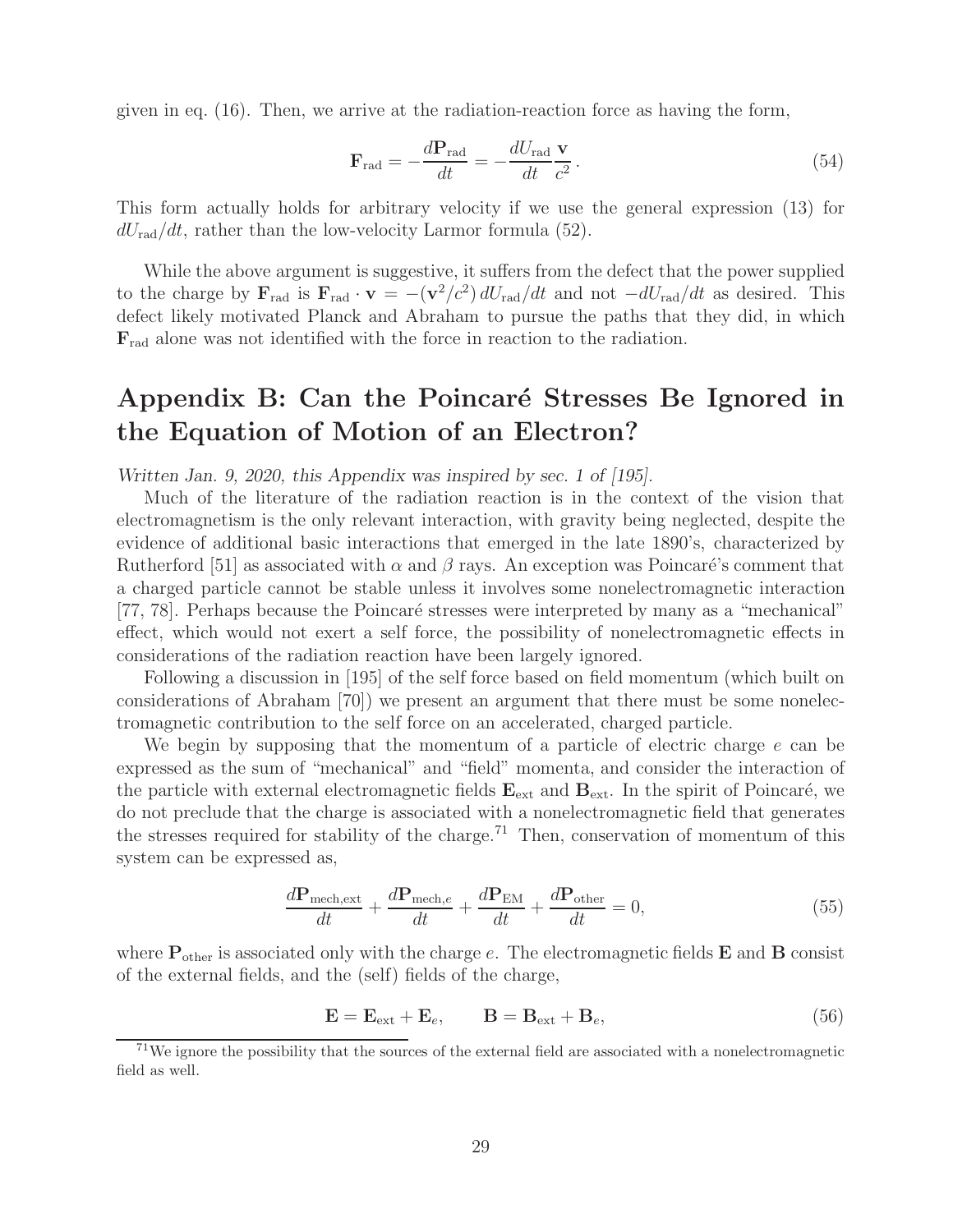given in eq. (16). Then, we arrive at the radiation-reaction force as having the form,

$$\mathbf{F}_{\rm rad} = -\frac{d\mathbf{P}_{\rm rad}}{dt} = -\frac{dU_{\rm rad}}{dt}\frac{\mathbf{v}}{c^2}\,. \tag{54}$$

This form actually holds for arbitrary velocity if we use the general expression (13) for $dU_{\rm rad}/dt$, rather than the low-velocity Larmor formula (52).

While the above argument is suggestive, it suffers from the defect that the power supplied to the charge by $\mathbf{F}_{\rm rad}$ is $\mathbf{F}_{\rm rad}\cdot\mathbf{v} = -(\mathbf{v}^2/c^2)\,dU_{\rm rad}/dt$ and not $-dU_{\rm rad}/dt$ as desired. This defect likely motivated Planck and Abraham to pursue the paths that they did, in which $\mathbf{F}_{\rm rad}$ alone was not identified with the force in reaction to the radiation.

# Appendix B: Can the Poincaré Stresses Be Ignored in the Equation of Motion of an Electron?

*Written Jan. 9, 2020, this Appendix was inspired by sec. 1 of [195].*

Much of the literature of the radiation reaction is in the context of the vision that electromagnetism is the only relevant interaction, with gravity being neglected, despite the evidence of additional basic interactions that emerged in the late 1890's, characterized by Rutherford [51] as associated with $\alpha$ and $\beta$ rays. An exception was Poincaré's comment that a charged particle cannot be stable unless it involves some nonelectromagnetic interaction [77, 78]. Perhaps because the Poincaré stresses were interpreted by many as a "mechanical" effect, which would not exert a self force, the possibility of nonelectromagnetic effects in considerations of the radiation reaction have been largely ignored.

Following a discussion in [195] of the self force based on field momentum (which built on considerations of Abraham [70]) we present an argument that there must be some nonelectromagnetic contribution to the self force on an accelerated, charged particle.

We begin by supposing that the momentum of a particle of electric charge $e$ can be expressed as the sum of "mechanical" and "field" momenta, and consider the interaction of the particle with external electromagnetic fields $\mathbf{E}_{\rm ext}$ and $\mathbf{B}_{\rm ext}$. In the spirit of Poincaré, we do not preclude that the charge is associated with a nonelectromagnetic field that generates the stresses required for stability of the charge.[71] Then, conservation of momentum of this system can be expressed as,

$$\frac{d\mathbf{P}_{\rm mech,ext}}{dt} + \frac{d\mathbf{P}_{{\rm mech},e}}{dt} + \frac{d\mathbf{P}_{\rm EM}}{dt} + \frac{d\mathbf{P}_{\rm other}}{dt} = 0, \tag{55}$$

where $\mathbf{P}_{\rm other}$ is associated only with the charge $e$. The electromagnetic fields $\mathbf{E}$ and $\mathbf{B}$ consist of the external fields, and the (self) fields of the charge,

$$\mathbf{E} = \mathbf{E}_{\rm ext} + \mathbf{E}_e, \qquad \mathbf{B} = \mathbf{B}_{\rm ext} + \mathbf{B}_e, \tag{56}$$

[71] We ignore the possibility that the sources of the external field are associated with a nonelectromagnetic field as well.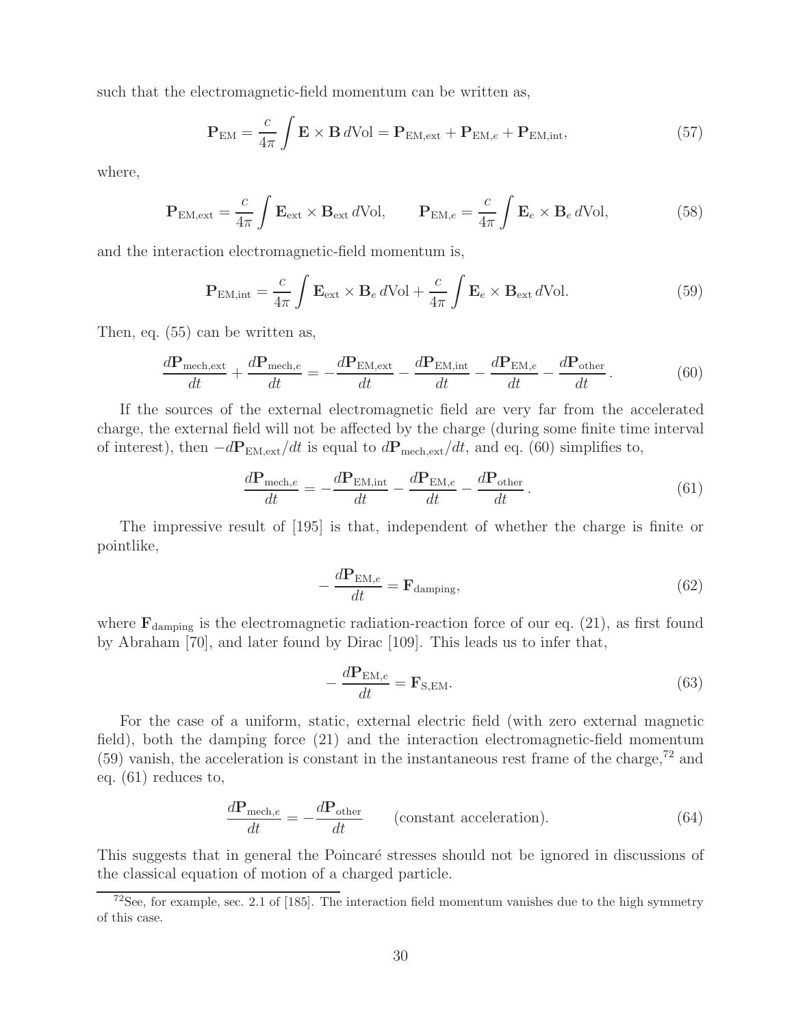such that the electromagnetic-field momentum can be written as,

$$\mathbf{P}_{\rm EM} = \frac{c}{4\pi}\int \mathbf{E}\times\mathbf{B}\, d{\rm Vol} = \mathbf{P}_{\rm EM,ext} + \mathbf{P}_{{\rm EM},e} + \mathbf{P}_{\rm EM,int}, \tag{57}$$

where,

$$\mathbf{P}_{\rm EM,ext} = \frac{c}{4\pi}\int \mathbf{E}_{\rm ext}\times\mathbf{B}_{\rm ext}\, d{\rm Vol}, \qquad \mathbf{P}_{{\rm EM},e} = \frac{c}{4\pi}\int \mathbf{E}_{e}\times\mathbf{B}_{e}\, d{\rm Vol}, \tag{58}$$

and the interaction electromagnetic-field momentum is,

$$\mathbf{P}_{\rm EM,int} = \frac{c}{4\pi}\int \mathbf{E}_{\rm ext}\times\mathbf{B}_{e}\, d{\rm Vol} + \frac{c}{4\pi}\int \mathbf{E}_{e}\times\mathbf{B}_{\rm ext}\, d{\rm Vol}. \tag{59}$$

Then, eq. (55) can be written as,

$$\frac{d\mathbf{P}_{\rm mech,ext}}{dt} + \frac{d\mathbf{P}_{{\rm mech},e}}{dt} = -\frac{d\mathbf{P}_{\rm EM,ext}}{dt} - \frac{d\mathbf{P}_{\rm EM,int}}{dt} - \frac{d\mathbf{P}_{{\rm EM},e}}{dt} - \frac{d\mathbf{P}_{\rm other}}{dt}. \tag{60}$$

If the sources of the external electromagnetic field are very far from the accelerated charge, the external field will not be affected by the charge (during some finite time interval of interest), then $-d\mathbf{P}_{\rm EM,ext}/dt$ is equal to $d\mathbf{P}_{\rm mech,ext}/dt$, and eq. (60) simplifies to,

$$\frac{d\mathbf{P}_{{\rm mech},e}}{dt} = -\frac{d\mathbf{P}_{\rm EM,int}}{dt} - \frac{d\mathbf{P}_{{\rm EM},e}}{dt} - \frac{d\mathbf{P}_{\rm other}}{dt}. \tag{61}$$

The impressive result of [195] is that, independent of whether the charge is finite or pointlike,

$$-\frac{d\mathbf{P}_{{\rm EM},e}}{dt} = \mathbf{F}_{\rm damping}, \tag{62}$$

where $\mathbf{F}_{\rm damping}$ is the electromagnetic radiation-reaction force of our eq. (21), as first found by Abraham [70], and later found by Dirac [109]. This leads us to infer that,

$$-\frac{d\mathbf{P}_{{\rm EM},e}}{dt} = \mathbf{F}_{\rm S,EM}. \tag{63}$$

For the case of a uniform, static, external electric field (with zero external magnetic field), both the damping force (21) and the interaction electromagnetic-field momentum (59) vanish, the acceleration is constant in the instantaneous rest frame of the charge,[72] and eq. (61) reduces to,

$$\frac{d\mathbf{P}_{{\rm mech},e}}{dt} = -\frac{d\mathbf{P}_{\rm other}}{dt} \qquad \text{(constant acceleration)}. \tag{64}$$

This suggests that in general the Poincaré stresses should not be ignored in discussions of the classical equation of motion of a charged particle.

[72] See, for example, sec. 2.1 of [185]. The interaction field momentum vanishes due to the high symmetry of this case.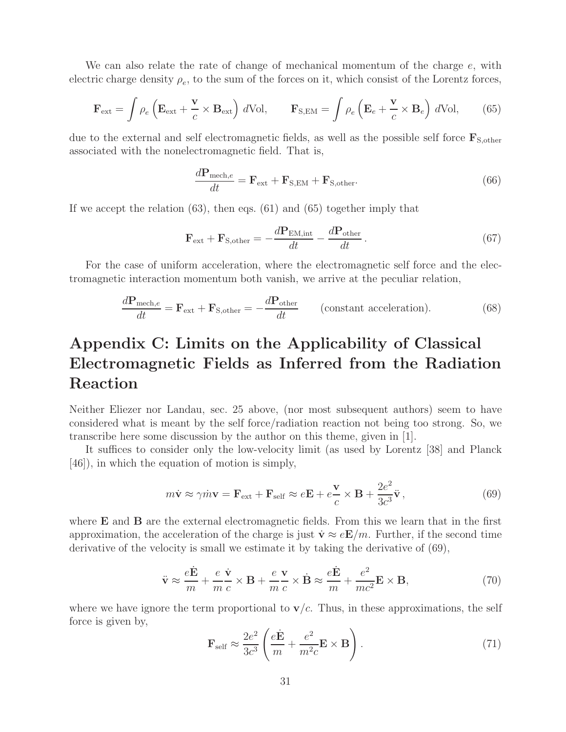We can also relate the rate of change of mechanical momentum of the charge $e$, with electric charge density $\rho_e$, to the sum of the forces on it, which consist of the Lorentz forces,

$$\mathbf{F}_{\rm ext} = \int \rho_e \left( \mathbf{E}_{\rm ext} + \frac{\mathbf{v}}{c} \times \mathbf{B}_{\rm ext} \right) d{\rm Vol}, \qquad \mathbf{F}_{\rm S,EM} = \int \rho_e \left( \mathbf{E}_e + \frac{\mathbf{v}}{c} \times \mathbf{B}_e \right) d{\rm Vol}, \tag{65}$$

due to the external and self electromagnetic fields, as well as the possible self force $\mathbf{F}_{\rm S,other}$ associated with the nonelectromagnetic field. That is,

$$\frac{d\mathbf{P}_{{\rm mech},e}}{dt} = \mathbf{F}_{\rm ext} + \mathbf{F}_{\rm S,EM} + \mathbf{F}_{\rm S,other}. \tag{66}$$

If we accept the relation (63), then eqs. (61) and (65) together imply that

$$\mathbf{F}_{\rm ext} + \mathbf{F}_{\rm S,other} = -\frac{d\mathbf{P}_{\rm EM,int}}{dt} - \frac{d\mathbf{P}_{\rm other}}{dt}. \tag{67}$$

For the case of uniform acceleration, where the electromagnetic self force and the electromagnetic interaction momentum both vanish, we arrive at the peculiar relation,

$$\frac{d\mathbf{P}_{{\rm mech},e}}{dt} = \mathbf{F}_{\rm ext} + \mathbf{F}_{\rm S,other} = -\frac{d\mathbf{P}_{\rm other}}{dt} \qquad \text{(constant acceleration)}. \tag{68}$$

# Appendix C: Limits on the Applicability of Classical Electromagnetic Fields as Inferred from the Radiation Reaction

Neither Eliezer nor Landau, sec. 25 above, (nor most subsequent authors) seem to have considered what is meant by the self force/radiation reaction not being too strong. So, we transcribe here some discussion by the author on this theme, given in [1].

It suffices to consider only the low-velocity limit (as used by Lorentz [38] and Planck [46]), in which the equation of motion is simply,

$$m\dot{\mathbf{v}} \approx \gamma \dot{m}\mathbf{v} = \mathbf{F}_{\rm ext} + \mathbf{F}_{\rm self} \approx e\mathbf{E} + e\frac{\mathbf{v}}{c} \times \mathbf{B} + \frac{2e^2}{3c^3}\ddot{\mathbf{v}}, \tag{69}$$

where $\mathbf{E}$ and $\mathbf{B}$ are the external electromagnetic fields. From this we learn that in the first approximation, the acceleration of the charge is just $\dot{\mathbf{v}} \approx e\mathbf{E}/m$. Further, if the second time derivative of the velocity is small we estimate it by taking the derivative of (69),

$$\ddot{\mathbf{v}} \approx \frac{e\dot{\mathbf{E}}}{m} + \frac{e}{m}\frac{\dot{\mathbf{v}}}{c} \times \mathbf{B} + \frac{e}{m}\frac{\mathbf{v}}{c} \times \dot{\mathbf{B}} \approx \frac{e\dot{\mathbf{E}}}{m} + \frac{e^2}{mc^2}\mathbf{E} \times \mathbf{B}, \tag{70}$$

where we have ignore the term proportional to $\mathbf{v}/c$. Thus, in these approximations, the self force is given by,

$$\mathbf{F}_{\rm self} \approx \frac{2e^2}{3c^3}\left( \frac{e\dot{\mathbf{E}}}{m} + \frac{e^2}{m^2 c}\mathbf{E} \times \mathbf{B} \right). \tag{71}$$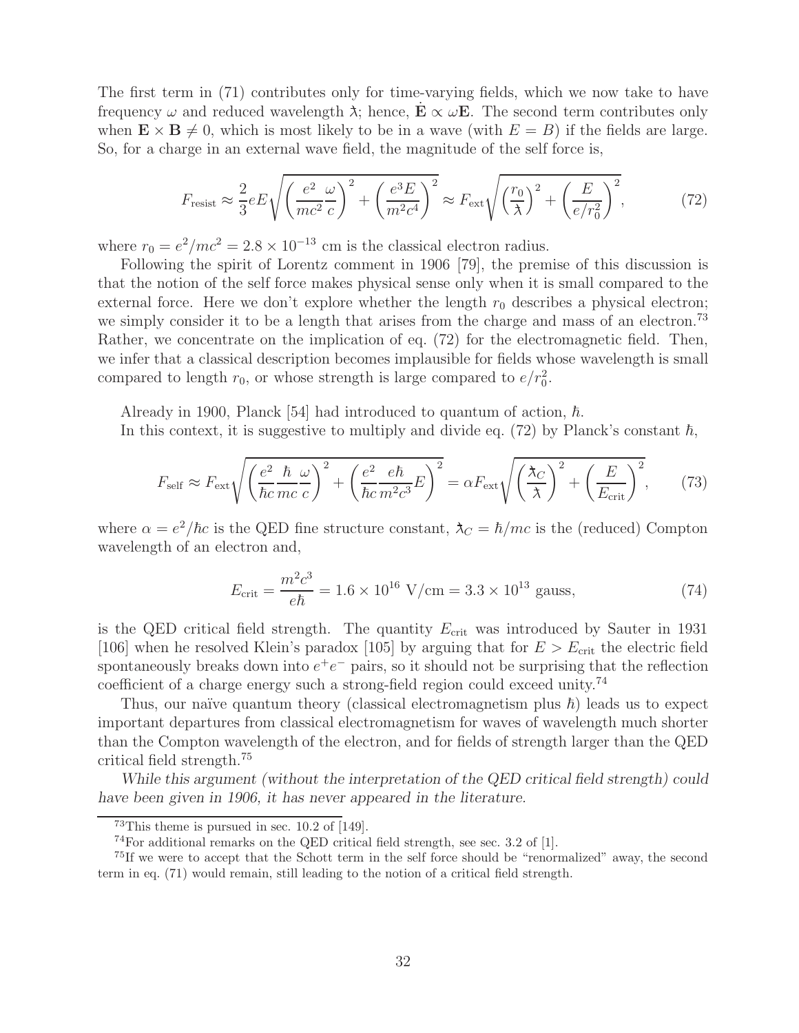The first term in (71) contributes only for time-varying fields, which we now take to have frequency $\omega$ and reduced wavelength $\lambdabar$; hence, $\dot{\mathbf{E}} \propto \omega \mathbf{E}$. The second term contributes only when $\mathbf{E} \times \mathbf{B} \neq 0$, which is most likely to be in a wave (with $E = B$) if the fields are large. So, for a charge in an external wave field, the magnitude of the self force is,

$$F_{\rm resist} \approx \frac{2}{3} e E \sqrt{\left(\frac{e^2}{mc^2}\frac{\omega}{c}\right)^2 + \left(\frac{e^3 E}{m^2 c^4}\right)^2} \approx F_{\rm ext} \sqrt{\left(\frac{r_0}{\lambdabar}\right)^2 + \left(\frac{E}{e/r_0^2}\right)^2}, \tag{72}$$

where $r_0 = e^2/mc^2 = 2.8 \times 10^{-13}$ cm is the classical electron radius.

Following the spirit of Lorentz comment in 1906 [79], the premise of this discussion is that the notion of the self force makes physical sense only when it is small compared to the external force. Here we don't explore whether the length $r_0$ describes a physical electron; we simply consider it to be a length that arises from the charge and mass of an electron.[73] Rather, we concentrate on the implication of eq. (72) for the electromagnetic field. Then, we infer that a classical description becomes implausible for fields whose wavelength is small compared to length $r_0$, or whose strength is large compared to $e/r_0^2$.

Already in 1900, Planck [54] had introduced to quantum of action, $\hbar$.

In this context, it is suggestive to multiply and divide eq. (72) by Planck's constant $\hbar$,

$$F_{\rm self} \approx F_{\rm ext} \sqrt{\left(\frac{e^2}{\hbar c}\frac{\hbar}{mc}\frac{\omega}{c}\right)^2 + \left(\frac{e^2}{\hbar c}\frac{e\hbar}{m^2 c^3} E\right)^2} = \alpha F_{\rm ext} \sqrt{\left(\frac{\lambdabar_C}{\lambdabar}\right)^2 + \left(\frac{E}{E_{\rm crit}}\right)^2}, \tag{73}$$

where $\alpha = e^2/\hbar c$ is the QED fine structure constant, $\lambdabar_C = \hbar/mc$ is the (reduced) Compton wavelength of an electron and,

$$E_{\rm crit} = \frac{m^2 c^3}{e\hbar} = 1.6 \times 10^{16}\ \text{V/cm} = 3.3 \times 10^{13}\ \text{gauss}, \tag{74}$$

is the QED critical field strength. The quantity $E_{\rm crit}$ was introduced by Sauter in 1931 [106] when he resolved Klein's paradox [105] by arguing that for $E > E_{\rm crit}$ the electric field spontaneously breaks down into $e^+e^-$ pairs, so it should not be surprising that the reflection coefficient of a charge energy such a strong-field region could exceed unity.[74]

Thus, our naïve quantum theory (classical electromagnetism plus $\hbar$) leads us to expect important departures from classical electromagnetism for waves of wavelength much shorter than the Compton wavelength of the electron, and for fields of strength larger than the QED critical field strength.[75]

*While this argument (without the interpretation of the QED critical field strength) could have been given in 1906, it has never appeared in the literature.*

---

[73] This theme is pursued in sec. 10.2 of [149].

[74] For additional remarks on the QED critical field strength, see sec. 3.2 of [1].

[75] If we were to accept that the Schott term in the self force should be "renormalized" away, the second term in eq. (71) would remain, still leading to the notion of a critical field strength.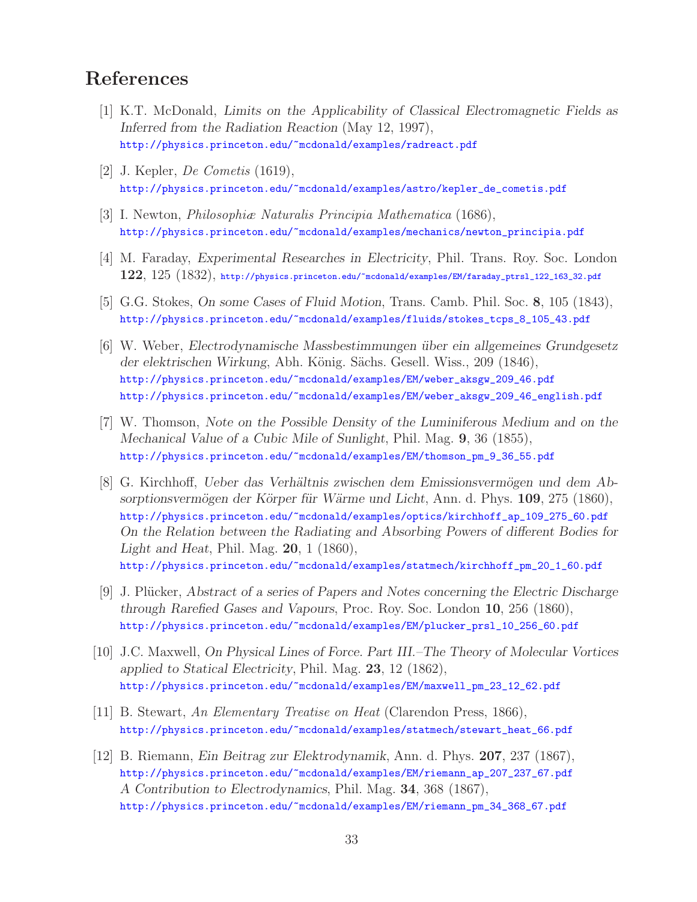# References

[1] K.T. McDonald, *Limits on the Applicability of Classical Electromagnetic Fields as Inferred from the Radiation Reaction* (May 12, 1997),
http://physics.princeton.edu/~mcdonald/examples/radreact.pdf

[2] J. Kepler, *De Cometis* (1619),
http://physics.princeton.edu/~mcdonald/examples/astro/kepler_de_cometis.pdf

[3] I. Newton, *Philosophiæ Naturalis Principia Mathematica* (1686),
http://physics.princeton.edu/~mcdonald/examples/mechanics/newton_principia.pdf

[4] M. Faraday, *Experimental Researches in Electricity*, Phil. Trans. Roy. Soc. London **122**, 125 (1832), http://physics.princeton.edu/~mcdonald/examples/EM/faraday_ptrsl_122_163_32.pdf

[5] G.G. Stokes, *On some Cases of Fluid Motion*, Trans. Camb. Phil. Soc. **8**, 105 (1843),
http://physics.princeton.edu/~mcdonald/examples/fluids/stokes_tcps_8_105_43.pdf

[6] W. Weber, *Electrodynamische Massbestimmungen über ein allgemeines Grundgesetz der elektrischen Wirkung*, Abh. König. Sächs. Gesell. Wiss., 209 (1846),
http://physics.princeton.edu/~mcdonald/examples/EM/weber_aksgw_209_46.pdf
http://physics.princeton.edu/~mcdonald/examples/EM/weber_aksgw_209_46_english.pdf

[7] W. Thomson, *Note on the Possible Density of the Luminiferous Medium and on the Mechanical Value of a Cubic Mile of Sunlight*, Phil. Mag. **9**, 36 (1855),
http://physics.princeton.edu/~mcdonald/examples/EM/thomson_pm_9_36_55.pdf

[8] G. Kirchhoff, *Ueber das Verhältnis zwischen dem Emissionsvermögen und dem Absorptionsvermögen der Körper für Wärme und Licht*, Ann. d. Phys. **109**, 275 (1860),
http://physics.princeton.edu/~mcdonald/examples/optics/kirchhoff_ap_109_275_60.pdf
*On the Relation between the Radiating and Absorbing Powers of different Bodies for Light and Heat*, Phil. Mag. **20**, 1 (1860),
http://physics.princeton.edu/~mcdonald/examples/statmech/kirchhoff_pm_20_1_60.pdf

[9] J. Plücker, *Abstract of a series of Papers and Notes concerning the Electric Discharge through Rarefied Gases and Vapours*, Proc. Roy. Soc. London **10**, 256 (1860),
http://physics.princeton.edu/~mcdonald/examples/EM/plucker_prsl_10_256_60.pdf

[10] J.C. Maxwell, *On Physical Lines of Force. Part III.–The Theory of Molecular Vortices applied to Statical Electricity*, Phil. Mag. **23**, 12 (1862),
http://physics.princeton.edu/~mcdonald/examples/EM/maxwell_pm_23_12_62.pdf

[11] B. Stewart, *An Elementary Treatise on Heat* (Clarendon Press, 1866),
http://physics.princeton.edu/~mcdonald/examples/statmech/stewart_heat_66.pdf

[12] B. Riemann, *Ein Beitrag zur Elektrodynamik*, Ann. d. Phys. **207**, 237 (1867),
http://physics.princeton.edu/~mcdonald/examples/EM/riemann_ap_207_237_67.pdf
*A Contribution to Electrodynamics*, Phil. Mag. **34**, 368 (1867),
http://physics.princeton.edu/~mcdonald/examples/EM/riemann_pm_34_368_67.pdf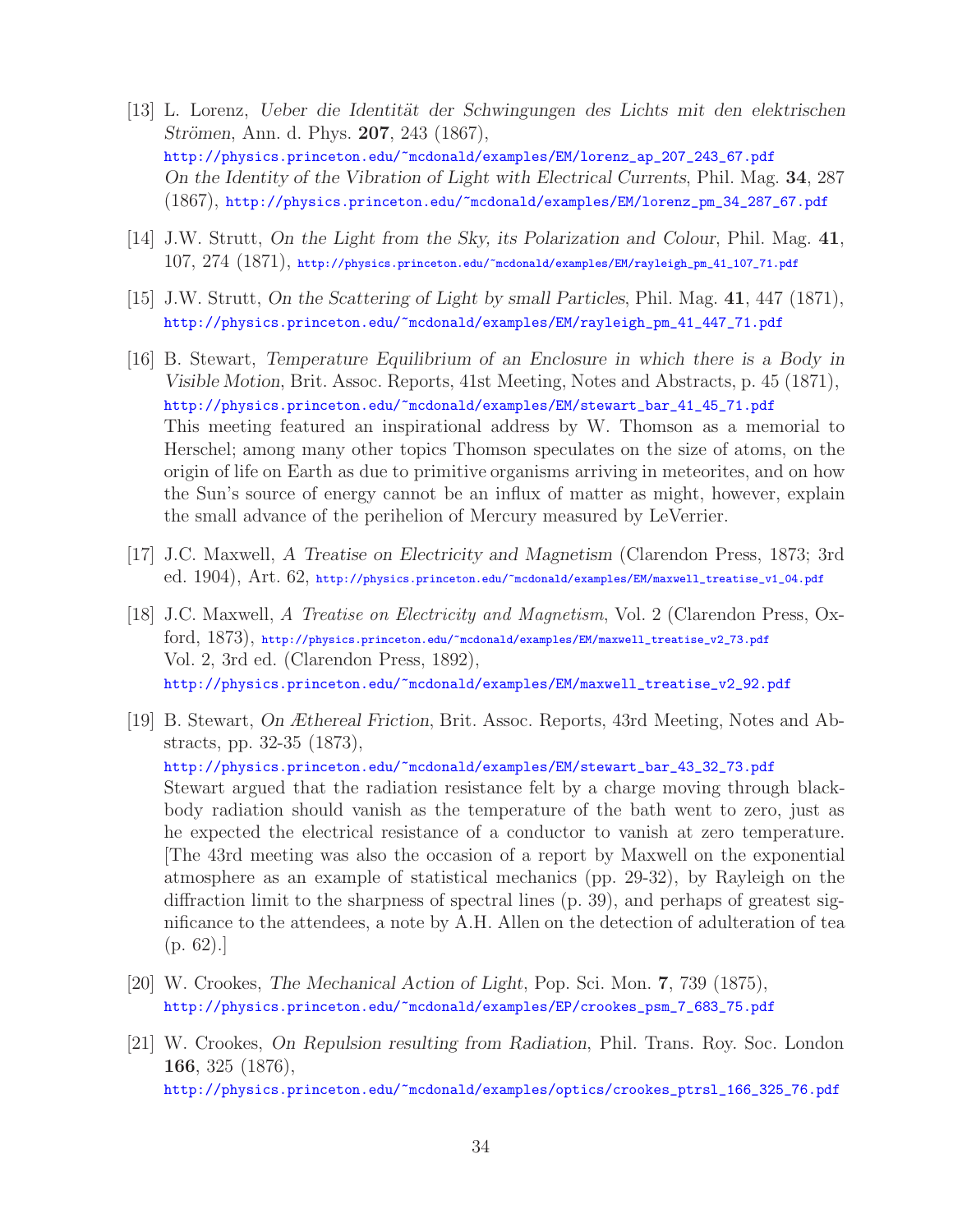[13] L. Lorenz, *Ueber die Identität der Schwingungen des Lichts mit den elektrischen Strömen*, Ann. d. Phys. **207**, 243 (1867),
http://physics.princeton.edu/~mcdonald/examples/EM/lorenz_ap_207_243_67.pdf
*On the Identity of the Vibration of Light with Electrical Currents*, Phil. Mag. **34**, 287 (1867), http://physics.princeton.edu/~mcdonald/examples/EM/lorenz_pm_34_287_67.pdf

[14] J.W. Strutt, *On the Light from the Sky, its Polarization and Colour*, Phil. Mag. **41**, 107, 274 (1871), http://physics.princeton.edu/~mcdonald/examples/EM/rayleigh_pm_41_107_71.pdf

[15] J.W. Strutt, *On the Scattering of Light by small Particles*, Phil. Mag. **41**, 447 (1871),
http://physics.princeton.edu/~mcdonald/examples/EM/rayleigh_pm_41_447_71.pdf

[16] B. Stewart, *Temperature Equilibrium of an Enclosure in which there is a Body in Visible Motion*, Brit. Assoc. Reports, 41st Meeting, Notes and Abstracts, p. 45 (1871),
http://physics.princeton.edu/~mcdonald/examples/EM/stewart_bar_41_45_71.pdf
This meeting featured an inspirational address by W. Thomson as a memorial to Herschel; among many other topics Thomson speculates on the size of atoms, on the origin of life on Earth as due to primitive organisms arriving in meteorites, and on how the Sun's source of energy cannot be an influx of matter as might, however, explain the small advance of the perihelion of Mercury measured by LeVerrier.

[17] J.C. Maxwell, *A Treatise on Electricity and Magnetism* (Clarendon Press, 1873; 3rd ed. 1904), Art. 62, http://physics.princeton.edu/~mcdonald/examples/EM/maxwell_treatise_v1_04.pdf

[18] J.C. Maxwell, *A Treatise on Electricity and Magnetism*, Vol. 2 (Clarendon Press, Oxford, 1873), http://physics.princeton.edu/~mcdonald/examples/EM/maxwell_treatise_v2_73.pdf
Vol. 2, 3rd ed. (Clarendon Press, 1892),
http://physics.princeton.edu/~mcdonald/examples/EM/maxwell_treatise_v2_92.pdf

[19] B. Stewart, *On Æthereal Friction*, Brit. Assoc. Reports, 43rd Meeting, Notes and Abstracts, pp. 32-35 (1873),
http://physics.princeton.edu/~mcdonald/examples/EM/stewart_bar_43_32_73.pdf
Stewart argued that the radiation resistance felt by a charge moving through blackbody radiation should vanish as the temperature of the bath went to zero, just as he expected the electrical resistance of a conductor to vanish at zero temperature. [The 43rd meeting was also the occasion of a report by Maxwell on the exponential atmosphere as an example of statistical mechanics (pp. 29-32), by Rayleigh on the diffraction limit to the sharpness of spectral lines (p. 39), and perhaps of greatest significance to the attendees, a note by A.H. Allen on the detection of adulteration of tea (p. 62).]

[20] W. Crookes, *The Mechanical Action of Light*, Pop. Sci. Mon. **7**, 739 (1875),
http://physics.princeton.edu/~mcdonald/examples/EP/crookes_psm_7_683_75.pdf

[21] W. Crookes, *On Repulsion resulting from Radiation*, Phil. Trans. Roy. Soc. London **166**, 325 (1876),
http://physics.princeton.edu/~mcdonald/examples/optics/crookes_ptrsl_166_325_76.pdf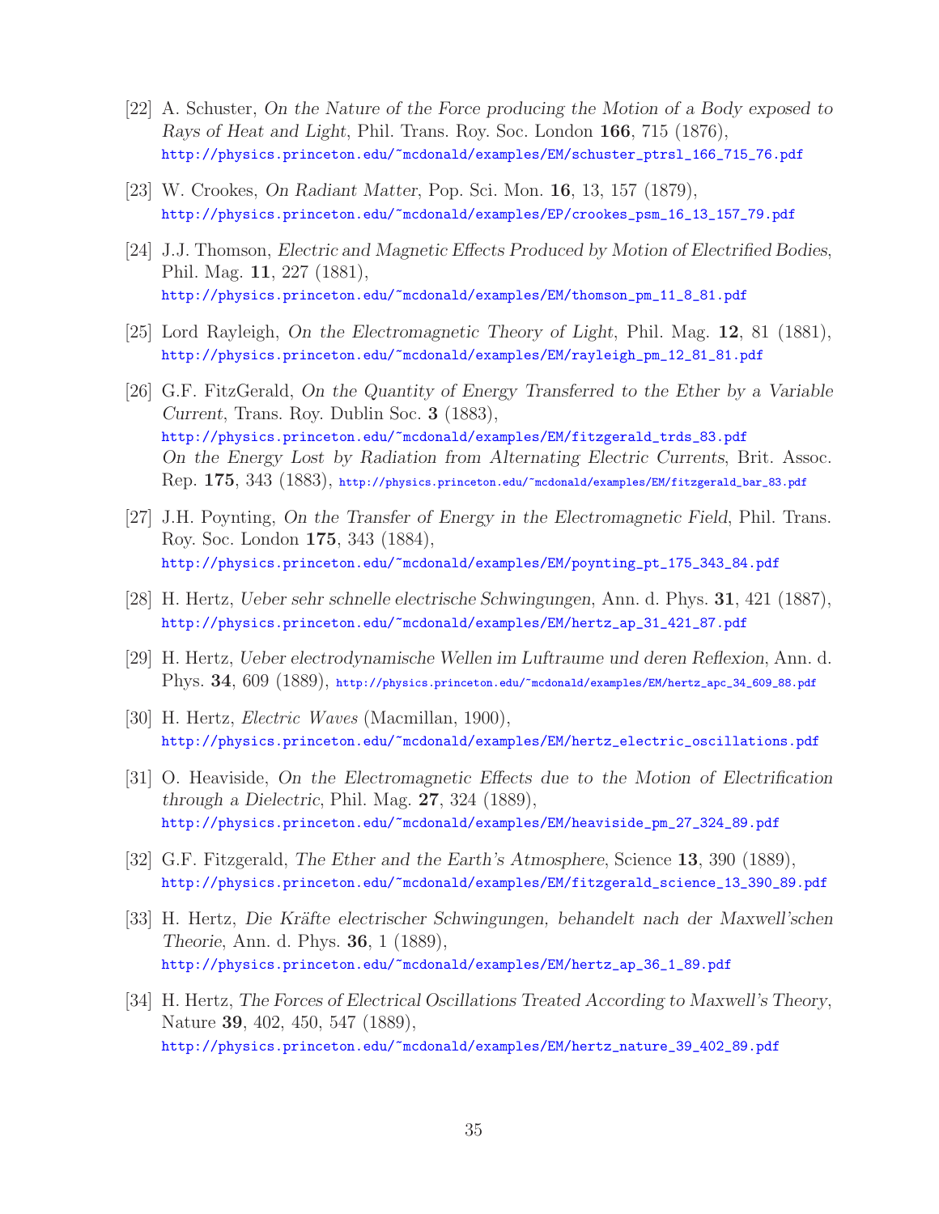[22] A. Schuster, *On the Nature of the Force producing the Motion of a Body exposed to Rays of Heat and Light*, Phil. Trans. Roy. Soc. London **166**, 715 (1876), http://physics.princeton.edu/~mcdonald/examples/EM/schuster_ptrsl_166_715_76.pdf

[23] W. Crookes, *On Radiant Matter*, Pop. Sci. Mon. **16**, 13, 157 (1879), http://physics.princeton.edu/~mcdonald/examples/EP/crookes_psm_16_13_157_79.pdf

[24] J.J. Thomson, *Electric and Magnetic Effects Produced by Motion of Electrified Bodies*, Phil. Mag. **11**, 227 (1881), http://physics.princeton.edu/~mcdonald/examples/EM/thomson_pm_11_8_81.pdf

[25] Lord Rayleigh, *On the Electromagnetic Theory of Light*, Phil. Mag. **12**, 81 (1881), http://physics.princeton.edu/~mcdonald/examples/EM/rayleigh_pm_12_81_81.pdf

[26] G.F. FitzGerald, *On the Quantity of Energy Transferred to the Ether by a Variable Current*, Trans. Roy. Dublin Soc. **3** (1883), http://physics.princeton.edu/~mcdonald/examples/EM/fitzgerald_trds_83.pdf
*On the Energy Lost by Radiation from Alternating Electric Currents*, Brit. Assoc. Rep. **175**, 343 (1883), http://physics.princeton.edu/~mcdonald/examples/EM/fitzgerald_bar_83.pdf

[27] J.H. Poynting, *On the Transfer of Energy in the Electromagnetic Field*, Phil. Trans. Roy. Soc. London **175**, 343 (1884), http://physics.princeton.edu/~mcdonald/examples/EM/poynting_pt_175_343_84.pdf

[28] H. Hertz, *Ueber sehr schnelle electrische Schwingungen*, Ann. d. Phys. **31**, 421 (1887), http://physics.princeton.edu/~mcdonald/examples/EM/hertz_ap_31_421_87.pdf

[29] H. Hertz, *Ueber electrodynamische Wellen im Luftraume und deren Reflexion*, Ann. d. Phys. **34**, 609 (1889), http://physics.princeton.edu/~mcdonald/examples/EM/hertz_apc_34_609_88.pdf

[30] H. Hertz, *Electric Waves* (Macmillan, 1900), http://physics.princeton.edu/~mcdonald/examples/EM/hertz_electric_oscillations.pdf

[31] O. Heaviside, *On the Electromagnetic Effects due to the Motion of Electrification through a Dielectric*, Phil. Mag. **27**, 324 (1889), http://physics.princeton.edu/~mcdonald/examples/EM/heaviside_pm_27_324_89.pdf

[32] G.F. Fitzgerald, *The Ether and the Earth's Atmosphere*, Science **13**, 390 (1889), http://physics.princeton.edu/~mcdonald/examples/EM/fitzgerald_science_13_390_89.pdf

[33] H. Hertz, *Die Kräfte electrischer Schwingungen, behandelt nach der Maxwell'schen Theorie*, Ann. d. Phys. **36**, 1 (1889), http://physics.princeton.edu/~mcdonald/examples/EM/hertz_ap_36_1_89.pdf

[34] H. Hertz, *The Forces of Electrical Oscillations Treated According to Maxwell's Theory*, Nature **39**, 402, 450, 547 (1889), http://physics.princeton.edu/~mcdonald/examples/EM/hertz_nature_39_402_89.pdf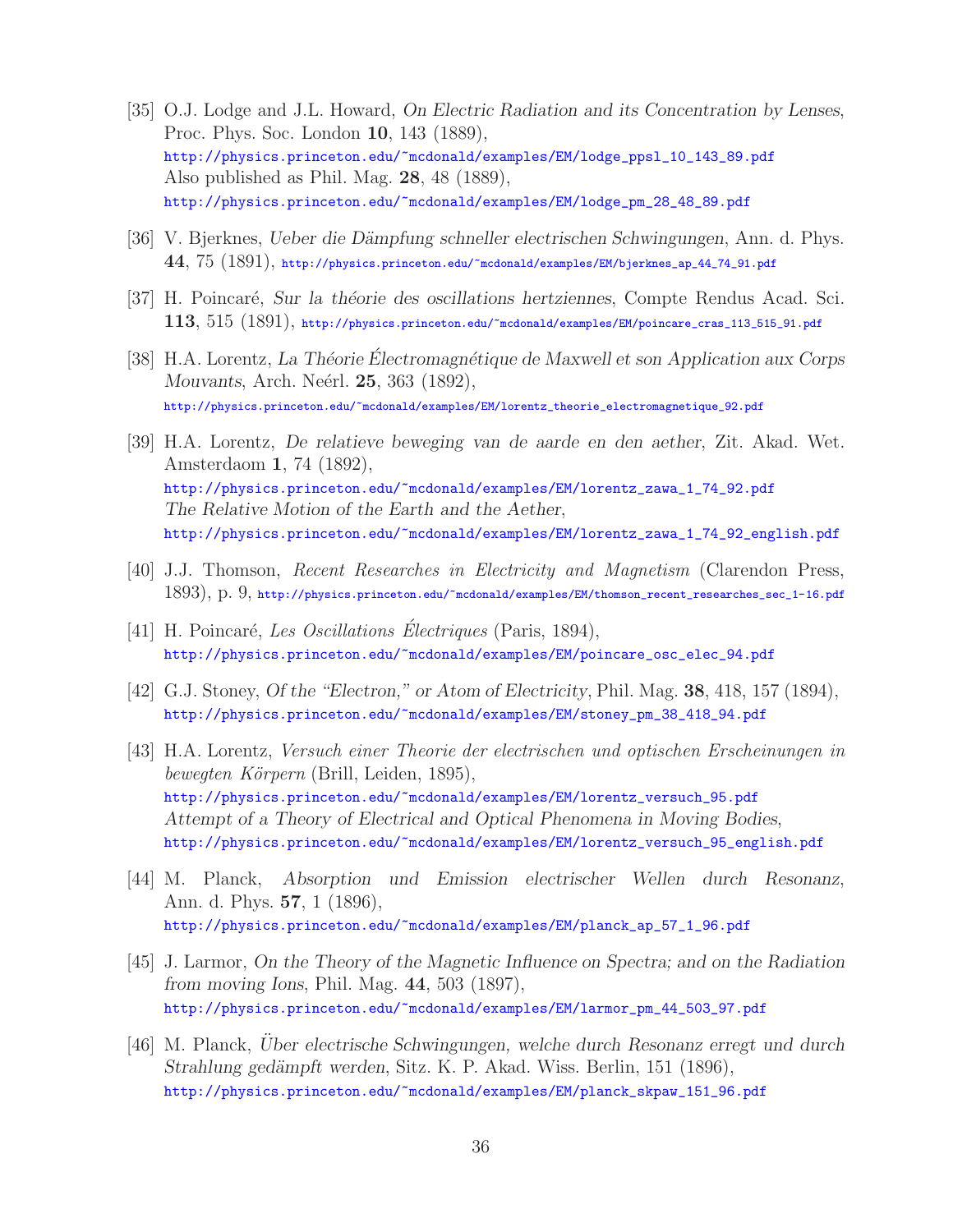[35] O.J. Lodge and J.L. Howard, *On Electric Radiation and its Concentration by Lenses*, Proc. Phys. Soc. London **10**, 143 (1889),
http://physics.princeton.edu/~mcdonald/examples/EM/lodge_ppsl_10_143_89.pdf
Also published as Phil. Mag. **28**, 48 (1889),
http://physics.princeton.edu/~mcdonald/examples/EM/lodge_pm_28_48_89.pdf

[36] V. Bjerknes, *Ueber die Dämpfung schneller electrischen Schwingungen*, Ann. d. Phys. **44**, 75 (1891), http://physics.princeton.edu/~mcdonald/examples/EM/bjerknes_ap_44_74_91.pdf

[37] H. Poincaré, *Sur la théorie des oscillations hertziennes*, Compte Rendus Acad. Sci. **113**, 515 (1891), http://physics.princeton.edu/~mcdonald/examples/EM/poincare_cras_113_515_91.pdf

[38] H.A. Lorentz, *La Théorie Électromagnétique de Maxwell et son Application aux Corps Mouvants*, Arch. Neérl. **25**, 363 (1892),
http://physics.princeton.edu/~mcdonald/examples/EM/lorentz_theorie_electromagnetique_92.pdf

[39] H.A. Lorentz, *De relatieve beweging van de aarde en den aether*, Zit. Akad. Wet. Amsterdaom **1**, 74 (1892),
http://physics.princeton.edu/~mcdonald/examples/EM/lorentz_zawa_1_74_92.pdf
*The Relative Motion of the Earth and the Aether*,
http://physics.princeton.edu/~mcdonald/examples/EM/lorentz_zawa_1_74_92_english.pdf

[40] J.J. Thomson, *Recent Researches in Electricity and Magnetism* (Clarendon Press, 1893), p. 9, http://physics.princeton.edu/~mcdonald/examples/EM/thomson_recent_researches_sec_1-16.pdf

[41] H. Poincaré, *Les Oscillations Électriques* (Paris, 1894),
http://physics.princeton.edu/~mcdonald/examples/EM/poincare_osc_elec_94.pdf

[42] G.J. Stoney, *Of the "Electron," or Atom of Electricity*, Phil. Mag. **38**, 418, 157 (1894),
http://physics.princeton.edu/~mcdonald/examples/EM/stoney_pm_38_418_94.pdf

[43] H.A. Lorentz, *Versuch einer Theorie der electrischen und optischen Erscheinungen in bewegten Körpern* (Brill, Leiden, 1895),
http://physics.princeton.edu/~mcdonald/examples/EM/lorentz_versuch_95.pdf
*Attempt of a Theory of Electrical and Optical Phenomena in Moving Bodies*,
http://physics.princeton.edu/~mcdonald/examples/EM/lorentz_versuch_95_english.pdf

[44] M. Planck, *Absorption und Emission electrischer Wellen durch Resonanz*, Ann. d. Phys. **57**, 1 (1896),
http://physics.princeton.edu/~mcdonald/examples/EM/planck_ap_57_1_96.pdf

[45] J. Larmor, *On the Theory of the Magnetic Influence on Spectra; and on the Radiation from moving Ions*, Phil. Mag. **44**, 503 (1897),
http://physics.princeton.edu/~mcdonald/examples/EM/larmor_pm_44_503_97.pdf

[46] M. Planck, *Über electrische Schwingungen, welche durch Resonanz erregt und durch Strahlung gedämpft werden*, Sitz. K. P. Akad. Wiss. Berlin, 151 (1896),
http://physics.princeton.edu/~mcdonald/examples/EM/planck_skpaw_151_96.pdf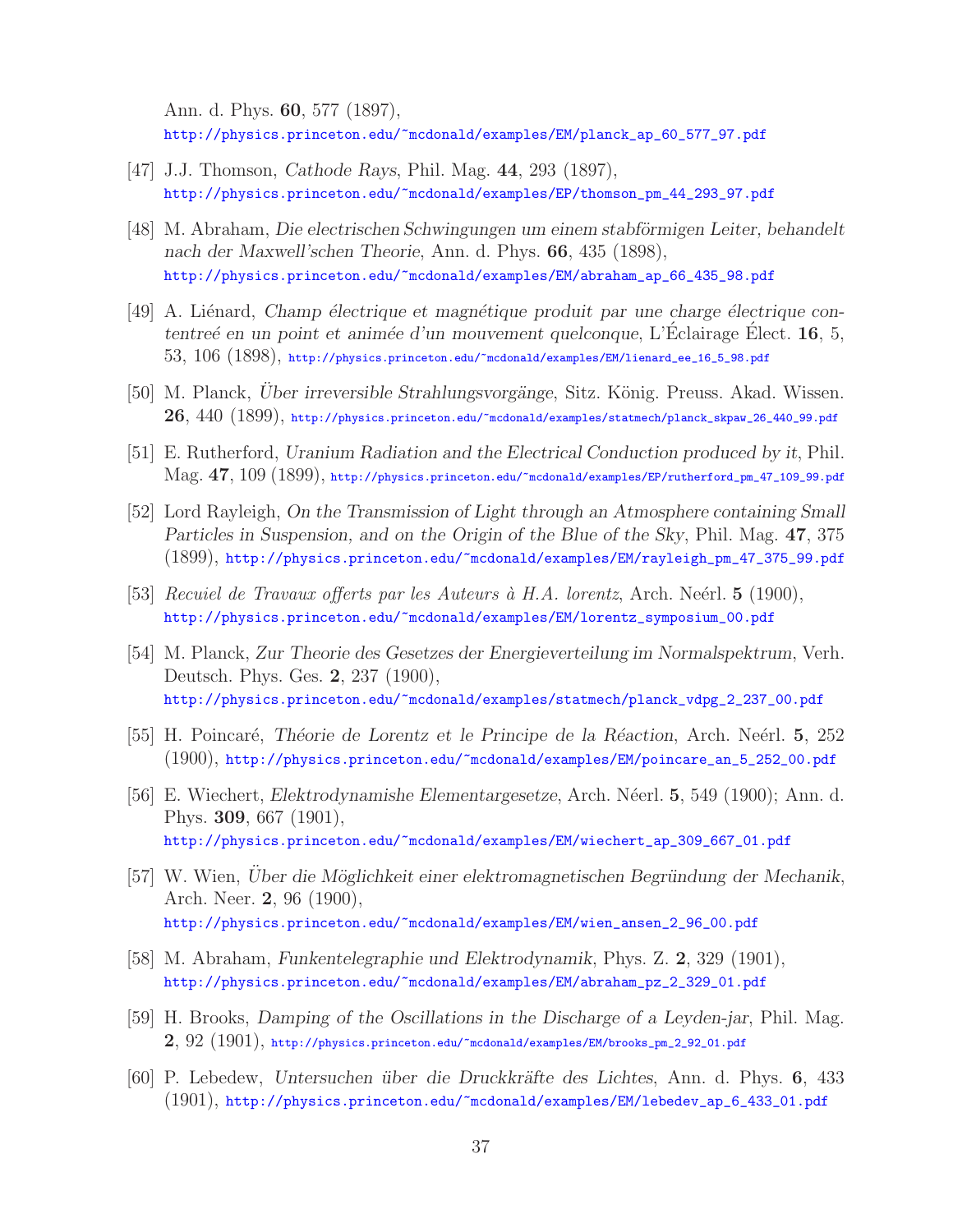Ann. d. Phys. **60**, 577 (1897),
http://physics.princeton.edu/~mcdonald/examples/EM/planck_ap_60_577_97.pdf

[47] J.J. Thomson, *Cathode Rays*, Phil. Mag. **44**, 293 (1897),
http://physics.princeton.edu/~mcdonald/examples/EP/thomson_pm_44_293_97.pdf

[48] M. Abraham, *Die electrischen Schwingungen um einem stabförmigen Leiter, behandelt nach der Maxwell'schen Theorie*, Ann. d. Phys. **66**, 435 (1898),
http://physics.princeton.edu/~mcdonald/examples/EM/abraham_ap_66_435_98.pdf

[49] A. Liénard, *Champ électrique et magnétique produit par une charge électrique contentreé en un point et animée d'un mouvement quelconque*, L'Éclairage Élect. **16**, 5, 53, 106 (1898), http://physics.princeton.edu/~mcdonald/examples/EM/lienard_ee_16_5_98.pdf

[50] M. Planck, *Über irreversible Strahlungsvorgänge*, Sitz. König. Preuss. Akad. Wissen. **26**, 440 (1899), http://physics.princeton.edu/~mcdonald/examples/statmech/planck_skpaw_26_440_99.pdf

[51] E. Rutherford, *Uranium Radiation and the Electrical Conduction produced by it*, Phil. Mag. **47**, 109 (1899), http://physics.princeton.edu/~mcdonald/examples/EP/rutherford_pm_47_109_99.pdf

[52] Lord Rayleigh, *On the Transmission of Light through an Atmosphere containing Small Particles in Suspension, and on the Origin of the Blue of the Sky*, Phil. Mag. **47**, 375 (1899), http://physics.princeton.edu/~mcdonald/examples/EM/rayleigh_pm_47_375_99.pdf

[53] *Recuiel de Travaux offerts par les Auteurs à H.A. lorentz*, Arch. Neérl. **5** (1900),
http://physics.princeton.edu/~mcdonald/examples/EM/lorentz_symposium_00.pdf

[54] M. Planck, *Zur Theorie des Gesetzes der Energieverteilung im Normalspektrum*, Verh. Deutsch. Phys. Ges. **2**, 237 (1900),
http://physics.princeton.edu/~mcdonald/examples/statmech/planck_vdpg_2_237_00.pdf

[55] H. Poincaré, *Théorie de Lorentz et le Principe de la Réaction*, Arch. Neérl. **5**, 252 (1900), http://physics.princeton.edu/~mcdonald/examples/EM/poincare_an_5_252_00.pdf

[56] E. Wiechert, *Elektrodynamishe Elementargesetze*, Arch. Néerl. **5**, 549 (1900); Ann. d. Phys. **309**, 667 (1901),
http://physics.princeton.edu/~mcdonald/examples/EM/wiechert_ap_309_667_01.pdf

[57] W. Wien, *Über die Möglichkeit einer elektromagnetischen Begründung der Mechanik*, Arch. Neer. **2**, 96 (1900),
http://physics.princeton.edu/~mcdonald/examples/EM/wien_ansen_2_96_00.pdf

[58] M. Abraham, *Funkentelegraphie und Elektrodynamik*, Phys. Z. **2**, 329 (1901),
http://physics.princeton.edu/~mcdonald/examples/EM/abraham_pz_2_329_01.pdf

[59] H. Brooks, *Damping of the Oscillations in the Discharge of a Leyden-jar*, Phil. Mag. **2**, 92 (1901), http://physics.princeton.edu/~mcdonald/examples/EM/brooks_pm_2_92_01.pdf

[60] P. Lebedew, *Untersuchen über die Druckkräfte des Lichtes*, Ann. d. Phys. **6**, 433 (1901), http://physics.princeton.edu/~mcdonald/examples/EM/lebedev_ap_6_433_01.pdf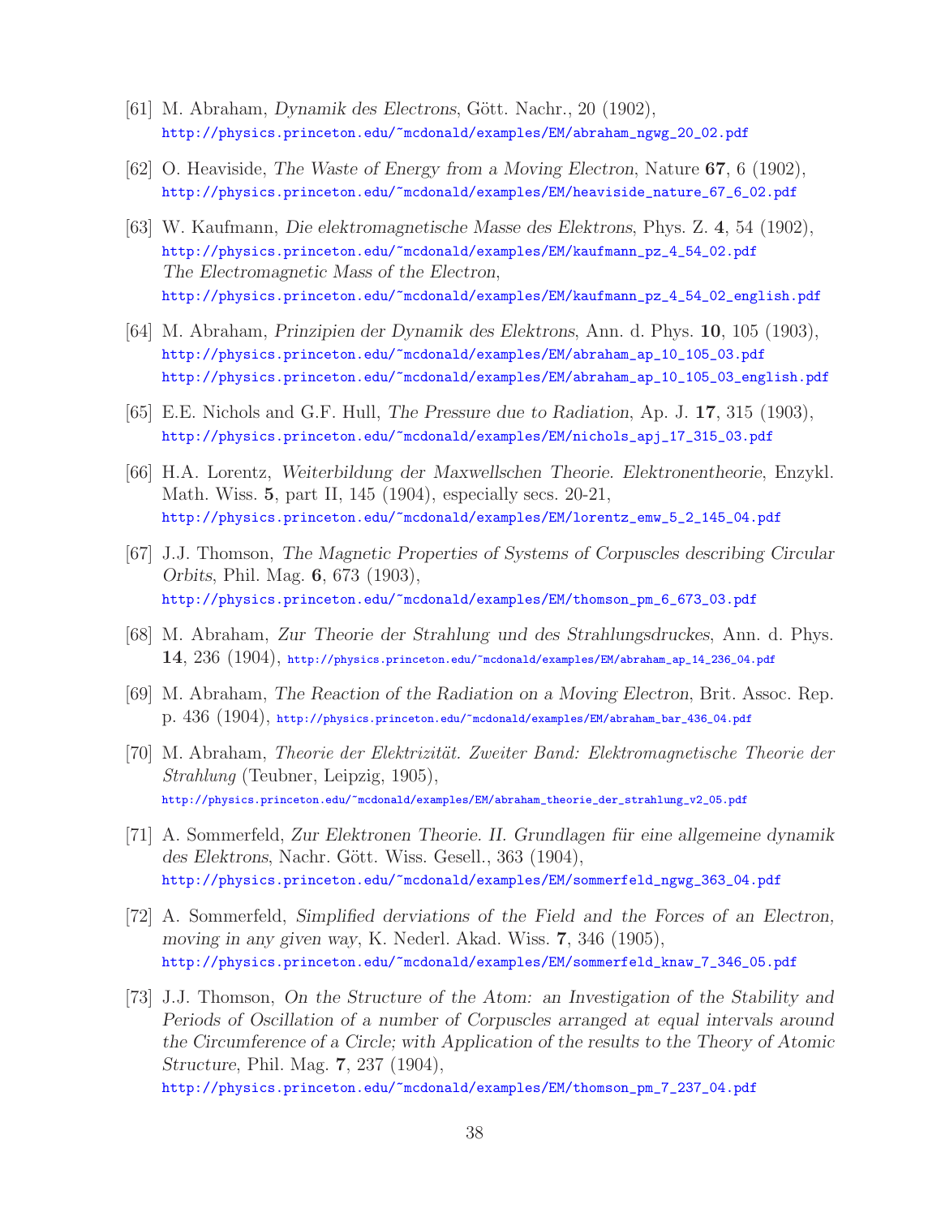[61] M. Abraham, *Dynamik des Electrons*, Gött. Nachr., 20 (1902),
http://physics.princeton.edu/~mcdonald/examples/EM/abraham_ngwg_20_02.pdf

[62] O. Heaviside, *The Waste of Energy from a Moving Electron*, Nature **67**, 6 (1902),
http://physics.princeton.edu/~mcdonald/examples/EM/heaviside_nature_67_6_02.pdf

[63] W. Kaufmann, *Die elektromagnetische Masse des Elektrons*, Phys. Z. **4**, 54 (1902),
http://physics.princeton.edu/~mcdonald/examples/EM/kaufmann_pz_4_54_02.pdf
*The Electromagnetic Mass of the Electron*,
http://physics.princeton.edu/~mcdonald/examples/EM/kaufmann_pz_4_54_02_english.pdf

[64] M. Abraham, *Prinzipien der Dynamik des Elektrons*, Ann. d. Phys. **10**, 105 (1903),
http://physics.princeton.edu/~mcdonald/examples/EM/abraham_ap_10_105_03.pdf
http://physics.princeton.edu/~mcdonald/examples/EM/abraham_ap_10_105_03_english.pdf

[65] E.E. Nichols and G.F. Hull, *The Pressure due to Radiation*, Ap. J. **17**, 315 (1903),
http://physics.princeton.edu/~mcdonald/examples/EM/nichols_apj_17_315_03.pdf

[66] H.A. Lorentz, *Weiterbildung der Maxwellschen Theorie. Elektronentheorie*, Enzykl. Math. Wiss. **5**, part II, 145 (1904), especially secs. 20-21,
http://physics.princeton.edu/~mcdonald/examples/EM/lorentz_emw_5_2_145_04.pdf

[67] J.J. Thomson, *The Magnetic Properties of Systems of Corpuscles describing Circular Orbits*, Phil. Mag. **6**, 673 (1903),
http://physics.princeton.edu/~mcdonald/examples/EM/thomson_pm_6_673_03.pdf

[68] M. Abraham, *Zur Theorie der Strahlung und des Strahlungsdruckes*, Ann. d. Phys. **14**, 236 (1904), http://physics.princeton.edu/~mcdonald/examples/EM/abraham_ap_14_236_04.pdf

[69] M. Abraham, *The Reaction of the Radiation on a Moving Electron*, Brit. Assoc. Rep. p. 436 (1904), http://physics.princeton.edu/~mcdonald/examples/EM/abraham_bar_436_04.pdf

[70] M. Abraham, *Theorie der Elektrizität. Zweiter Band: Elektromagnetische Theorie der Strahlung* (Teubner, Leipzig, 1905),
http://physics.princeton.edu/~mcdonald/examples/EM/abraham_theorie_der_strahlung_v2_05.pdf

[71] A. Sommerfeld, *Zur Elektronen Theorie. II. Grundlagen für eine allgemeine dynamik des Elektrons*, Nachr. Gött. Wiss. Gesell., 363 (1904),
http://physics.princeton.edu/~mcdonald/examples/EM/sommerfeld_ngwg_363_04.pdf

[72] A. Sommerfeld, *Simplified derviations of the Field and the Forces of an Electron, moving in any given way*, K. Nederl. Akad. Wiss. **7**, 346 (1905),
http://physics.princeton.edu/~mcdonald/examples/EM/sommerfeld_knaw_7_346_05.pdf

[73] J.J. Thomson, *On the Structure of the Atom: an Investigation of the Stability and Periods of Oscillation of a number of Corpuscles arranged at equal intervals around the Circumference of a Circle; with Application of the results to the Theory of Atomic Structure*, Phil. Mag. **7**, 237 (1904),
http://physics.princeton.edu/~mcdonald/examples/EM/thomson_pm_7_237_04.pdf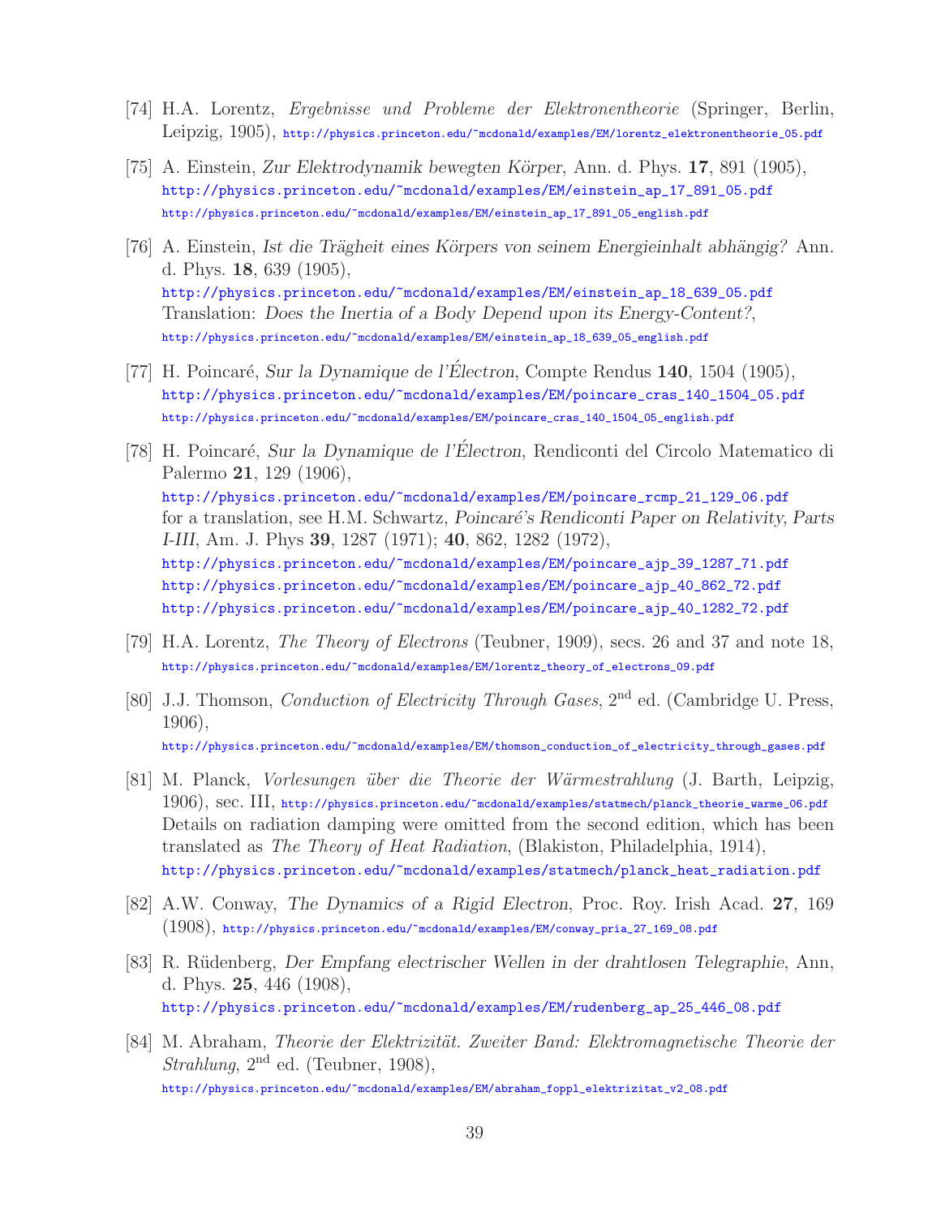[74] H.A. Lorentz, *Ergebnisse und Probleme der Elektronentheorie* (Springer, Berlin, Leipzig, 1905), http://physics.princeton.edu/~mcdonald/examples/EM/lorentz_elektronentheorie_05.pdf

[75] A. Einstein, *Zur Elektrodynamik bewegten Körper*, Ann. d. Phys. **17**, 891 (1905), http://physics.princeton.edu/~mcdonald/examples/EM/einstein_ap_17_891_05.pdf http://physics.princeton.edu/~mcdonald/examples/EM/einstein_ap_17_891_05_english.pdf

[76] A. Einstein, *Ist die Trägheit eines Körpers von seinem Energieinhalt abhängig?* Ann. d. Phys. **18**, 639 (1905), http://physics.princeton.edu/~mcdonald/examples/EM/einstein_ap_18_639_05.pdf Translation: *Does the Inertia of a Body Depend upon its Energy-Content?*, http://physics.princeton.edu/~mcdonald/examples/EM/einstein_ap_18_639_05_english.pdf

[77] H. Poincaré, *Sur la Dynamique de l'Électron*, Compte Rendus **140**, 1504 (1905), http://physics.princeton.edu/~mcdonald/examples/EM/poincare_cras_140_1504_05.pdf http://physics.princeton.edu/~mcdonald/examples/EM/poincare_cras_140_1504_05_english.pdf

[78] H. Poincaré, *Sur la Dynamique de l'Électron*, Rendiconti del Circolo Matematico di Palermo **21**, 129 (1906), http://physics.princeton.edu/~mcdonald/examples/EM/poincare_rcmp_21_129_06.pdf for a translation, see H.M. Schwartz, *Poincaré's Rendiconti Paper on Relativity, Parts I-III*, Am. J. Phys **39**, 1287 (1971); **40**, 862, 1282 (1972), http://physics.princeton.edu/~mcdonald/examples/EM/poincare_ajp_39_1287_71.pdf http://physics.princeton.edu/~mcdonald/examples/EM/poincare_ajp_40_862_72.pdf http://physics.princeton.edu/~mcdonald/examples/EM/poincare_ajp_40_1282_72.pdf

[79] H.A. Lorentz, *The Theory of Electrons* (Teubner, 1909), secs. 26 and 37 and note 18, http://physics.princeton.edu/~mcdonald/examples/EM/lorentz_theory_of_electrons_09.pdf

[80] J.J. Thomson, *Conduction of Electricity Through Gases*, 2[nd] ed. (Cambridge U. Press, 1906), http://physics.princeton.edu/~mcdonald/examples/EM/thomson_conduction_of_electricity_through_gases.pdf

[81] M. Planck, *Vorlesungen über die Theorie der Wärmestrahlung* (J. Barth, Leipzig, 1906), sec. III, http://physics.princeton.edu/~mcdonald/examples/statmech/planck_theorie_warme_06.pdf Details on radiation damping were omitted from the second edition, which has been translated as *The Theory of Heat Radiation*, (Blakiston, Philadelphia, 1914), http://physics.princeton.edu/~mcdonald/examples/statmech/planck_heat_radiation.pdf

[82] A.W. Conway, *The Dynamics of a Rigid Electron*, Proc. Roy. Irish Acad. **27**, 169 (1908), http://physics.princeton.edu/~mcdonald/examples/EM/conway_pria_27_169_08.pdf

[83] R. Rüdenberg, *Der Empfang electrischer Wellen in der drahtlosen Telegraphie*, Ann, d. Phys. **25**, 446 (1908), http://physics.princeton.edu/~mcdonald/examples/EM/rudenberg_ap_25_446_08.pdf

[84] M. Abraham, *Theorie der Elektrizität. Zweiter Band: Elektromagnetische Theorie der Strahlung*, 2[nd] ed. (Teubner, 1908), http://physics.princeton.edu/~mcdonald/examples/EM/abraham_foppl_elektrizitat_v2_08.pdf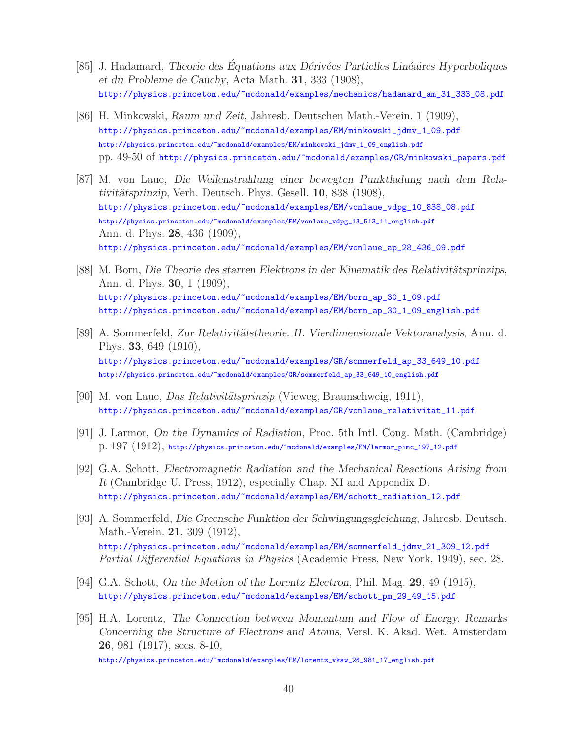[85] J. Hadamard, *Theorie des Équations aux Dérivées Partielles Linéaires Hyperboliques et du Probleme de Cauchy*, Acta Math. **31**, 333 (1908),
http://physics.princeton.edu/~mcdonald/examples/mechanics/hadamard_am_31_333_08.pdf

[86] H. Minkowski, *Raum und Zeit*, Jahresb. Deutschen Math.-Verein. 1 (1909),
http://physics.princeton.edu/~mcdonald/examples/EM/minkowski_jdmv_1_09.pdf
http://physics.princeton.edu/~mcdonald/examples/EM/minkowski_jdmv_1_09_english.pdf
pp. 49-50 of http://physics.princeton.edu/~mcdonald/examples/GR/minkowski_papers.pdf

[87] M. von Laue, *Die Wellenstrahlung einer bewegten Punktladung nach dem Relativitätsprinzip*, Verh. Deutsch. Phys. Gesell. **10**, 838 (1908),
http://physics.princeton.edu/~mcdonald/examples/EM/vonlaue_vdpg_10_838_08.pdf
http://physics.princeton.edu/~mcdonald/examples/EM/vonlaue_vdpg_13_513_11_english.pdf
Ann. d. Phys. **28**, 436 (1909),
http://physics.princeton.edu/~mcdonald/examples/EM/vonlaue_ap_28_436_09.pdf

[88] M. Born, *Die Theorie des starren Elektrons in der Kinematik des Relativitätsprinzips*, Ann. d. Phys. **30**, 1 (1909),
http://physics.princeton.edu/~mcdonald/examples/EM/born_ap_30_1_09.pdf
http://physics.princeton.edu/~mcdonald/examples/EM/born_ap_30_1_09_english.pdf

[89] A. Sommerfeld, *Zur Relativitätstheorie. II. Vierdimensionale Vektoranalysis*, Ann. d. Phys. **33**, 649 (1910),
http://physics.princeton.edu/~mcdonald/examples/GR/sommerfeld_ap_33_649_10.pdf
http://physics.princeton.edu/~mcdonald/examples/GR/sommerfeld_ap_33_649_10_english.pdf

[90] M. von Laue, *Das Relativitätsprinzip* (Vieweg, Braunschweig, 1911),
http://physics.princeton.edu/~mcdonald/examples/GR/vonlaue_relativitat_11.pdf

[91] J. Larmor, *On the Dynamics of Radiation*, Proc. 5th Intl. Cong. Math. (Cambridge) p. 197 (1912), http://physics.princeton.edu/~mcdonald/examples/EM/larmor_pimc_197_12.pdf

[92] G.A. Schott, *Electromagnetic Radiation and the Mechanical Reactions Arising from It* (Cambridge U. Press, 1912), especially Chap. XI and Appendix D.
http://physics.princeton.edu/~mcdonald/examples/EM/schott_radiation_12.pdf

[93] A. Sommerfeld, *Die Greensche Funktion der Schwingungsgleichung*, Jahresb. Deutsch. Math.-Verein. **21**, 309 (1912),
http://physics.princeton.edu/~mcdonald/examples/EM/sommerfeld_jdmv_21_309_12.pdf
*Partial Differential Equations in Physics* (Academic Press, New York, 1949), sec. 28.

[94] G.A. Schott, *On the Motion of the Lorentz Electron*, Phil. Mag. **29**, 49 (1915),
http://physics.princeton.edu/~mcdonald/examples/EM/schott_pm_29_49_15.pdf

[95] H.A. Lorentz, *The Connection between Momentum and Flow of Energy. Remarks Concerning the Structure of Electrons and Atoms*, Versl. K. Akad. Wet. Amsterdam **26**, 981 (1917), secs. 8-10,
http://physics.princeton.edu/~mcdonald/examples/EM/lorentz_vkaw_26_981_17_english.pdf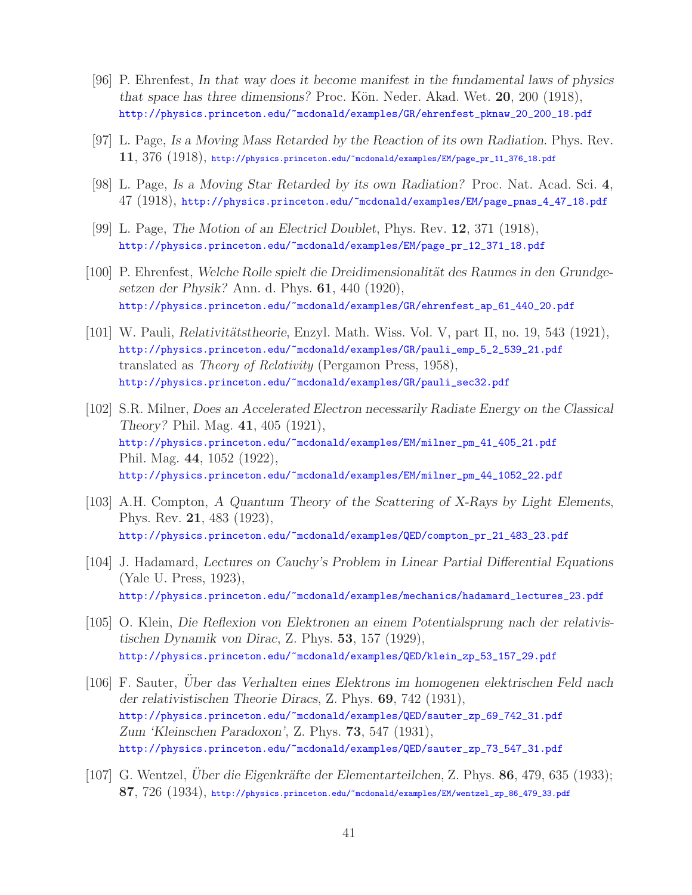[96] P. Ehrenfest, *In that way does it become manifest in the fundamental laws of physics that space has three dimensions?* Proc. Kön. Neder. Akad. Wet. **20**, 200 (1918), http://physics.princeton.edu/~mcdonald/examples/GR/ehrenfest_pknaw_20_200_18.pdf

[97] L. Page, *Is a Moving Mass Retarded by the Reaction of its own Radiation*. Phys. Rev. **11**, 376 (1918), http://physics.princeton.edu/~mcdonald/examples/EM/page_pr_11_376_18.pdf

[98] L. Page, *Is a Moving Star Retarded by its own Radiation?* Proc. Nat. Acad. Sci. **4**, 47 (1918), http://physics.princeton.edu/~mcdonald/examples/EM/page_pnas_4_47_18.pdf

[99] L. Page, *The Motion of an Electricl Doublet*, Phys. Rev. **12**, 371 (1918), http://physics.princeton.edu/~mcdonald/examples/EM/page_pr_12_371_18.pdf

[100] P. Ehrenfest, *Welche Rolle spielt die Dreidimensionalität des Raumes in den Grundgesetzen der Physik?* Ann. d. Phys. **61**, 440 (1920), http://physics.princeton.edu/~mcdonald/examples/GR/ehrenfest_ap_61_440_20.pdf

[101] W. Pauli, *Relativitätstheorie*, Enzyl. Math. Wiss. Vol. V, part II, no. 19, 543 (1921), http://physics.princeton.edu/~mcdonald/examples/GR/pauli_emp_5_2_539_21.pdf translated as *Theory of Relativity* (Pergamon Press, 1958), http://physics.princeton.edu/~mcdonald/examples/GR/pauli_sec32.pdf

[102] S.R. Milner, *Does an Accelerated Electron necessarily Radiate Energy on the Classical Theory?* Phil. Mag. **41**, 405 (1921), http://physics.princeton.edu/~mcdonald/examples/EM/milner_pm_41_405_21.pdf Phil. Mag. **44**, 1052 (1922), http://physics.princeton.edu/~mcdonald/examples/EM/milner_pm_44_1052_22.pdf

[103] A.H. Compton, *A Quantum Theory of the Scattering of X-Rays by Light Elements*, Phys. Rev. **21**, 483 (1923), http://physics.princeton.edu/~mcdonald/examples/QED/compton_pr_21_483_23.pdf

[104] J. Hadamard, *Lectures on Cauchy's Problem in Linear Partial Differential Equations* (Yale U. Press, 1923), http://physics.princeton.edu/~mcdonald/examples/mechanics/hadamard_lectures_23.pdf

[105] O. Klein, *Die Reflexion von Elektronen an einem Potentialsprung nach der relativistischen Dynamik von Dirac*, Z. Phys. **53**, 157 (1929), http://physics.princeton.edu/~mcdonald/examples/QED/klein_zp_53_157_29.pdf

[106] F. Sauter, *Über das Verhalten eines Elektrons im homogenen elektrischen Feld nach der relativistischen Theorie Diracs*, Z. Phys. **69**, 742 (1931), http://physics.princeton.edu/~mcdonald/examples/QED/sauter_zp_69_742_31.pdf *Zum 'Kleinschen Paradoxon'*, Z. Phys. **73**, 547 (1931), http://physics.princeton.edu/~mcdonald/examples/QED/sauter_zp_73_547_31.pdf

[107] G. Wentzel, *Über die Eigenkräfte der Elementarteilchen*, Z. Phys. **86**, 479, 635 (1933); **87**, 726 (1934), http://physics.princeton.edu/~mcdonald/examples/EM/wentzel_zp_86_479_33.pdf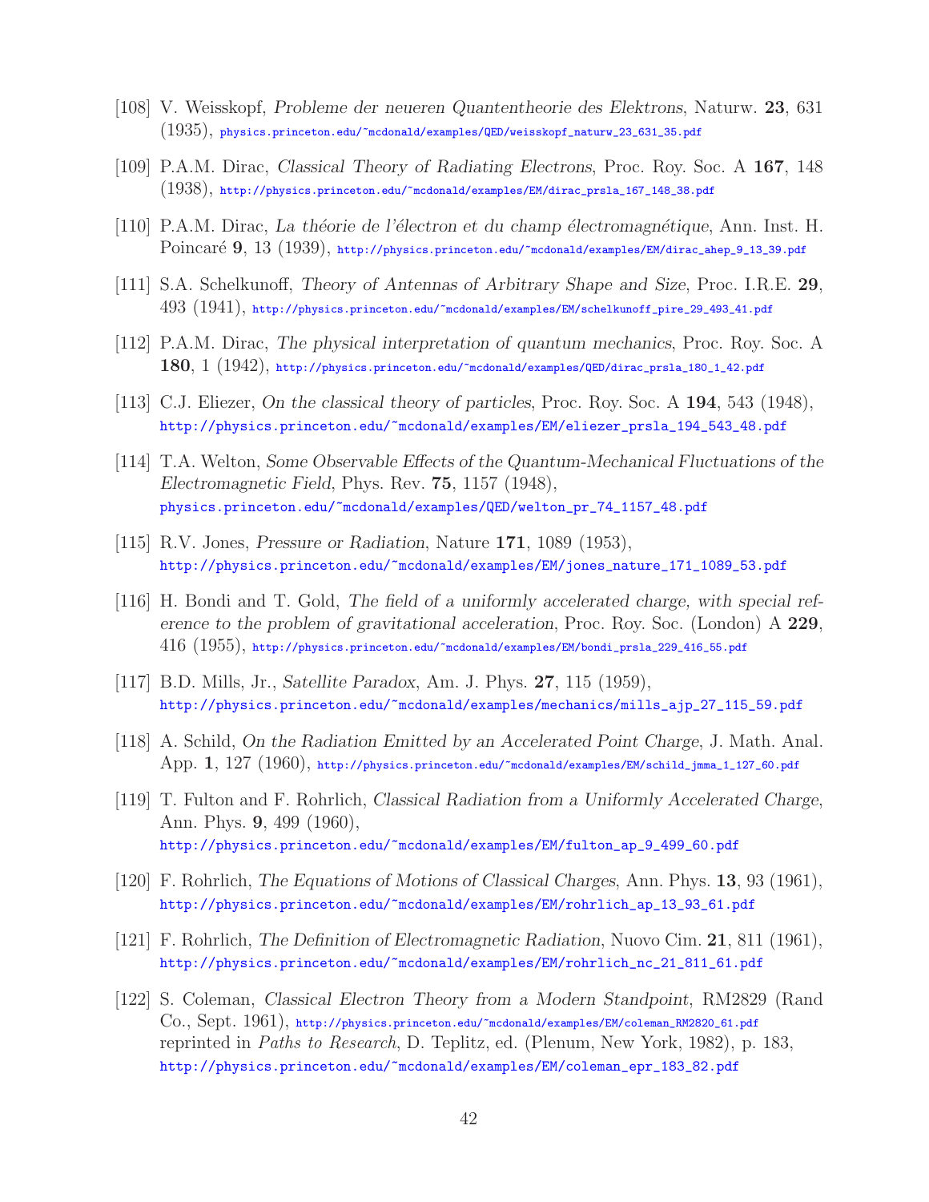[108] V. Weisskopf, *Probleme der neueren Quantentheorie des Elektrons*, Naturw. **23**, 631 (1935), physics.princeton.edu/~mcdonald/examples/QED/weisskopf_naturw_23_631_35.pdf

[109] P.A.M. Dirac, *Classical Theory of Radiating Electrons*, Proc. Roy. Soc. A **167**, 148 (1938), http://physics.princeton.edu/~mcdonald/examples/EM/dirac_prsla_167_148_38.pdf

[110] P.A.M. Dirac, *La théorie de l'électron et du champ électromagnétique*, Ann. Inst. H. Poincaré **9**, 13 (1939), http://physics.princeton.edu/~mcdonald/examples/EM/dirac_ahep_9_13_39.pdf

[111] S.A. Schelkunoff, *Theory of Antennas of Arbitrary Shape and Size*, Proc. I.R.E. **29**, 493 (1941), http://physics.princeton.edu/~mcdonald/examples/EM/schelkunoff_pire_29_493_41.pdf

[112] P.A.M. Dirac, *The physical interpretation of quantum mechanics*, Proc. Roy. Soc. A **180**, 1 (1942), http://physics.princeton.edu/~mcdonald/examples/QED/dirac_prsla_180_1_42.pdf

[113] C.J. Eliezer, *On the classical theory of particles*, Proc. Roy. Soc. A **194**, 543 (1948), http://physics.princeton.edu/~mcdonald/examples/EM/eliezer_prsla_194_543_48.pdf

[114] T.A. Welton, *Some Observable Effects of the Quantum-Mechanical Fluctuations of the Electromagnetic Field*, Phys. Rev. **75**, 1157 (1948), physics.princeton.edu/~mcdonald/examples/QED/welton_pr_74_1157_48.pdf

[115] R.V. Jones, *Pressure or Radiation*, Nature **171**, 1089 (1953), http://physics.princeton.edu/~mcdonald/examples/EM/jones_nature_171_1089_53.pdf

[116] H. Bondi and T. Gold, *The field of a uniformly accelerated charge, with special reference to the problem of gravitational acceleration*, Proc. Roy. Soc. (London) A **229**, 416 (1955), http://physics.princeton.edu/~mcdonald/examples/EM/bondi_prsla_229_416_55.pdf

[117] B.D. Mills, Jr., *Satellite Paradox*, Am. J. Phys. **27**, 115 (1959), http://physics.princeton.edu/~mcdonald/examples/mechanics/mills_ajp_27_115_59.pdf

[118] A. Schild, *On the Radiation Emitted by an Accelerated Point Charge*, J. Math. Anal. App. **1**, 127 (1960), http://physics.princeton.edu/~mcdonald/examples/EM/schild_jmma_1_127_60.pdf

[119] T. Fulton and F. Rohrlich, *Classical Radiation from a Uniformly Accelerated Charge*, Ann. Phys. **9**, 499 (1960), http://physics.princeton.edu/~mcdonald/examples/EM/fulton_ap_9_499_60.pdf

[120] F. Rohrlich, *The Equations of Motions of Classical Charges*, Ann. Phys. **13**, 93 (1961), http://physics.princeton.edu/~mcdonald/examples/EM/rohrlich_ap_13_93_61.pdf

[121] F. Rohrlich, *The Definition of Electromagnetic Radiation*, Nuovo Cim. **21**, 811 (1961), http://physics.princeton.edu/~mcdonald/examples/EM/rohrlich_nc_21_811_61.pdf

[122] S. Coleman, *Classical Electron Theory from a Modern Standpoint*, RM2829 (Rand Co., Sept. 1961), http://physics.princeton.edu/~mcdonald/examples/EM/coleman_RM2820_61.pdf reprinted in *Paths to Research*, D. Teplitz, ed. (Plenum, New York, 1982), p. 183, http://physics.princeton.edu/~mcdonald/examples/EM/coleman_epr_183_82.pdf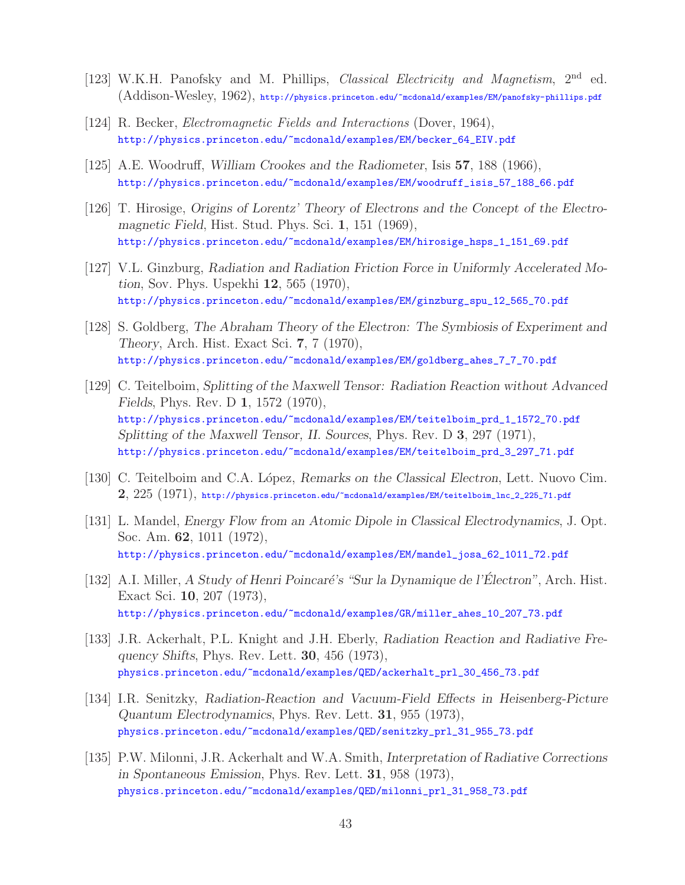[123] W.K.H. Panofsky and M. Phillips, *Classical Electricity and Magnetism*, 2nd ed. (Addison-Wesley, 1962), http://physics.princeton.edu/~mcdonald/examples/EM/panofsky-phillips.pdf

[124] R. Becker, *Electromagnetic Fields and Interactions* (Dover, 1964), http://physics.princeton.edu/~mcdonald/examples/EM/becker_64_EIV.pdf

[125] A.E. Woodruff, *William Crookes and the Radiometer*, Isis **57**, 188 (1966), http://physics.princeton.edu/~mcdonald/examples/EM/woodruff_isis_57_188_66.pdf

[126] T. Hirosige, *Origins of Lorentz' Theory of Electrons and the Concept of the Electromagnetic Field*, Hist. Stud. Phys. Sci. **1**, 151 (1969), http://physics.princeton.edu/~mcdonald/examples/EM/hirosige_hsps_1_151_69.pdf

[127] V.L. Ginzburg, *Radiation and Radiation Friction Force in Uniformly Accelerated Motion*, Sov. Phys. Uspekhi **12**, 565 (1970), http://physics.princeton.edu/~mcdonald/examples/EM/ginzburg_spu_12_565_70.pdf

[128] S. Goldberg, *The Abraham Theory of the Electron: The Symbiosis of Experiment and Theory*, Arch. Hist. Exact Sci. **7**, 7 (1970), http://physics.princeton.edu/~mcdonald/examples/EM/goldberg_ahes_7_7_70.pdf

[129] C. Teitelboim, *Splitting of the Maxwell Tensor: Radiation Reaction without Advanced Fields*, Phys. Rev. D **1**, 1572 (1970), http://physics.princeton.edu/~mcdonald/examples/EM/teitelboim_prd_1_1572_70.pdf
*Splitting of the Maxwell Tensor, II. Sources*, Phys. Rev. D **3**, 297 (1971), http://physics.princeton.edu/~mcdonald/examples/EM/teitelboim_prd_3_297_71.pdf

[130] C. Teitelboim and C.A. López, *Remarks on the Classical Electron*, Lett. Nuovo Cim. **2**, 225 (1971), http://physics.princeton.edu/~mcdonald/examples/EM/teitelboim_lnc_2_225_71.pdf

[131] L. Mandel, *Energy Flow from an Atomic Dipole in Classical Electrodynamics*, J. Opt. Soc. Am. **62**, 1011 (1972), http://physics.princeton.edu/~mcdonald/examples/EM/mandel_josa_62_1011_72.pdf

[132] A.I. Miller, *A Study of Henri Poincaré's "Sur la Dynamique de l'Électron"*, Arch. Hist. Exact Sci. **10**, 207 (1973), http://physics.princeton.edu/~mcdonald/examples/GR/miller_ahes_10_207_73.pdf

[133] J.R. Ackerhalt, P.L. Knight and J.H. Eberly, *Radiation Reaction and Radiative Frequency Shifts*, Phys. Rev. Lett. **30**, 456 (1973), physics.princeton.edu/~mcdonald/examples/QED/ackerhalt_prl_30_456_73.pdf

[134] I.R. Senitzky, *Radiation-Reaction and Vacuum-Field Effects in Heisenberg-Picture Quantum Electrodynamics*, Phys. Rev. Lett. **31**, 955 (1973), physics.princeton.edu/~mcdonald/examples/QED/senitzky_prl_31_955_73.pdf

[135] P.W. Milonni, J.R. Ackerhalt and W.A. Smith, *Interpretation of Radiative Corrections in Spontaneous Emission*, Phys. Rev. Lett. **31**, 958 (1973), physics.princeton.edu/~mcdonald/examples/QED/milonni_prl_31_958_73.pdf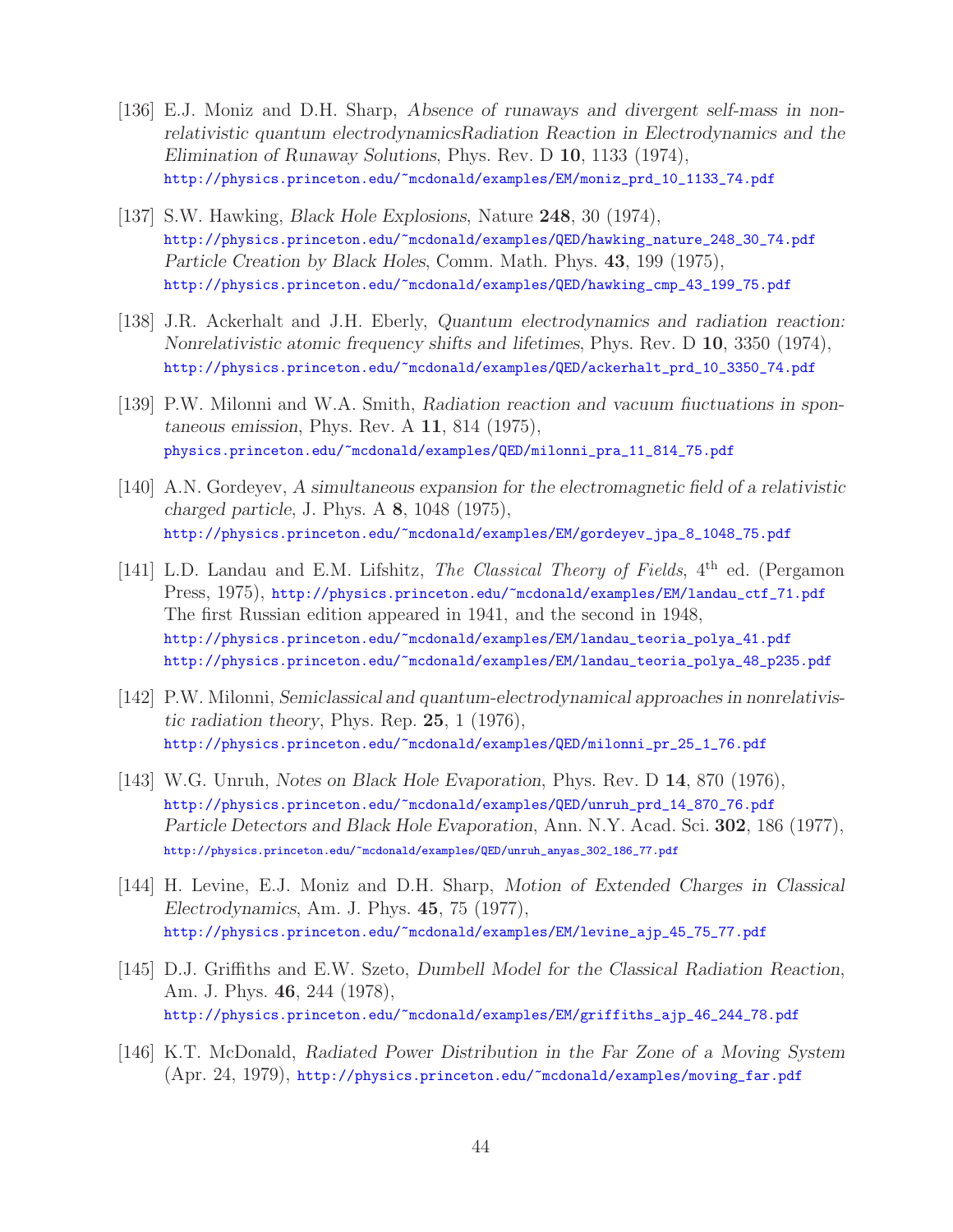[136] E.J. Moniz and D.H. Sharp, *Absence of runaways and divergent self-mass in nonrelativistic quantum electrodynamicsRadiation Reaction in Electrodynamics and the Elimination of Runaway Solutions*, Phys. Rev. D **10**, 1133 (1974),
http://physics.princeton.edu/~mcdonald/examples/EM/moniz_prd_10_1133_74.pdf

[137] S.W. Hawking, *Black Hole Explosions*, Nature **248**, 30 (1974),
http://physics.princeton.edu/~mcdonald/examples/QED/hawking_nature_248_30_74.pdf
*Particle Creation by Black Holes*, Comm. Math. Phys. **43**, 199 (1975),
http://physics.princeton.edu/~mcdonald/examples/QED/hawking_cmp_43_199_75.pdf

[138] J.R. Ackerhalt and J.H. Eberly, *Quantum electrodynamics and radiation reaction: Nonrelativistic atomic frequency shifts and lifetimes*, Phys. Rev. D **10**, 3350 (1974),
http://physics.princeton.edu/~mcdonald/examples/QED/ackerhalt_prd_10_3350_74.pdf

[139] P.W. Milonni and W.A. Smith, *Radiation reaction and vacuum fluctuations in spontaneous emission*, Phys. Rev. A **11**, 814 (1975),
physics.princeton.edu/~mcdonald/examples/QED/milonni_pra_11_814_75.pdf

[140] A.N. Gordeyev, *A simultaneous expansion for the electromagnetic field of a relativistic charged particle*, J. Phys. A **8**, 1048 (1975),
http://physics.princeton.edu/~mcdonald/examples/EM/gordeyev_jpa_8_1048_75.pdf

[141] L.D. Landau and E.M. Lifshitz, *The Classical Theory of Fields*, 4th ed. (Pergamon Press, 1975), http://physics.princeton.edu/~mcdonald/examples/EM/landau_ctf_71.pdf
The first Russian edition appeared in 1941, and the second in 1948,
http://physics.princeton.edu/~mcdonald/examples/EM/landau_teoria_polya_41.pdf
http://physics.princeton.edu/~mcdonald/examples/EM/landau_teoria_polya_48_p235.pdf

[142] P.W. Milonni, *Semiclassical and quantum-electrodynamical approaches in nonrelativistic radiation theory*, Phys. Rep. **25**, 1 (1976),
http://physics.princeton.edu/~mcdonald/examples/QED/milonni_pr_25_1_76.pdf

[143] W.G. Unruh, *Notes on Black Hole Evaporation*, Phys. Rev. D **14**, 870 (1976),
http://physics.princeton.edu/~mcdonald/examples/QED/unruh_prd_14_870_76.pdf
*Particle Detectors and Black Hole Evaporation*, Ann. N.Y. Acad. Sci. **302**, 186 (1977),
http://physics.princeton.edu/~mcdonald/examples/QED/unruh_anyas_302_186_77.pdf

[144] H. Levine, E.J. Moniz and D.H. Sharp, *Motion of Extended Charges in Classical Electrodynamics*, Am. J. Phys. **45**, 75 (1977),
http://physics.princeton.edu/~mcdonald/examples/EM/levine_ajp_45_75_77.pdf

[145] D.J. Griffiths and E.W. Szeto, *Dumbell Model for the Classical Radiation Reaction*, Am. J. Phys. **46**, 244 (1978),
http://physics.princeton.edu/~mcdonald/examples/EM/griffiths_ajp_46_244_78.pdf

[146] K.T. McDonald, *Radiated Power Distribution in the Far Zone of a Moving System* (Apr. 24, 1979), http://physics.princeton.edu/~mcdonald/examples/moving_far.pdf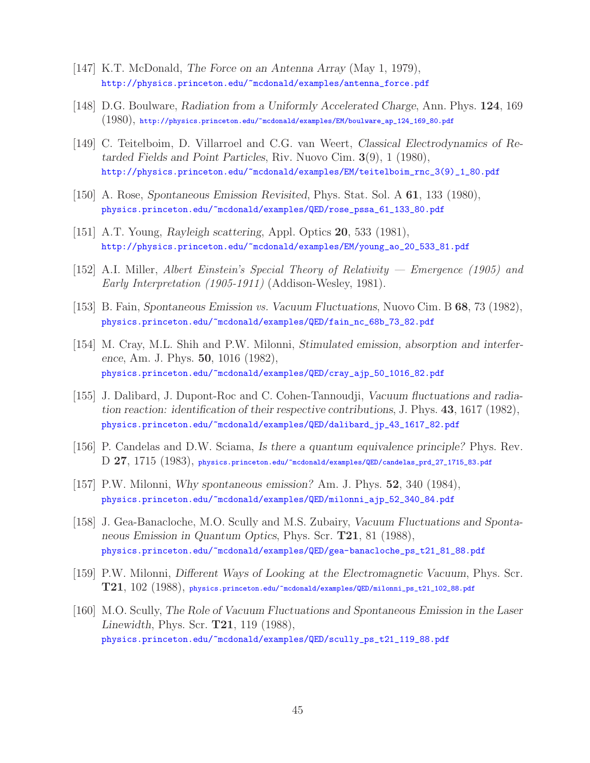[147] K.T. McDonald, *The Force on an Antenna Array* (May 1, 1979),
http://physics.princeton.edu/~mcdonald/examples/antenna_force.pdf

[148] D.G. Boulware, *Radiation from a Uniformly Accelerated Charge*, Ann. Phys. **124**, 169 (1980), http://physics.princeton.edu/~mcdonald/examples/EM/boulware_ap_124_169_80.pdf

[149] C. Teitelboim, D. Villarroel and C.G. van Weert, *Classical Electrodynamics of Retarded Fields and Point Particles*, Riv. Nuovo Cim. **3**(9), 1 (1980),
http://physics.princeton.edu/~mcdonald/examples/EM/teitelboim_rnc_3(9)_1_80.pdf

[150] A. Rose, *Spontaneous Emission Revisited*, Phys. Stat. Sol. A **61**, 133 (1980),
physics.princeton.edu/~mcdonald/examples/QED/rose_pssa_61_133_80.pdf

[151] A.T. Young, *Rayleigh scattering*, Appl. Optics **20**, 533 (1981),
http://physics.princeton.edu/~mcdonald/examples/EM/young_ao_20_533_81.pdf

[152] A.I. Miller, *Albert Einstein's Special Theory of Relativity — Emergence (1905) and Early Interpretation (1905-1911)* (Addison-Wesley, 1981).

[153] B. Fain, *Spontaneous Emission vs. Vacuum Fluctuations*, Nuovo Cim. B **68**, 73 (1982),
physics.princeton.edu/~mcdonald/examples/QED/fain_nc_68b_73_82.pdf

[154] M. Cray, M.L. Shih and P.W. Milonni, *Stimulated emission, absorption and interference*, Am. J. Phys. **50**, 1016 (1982),
physics.princeton.edu/~mcdonald/examples/QED/cray_ajp_50_1016_82.pdf

[155] J. Dalibard, J. Dupont-Roc and C. Cohen-Tannoudji, *Vacuum fluctuations and radiation reaction: identification of their respective contributions*, J. Phys. **43**, 1617 (1982),
physics.princeton.edu/~mcdonald/examples/QED/dalibard_jp_43_1617_82.pdf

[156] P. Candelas and D.W. Sciama, *Is there a quantum equivalence principle?* Phys. Rev. D **27**, 1715 (1983), physics.princeton.edu/~mcdonald/examples/QED/candelas_prd_27_1715_83.pdf

[157] P.W. Milonni, *Why spontaneous emission?* Am. J. Phys. **52**, 340 (1984),
physics.princeton.edu/~mcdonald/examples/QED/milonni_ajp_52_340_84.pdf

[158] J. Gea-Banacloche, M.O. Scully and M.S. Zubairy, *Vacuum Fluctuations and Spontaneous Emission in Quantum Optics*, Phys. Scr. **T21**, 81 (1988),
physics.princeton.edu/~mcdonald/examples/QED/gea-banacloche_ps_t21_81_88.pdf

[159] P.W. Milonni, *Different Ways of Looking at the Electromagnetic Vacuum*, Phys. Scr. **T21**, 102 (1988), physics.princeton.edu/~mcdonald/examples/QED/milonni_ps_t21_102_88.pdf

[160] M.O. Scully, *The Role of Vacuum Fluctuations and Spontaneous Emission in the Laser Linewidth*, Phys. Scr. **T21**, 119 (1988),
physics.princeton.edu/~mcdonald/examples/QED/scully_ps_t21_119_88.pdf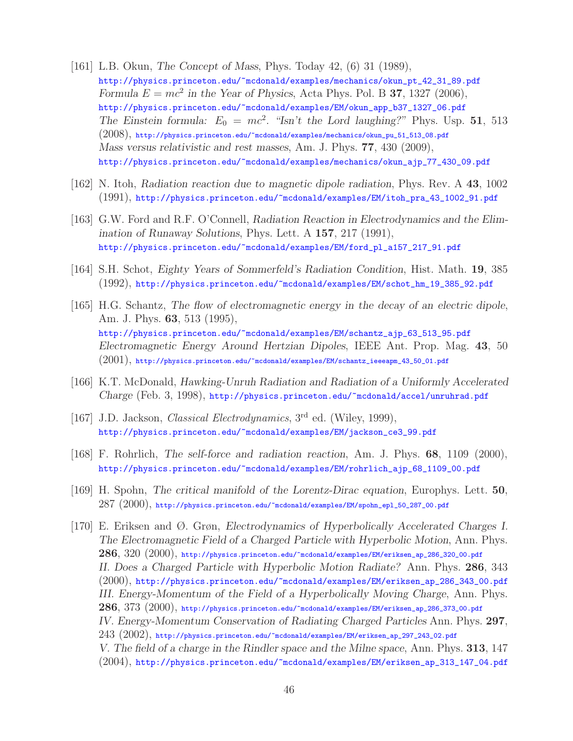[161] L.B. Okun, *The Concept of Mass*, Phys. Today 42, (6) 31 (1989),
http://physics.princeton.edu/~mcdonald/examples/mechanics/okun_pt_42_31_89.pdf
*Formula $E = mc^2$ in the Year of Physics*, Acta Phys. Pol. B **37**, 1327 (2006),
http://physics.princeton.edu/~mcdonald/examples/EM/okun_app_b37_1327_06.pdf
*The Einstein formula: $E_0 = mc^2$. "Isn't the Lord laughing?"* Phys. Usp. **51**, 513 (2008), http://physics.princeton.edu/~mcdonald/examples/mechanics/okun_pu_51_513_08.pdf
*Mass versus relativistic and rest masses*, Am. J. Phys. **77**, 430 (2009),
http://physics.princeton.edu/~mcdonald/examples/mechanics/okun_ajp_77_430_09.pdf

[162] N. Itoh, *Radiation reaction due to magnetic dipole radiation*, Phys. Rev. A **43**, 1002 (1991), http://physics.princeton.edu/~mcdonald/examples/EM/itoh_pra_43_1002_91.pdf

[163] G.W. Ford and R.F. O'Connell, *Radiation Reaction in Electrodynamics and the Elimination of Runaway Solutions*, Phys. Lett. A **157**, 217 (1991),
http://physics.princeton.edu/~mcdonald/examples/EM/ford_pl_a157_217_91.pdf

[164] S.H. Schot, *Eighty Years of Sommerfeld's Radiation Condition*, Hist. Math. **19**, 385 (1992), http://physics.princeton.edu/~mcdonald/examples/EM/schot_hm_19_385_92.pdf

[165] H.G. Schantz, *The flow of electromagnetic energy in the decay of an electric dipole*, Am. J. Phys. **63**, 513 (1995),
http://physics.princeton.edu/~mcdonald/examples/EM/schantz_ajp_63_513_95.pdf
*Electromagnetic Energy Around Hertzian Dipoles*, IEEE Ant. Prop. Mag. **43**, 50 (2001), http://physics.princeton.edu/~mcdonald/examples/EM/schantz_ieeeapm_43_50_01.pdf

[166] K.T. McDonald, *Hawking-Unruh Radiation and Radiation of a Uniformly Accelerated Charge* (Feb. 3, 1998), http://physics.princeton.edu/~mcdonald/accel/unruhrad.pdf

[167] J.D. Jackson, *Classical Electrodynamics*, 3rd ed. (Wiley, 1999),
http://physics.princeton.edu/~mcdonald/examples/EM/jackson_ce3_99.pdf

[168] F. Rohrlich, *The self-force and radiation reaction*, Am. J. Phys. **68**, 1109 (2000),
http://physics.princeton.edu/~mcdonald/examples/EM/rohrlich_ajp_68_1109_00.pdf

[169] H. Spohn, *The critical manifold of the Lorentz-Dirac equation*, Europhys. Lett. **50**, 287 (2000), http://physics.princeton.edu/~mcdonald/examples/EM/spohn_epl_50_287_00.pdf

[170] E. Eriksen and Ø. Grøn, *Electrodynamics of Hyperbolically Accelerated Charges I. The Electromagnetic Field of a Charged Particle with Hyperbolic Motion*, Ann. Phys. **286**, 320 (2000), http://physics.princeton.edu/~mcdonald/examples/EM/eriksen_ap_286_320_00.pdf
*II. Does a Charged Particle with Hyperbolic Motion Radiate?* Ann. Phys. **286**, 343 (2000), http://physics.princeton.edu/~mcdonald/examples/EM/eriksen_ap_286_343_00.pdf
*III. Energy-Momentum of the Field of a Hyperbolically Moving Charge*, Ann. Phys. **286**, 373 (2000), http://physics.princeton.edu/~mcdonald/examples/EM/eriksen_ap_286_373_00.pdf
*IV. Energy-Momentum Conservation of Radiating Charged Particles* Ann. Phys. **297**, 243 (2002), http://physics.princeton.edu/~mcdonald/examples/EM/eriksen_ap_297_243_02.pdf
*V. The field of a charge in the Rindler space and the Milne space*, Ann. Phys. **313**, 147 (2004), http://physics.princeton.edu/~mcdonald/examples/EM/eriksen_ap_313_147_04.pdf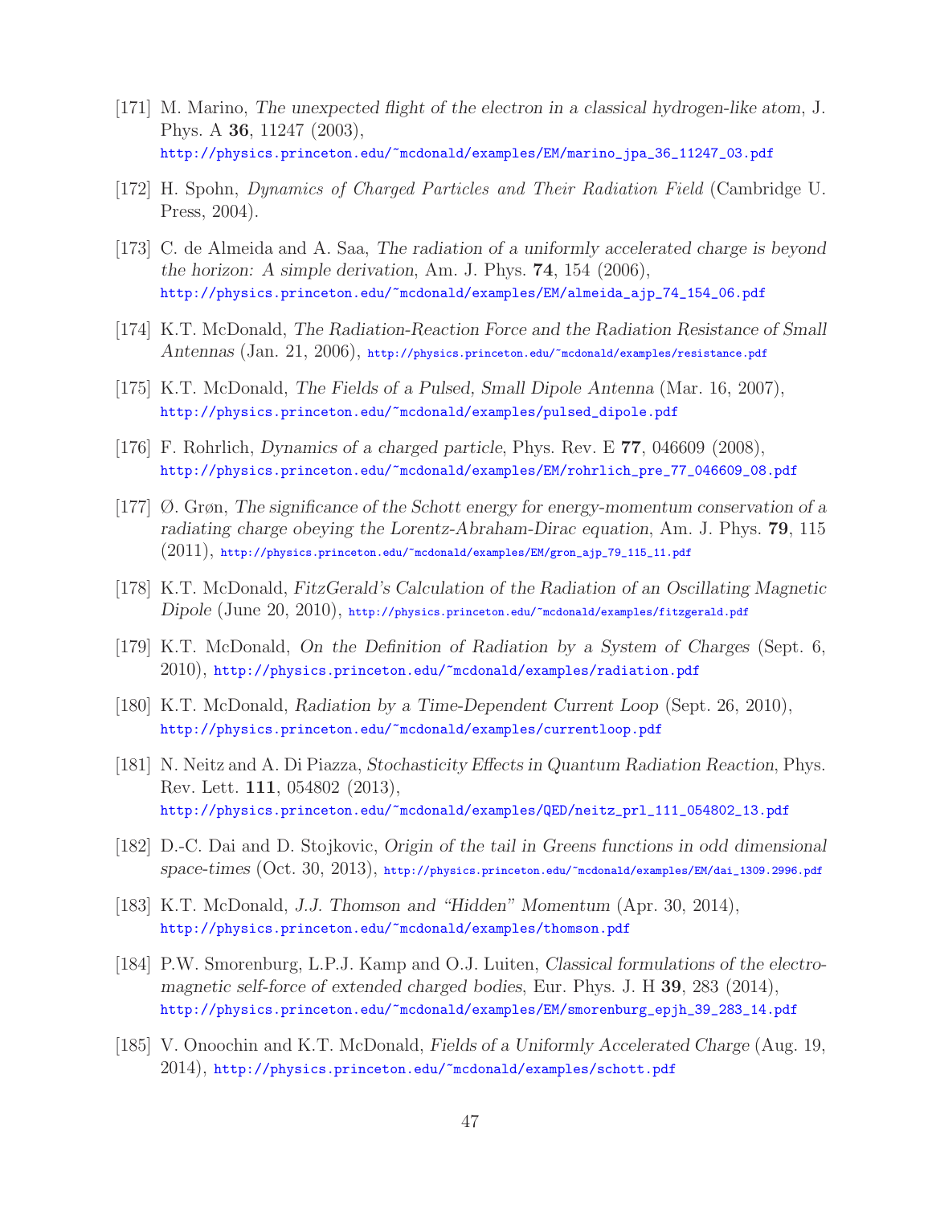[171] M. Marino, *The unexpected flight of the electron in a classical hydrogen-like atom*, J. Phys. A **36**, 11247 (2003), http://physics.princeton.edu/~mcdonald/examples/EM/marino_jpa_36_11247_03.pdf

[172] H. Spohn, *Dynamics of Charged Particles and Their Radiation Field* (Cambridge U. Press, 2004).

[173] C. de Almeida and A. Saa, *The radiation of a uniformly accelerated charge is beyond the horizon: A simple derivation*, Am. J. Phys. **74**, 154 (2006), http://physics.princeton.edu/~mcdonald/examples/EM/almeida_ajp_74_154_06.pdf

[174] K.T. McDonald, *The Radiation-Reaction Force and the Radiation Resistance of Small Antennas* (Jan. 21, 2006), http://physics.princeton.edu/~mcdonald/examples/resistance.pdf

[175] K.T. McDonald, *The Fields of a Pulsed, Small Dipole Antenna* (Mar. 16, 2007), http://physics.princeton.edu/~mcdonald/examples/pulsed_dipole.pdf

[176] F. Rohrlich, *Dynamics of a charged particle*, Phys. Rev. E **77**, 046609 (2008), http://physics.princeton.edu/~mcdonald/examples/EM/rohrlich_pre_77_046609_08.pdf

[177] Ø. Grøn, *The significance of the Schott energy for energy-momentum conservation of a radiating charge obeying the Lorentz-Abraham-Dirac equation*, Am. J. Phys. **79**, 115 (2011), http://physics.princeton.edu/~mcdonald/examples/EM/gron_ajp_79_115_11.pdf

[178] K.T. McDonald, *FitzGerald's Calculation of the Radiation of an Oscillating Magnetic Dipole* (June 20, 2010), http://physics.princeton.edu/~mcdonald/examples/fitzgerald.pdf

[179] K.T. McDonald, *On the Definition of Radiation by a System of Charges* (Sept. 6, 2010), http://physics.princeton.edu/~mcdonald/examples/radiation.pdf

[180] K.T. McDonald, *Radiation by a Time-Dependent Current Loop* (Sept. 26, 2010), http://physics.princeton.edu/~mcdonald/examples/currentloop.pdf

[181] N. Neitz and A. Di Piazza, *Stochasticity Effects in Quantum Radiation Reaction*, Phys. Rev. Lett. **111**, 054802 (2013), http://physics.princeton.edu/~mcdonald/examples/QED/neitz_prl_111_054802_13.pdf

[182] D.-C. Dai and D. Stojkovic, *Origin of the tail in Greens functions in odd dimensional space-times* (Oct. 30, 2013), http://physics.princeton.edu/~mcdonald/examples/EM/dai_1309.2996.pdf

[183] K.T. McDonald, *J.J. Thomson and "Hidden" Momentum* (Apr. 30, 2014), http://physics.princeton.edu/~mcdonald/examples/thomson.pdf

[184] P.W. Smorenburg, L.P.J. Kamp and O.J. Luiten, *Classical formulations of the electromagnetic self-force of extended charged bodies*, Eur. Phys. J. H **39**, 283 (2014), http://physics.princeton.edu/~mcdonald/examples/EM/smorenburg_epjh_39_283_14.pdf

[185] V. Onoochin and K.T. McDonald, *Fields of a Uniformly Accelerated Charge* (Aug. 19, 2014), http://physics.princeton.edu/~mcdonald/examples/schott.pdf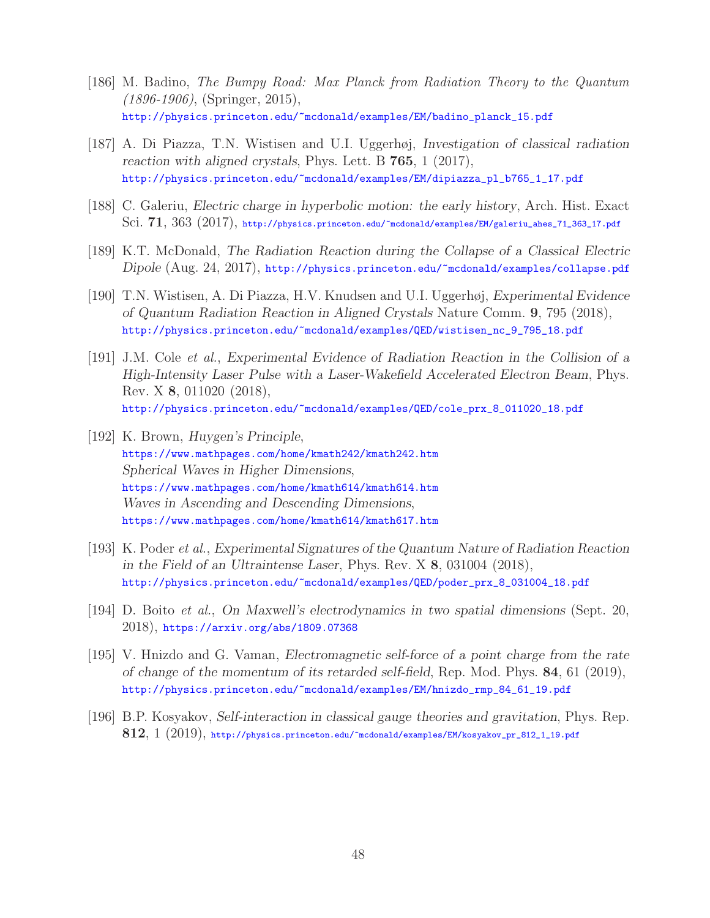[186] M. Badino, *The Bumpy Road: Max Planck from Radiation Theory to the Quantum (1896-1906)*, (Springer, 2015),
http://physics.princeton.edu/~mcdonald/examples/EM/badino_planck_15.pdf

[187] A. Di Piazza, T.N. Wistisen and U.I. Uggerhøj, *Investigation of classical radiation reaction with aligned crystals*, Phys. Lett. B **765**, 1 (2017),
http://physics.princeton.edu/~mcdonald/examples/EM/dipiazza_pl_b765_1_17.pdf

[188] C. Galeriu, *Electric charge in hyperbolic motion: the early history*, Arch. Hist. Exact Sci. **71**, 363 (2017), http://physics.princeton.edu/~mcdonald/examples/EM/galeriu_ahes_71_363_17.pdf

[189] K.T. McDonald, *The Radiation Reaction during the Collapse of a Classical Electric Dipole* (Aug. 24, 2017), http://physics.princeton.edu/~mcdonald/examples/collapse.pdf

[190] T.N. Wistisen, A. Di Piazza, H.V. Knudsen and U.I. Uggerhøj, *Experimental Evidence of Quantum Radiation Reaction in Aligned Crystals* Nature Comm. **9**, 795 (2018),
http://physics.princeton.edu/~mcdonald/examples/QED/wistisen_nc_9_795_18.pdf

[191] J.M. Cole *et al.*, *Experimental Evidence of Radiation Reaction in the Collision of a High-Intensity Laser Pulse with a Laser-Wakefield Accelerated Electron Beam*, Phys. Rev. X **8**, 011020 (2018),
http://physics.princeton.edu/~mcdonald/examples/QED/cole_prx_8_011020_18.pdf

[192] K. Brown, *Huygen's Principle*,
https://www.mathpages.com/home/kmath242/kmath242.htm
*Spherical Waves in Higher Dimensions*,
https://www.mathpages.com/home/kmath614/kmath614.htm
*Waves in Ascending and Descending Dimensions*,
https://www.mathpages.com/home/kmath614/kmath617.htm

[193] K. Poder *et al.*, *Experimental Signatures of the Quantum Nature of Radiation Reaction in the Field of an Ultraintense Laser*, Phys. Rev. X **8**, 031004 (2018),
http://physics.princeton.edu/~mcdonald/examples/QED/poder_prx_8_031004_18.pdf

[194] D. Boito *et al.*, *On Maxwell's electrodynamics in two spatial dimensions* (Sept. 20, 2018), https://arxiv.org/abs/1809.07368

[195] V. Hnizdo and G. Vaman, *Electromagnetic self-force of a point charge from the rate of change of the momentum of its retarded self-field*, Rep. Mod. Phys. **84**, 61 (2019),
http://physics.princeton.edu/~mcdonald/examples/EM/hnizdo_rmp_84_61_19.pdf

[196] B.P. Kosyakov, *Self-interaction in classical gauge theories and gravitation*, Phys. Rep. **812**, 1 (2019), http://physics.princeton.edu/~mcdonald/examples/EM/kosyakov_pr_812_1_19.pdf